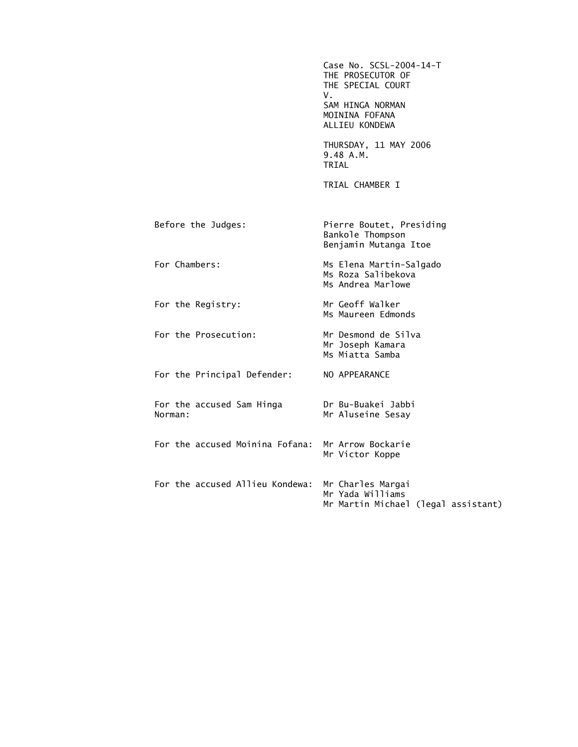Case No. SCSL-2004-14-T
THE PROSECUTOR OF
THE SPECIAL COURT
V.
SAM HINGA NORMAN
MOININA FOFANA
ALLIEU KONDEWA

THURSDAY, 11 MAY 2006
9.48 A.M.
TRIAL

TRIAL CHAMBER I

| | |
|---|---|
| Before the Judges: | Pierre Boutet, Presiding<br>Bankole Thompson<br>Benjamin Mutanga Itoe |
| For Chambers: | Ms Elena Martin-Salgado<br>Ms Roza Salibekova<br>Ms Andrea Marlowe |
| For the Registry: | Mr Geoff Walker<br>Ms Maureen Edmonds |
| For the Prosecution: | Mr Desmond de Silva<br>Mr Joseph Kamara<br>Ms Miatta Samba |
| For the Principal Defender: | NO APPEARANCE |
| For the accused Sam Hinga Norman: | Dr Bu-Buakei Jabbi<br>Mr Aluseine Sesay |
| For the accused Moinina Fofana: | Mr Arrow Bockarie<br>Mr Victor Koppe |
| For the accused Allieu Kondewa: | Mr Charles Margai<br>Mr Yada Williams<br>Mr Martin Michael (legal assistant) |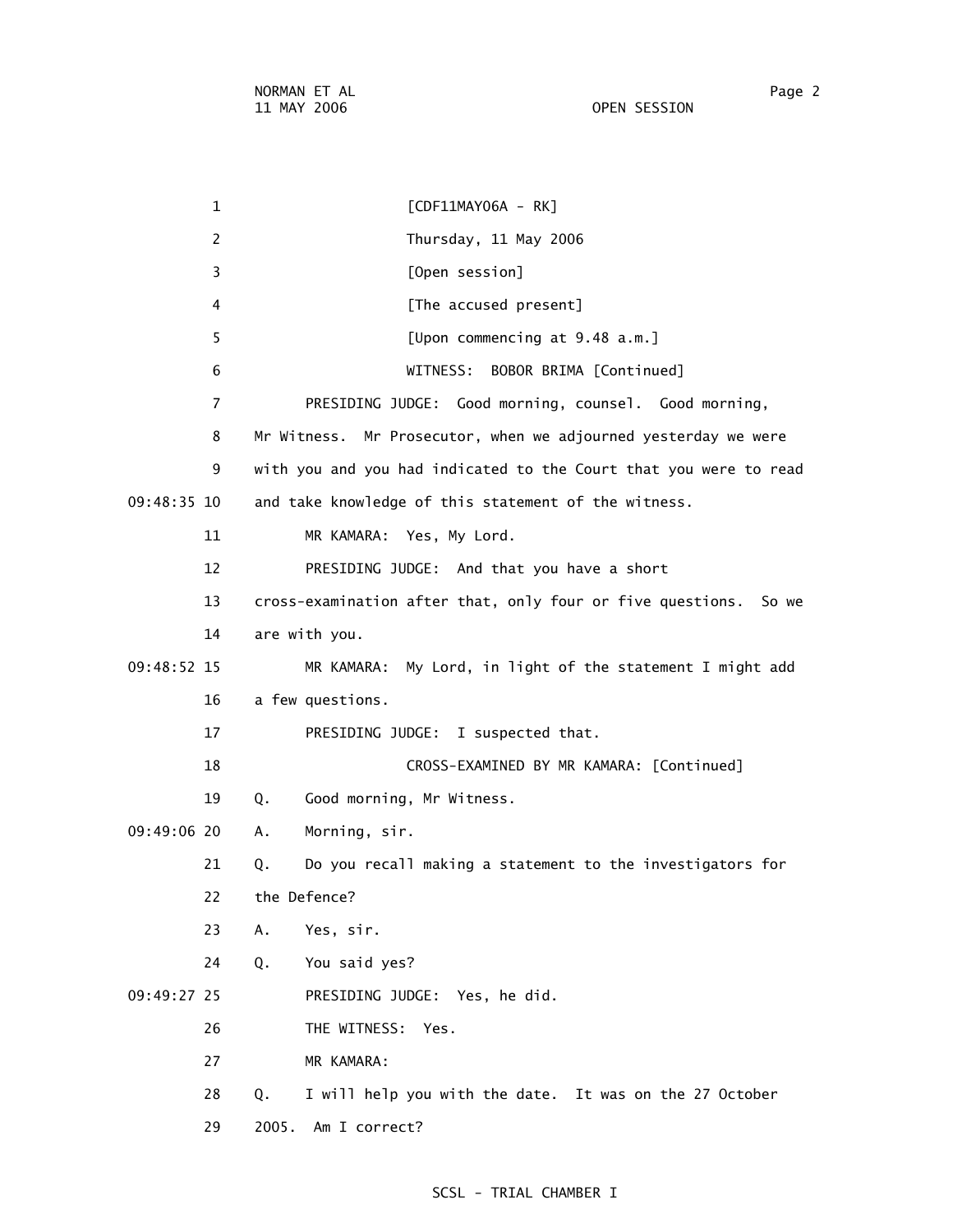[CDF11MAY06A - RK]

Thursday, 11 May 2006

[Open session]

[The accused present]

[Upon commencing at 9.48 a.m.]

WITNESS: BOBOR BRIMA [Continued]

PRESIDING JUDGE: Good morning, counsel. Good morning, Mr Witness. Mr Prosecutor, when we adjourned yesterday we were with you and you had indicated to the Court that you were to read and take knowledge of this statement of the witness.

MR KAMARA: Yes, My Lord.

PRESIDING JUDGE: And that you have a short cross-examination after that, only four or five questions. So we are with you.

MR KAMARA: My Lord, in light of the statement I might add a few questions.

PRESIDING JUDGE: I suspected that.

CROSS-EXAMINED BY MR KAMARA: [Continued]

Q. Good morning, Mr Witness.

A. Morning, sir.

Q. Do you recall making a statement to the investigators for the Defence?

A. Yes, sir.

Q. You said yes?

PRESIDING JUDGE: Yes, he did.

THE WITNESS: Yes.

MR KAMARA:

Q. I will help you with the date. It was on the 27 October 2005. Am I correct?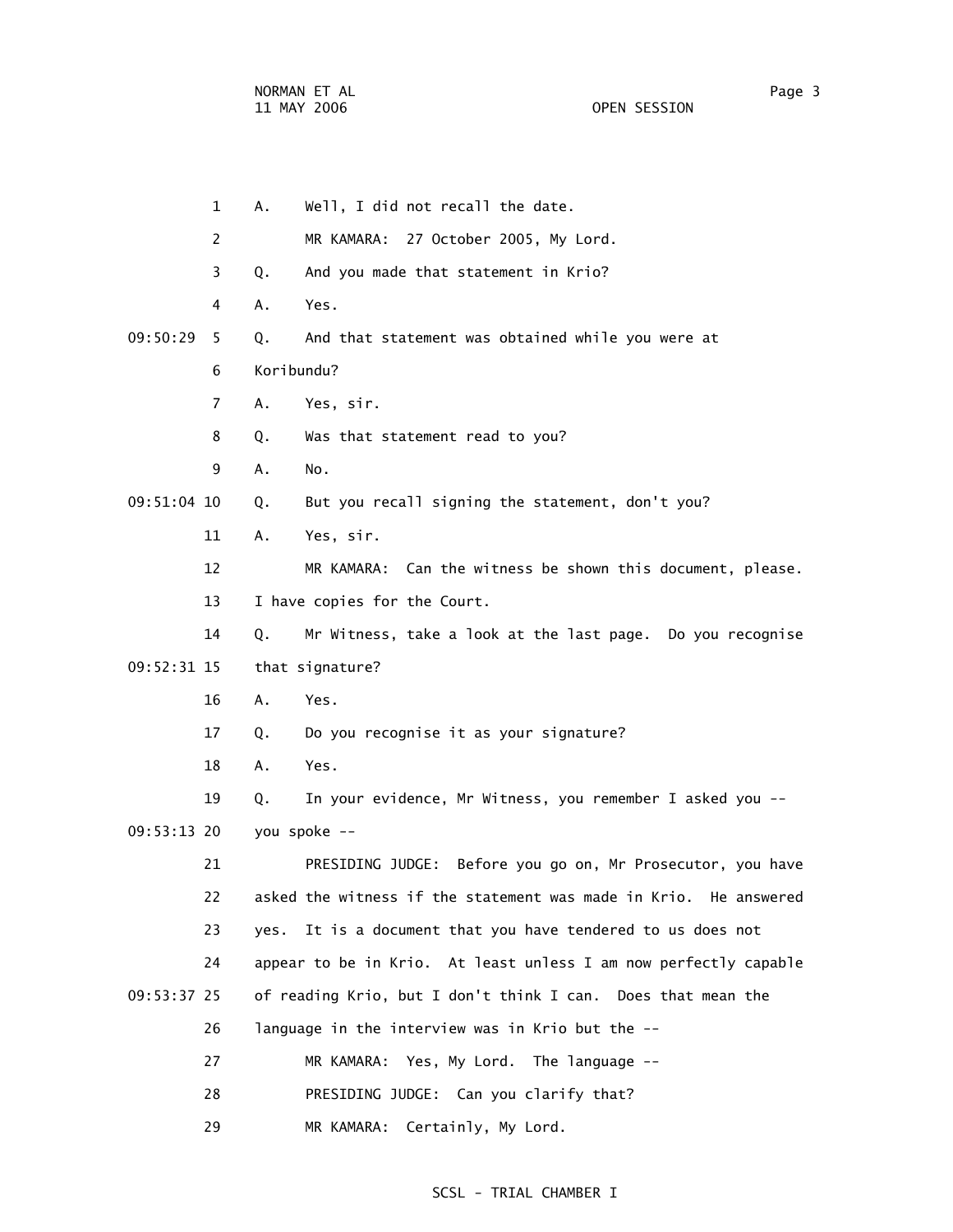1 A. Well, I did not recall the date.

2 MR KAMARA: 27 October 2005, My Lord.

3 Q. And you made that statement in Krio?

4 A. Yes.

09:50:29 5 Q. And that statement was obtained while you were at

6 Koribundu?

7 A. Yes, sir.

8 Q. Was that statement read to you?

9 A. No.

09:51:04 10 Q. But you recall signing the statement, don't you?

11 A. Yes, sir.

12 MR KAMARA: Can the witness be shown this document, please.

13 I have copies for the Court.

14 Q. Mr Witness, take a look at the last page. Do you recognise

09:52:31 15 that signature?

16 A. Yes.

17 Q. Do you recognise it as your signature?

18 A. Yes.

19 Q. In your evidence, Mr Witness, you remember I asked you --

09:53:13 20 you spoke --

21 PRESIDING JUDGE: Before you go on, Mr Prosecutor, you have

22 asked the witness if the statement was made in Krio. He answered

23 yes. It is a document that you have tendered to us does not

24 appear to be in Krio. At least unless I am now perfectly capable

09:53:37 25 of reading Krio, but I don't think I can. Does that mean the

26 language in the interview was in Krio but the --

27 MR KAMARA: Yes, My Lord. The language --

28 PRESIDING JUDGE: Can you clarify that?

29 MR KAMARA: Certainly, My Lord.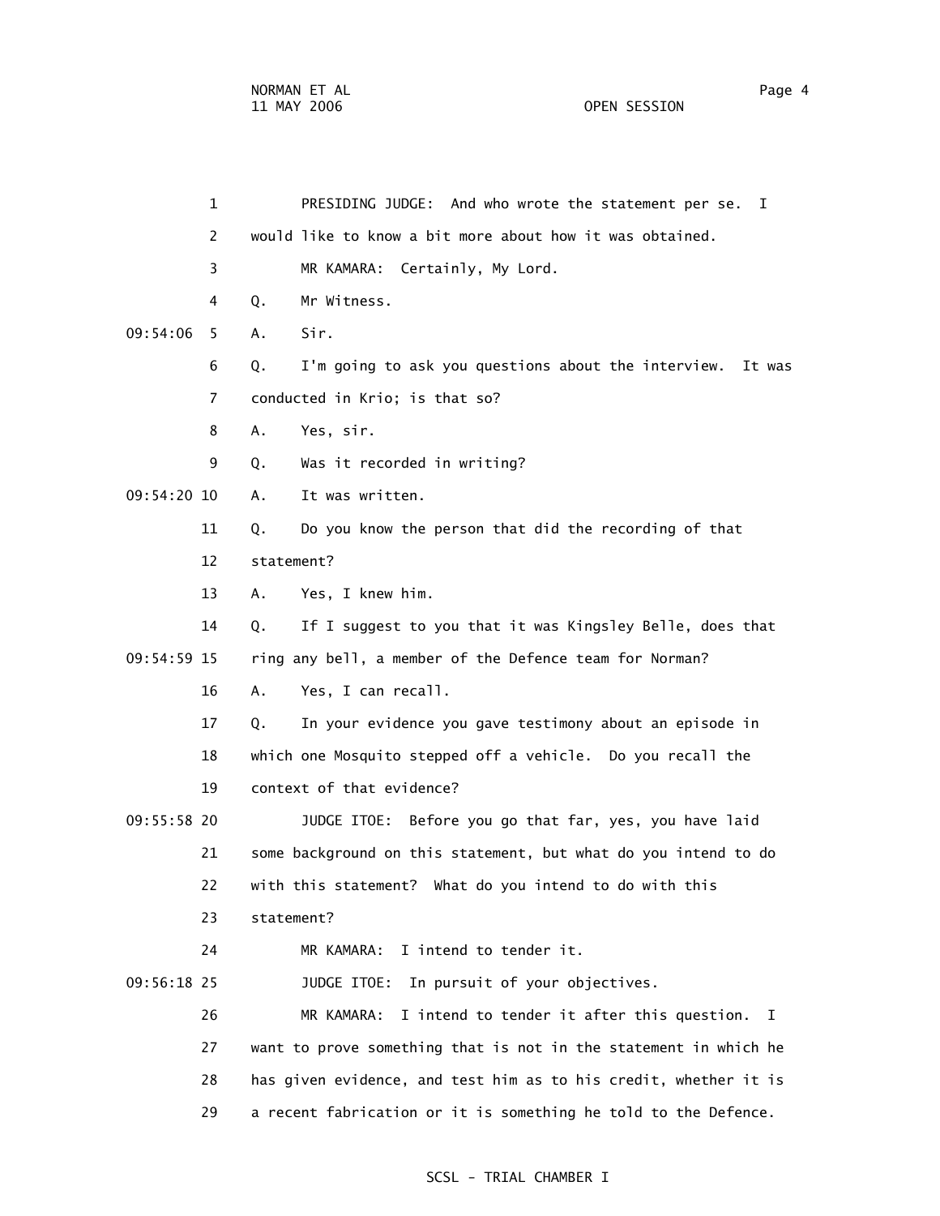PRESIDING JUDGE: And who wrote the statement per se. I would like to know a bit more about how it was obtained.

MR KAMARA: Certainly, My Lord.

Q. Mr Witness.

A. Sir.

Q. I'm going to ask you questions about the interview. It was conducted in Krio; is that so?

A. Yes, sir.

Q. Was it recorded in writing?

A. It was written.

Q. Do you know the person that did the recording of that statement?

A. Yes, I knew him.

Q. If I suggest to you that it was Kingsley Belle, does that ring any bell, a member of the Defence team for Norman?

A. Yes, I can recall.

Q. In your evidence you gave testimony about an episode in which one Mosquito stepped off a vehicle. Do you recall the context of that evidence?

JUDGE ITOE: Before you go that far, yes, you have laid some background on this statement, but what do you intend to do with this statement? What do you intend to do with this statement?

MR KAMARA: I intend to tender it.

JUDGE ITOE: In pursuit of your objectives.

MR KAMARA: I intend to tender it after this question. I want to prove something that is not in the statement in which he has given evidence, and test him as to his credit, whether it is a recent fabrication or it is something he told to the Defence.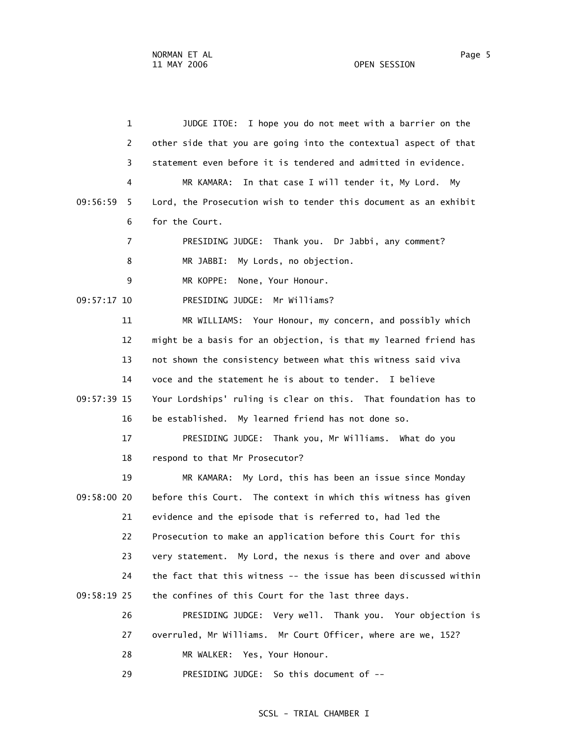JUDGE ITOE: I hope you do not meet with a barrier on the other side that you are going into the contextual aspect of that statement even before it is tendered and admitted in evidence.

MR KAMARA: In that case I will tender it, My Lord. My Lord, the Prosecution wish to tender this document as an exhibit for the Court.

PRESIDING JUDGE: Thank you. Dr Jabbi, any comment?

MR JABBI: My Lords, no objection.

MR KOPPE: None, Your Honour.

PRESIDING JUDGE: Mr Williams?

MR WILLIAMS: Your Honour, my concern, and possibly which might be a basis for an objection, is that my learned friend has not shown the consistency between what this witness said viva voce and the statement he is about to tender. I believe Your Lordships' ruling is clear on this. That foundation has to be established. My learned friend has not done so.

PRESIDING JUDGE: Thank you, Mr Williams. What do you respond to that Mr Prosecutor?

MR KAMARA: My Lord, this has been an issue since Monday before this Court. The context in which this witness has given evidence and the episode that is referred to, had led the Prosecution to make an application before this Court for this very statement. My Lord, the nexus is there and over and above the fact that this witness -- the issue has been discussed within the confines of this Court for the last three days.

PRESIDING JUDGE: Very well. Thank you. Your objection is overruled, Mr Williams. Mr Court Officer, where are we, 152?

MR WALKER: Yes, Your Honour.

PRESIDING JUDGE: So this document of --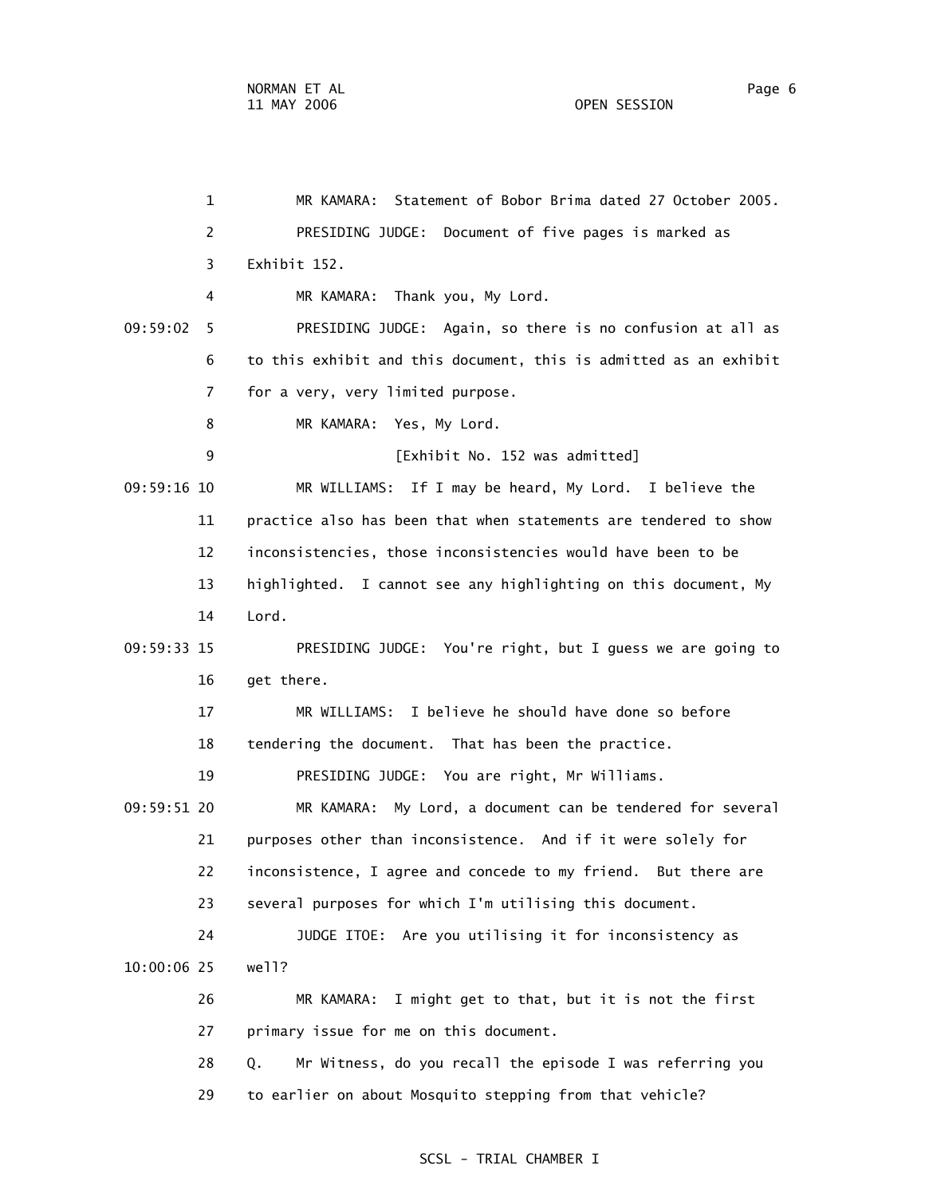MR KAMARA: Statement of Bobor Brima dated 27 October 2005.

PRESIDING JUDGE: Document of five pages is marked as Exhibit 152.

MR KAMARA: Thank you, My Lord.

PRESIDING JUDGE: Again, so there is no confusion at all as to this exhibit and this document, this is admitted as an exhibit for a very, very limited purpose.

MR KAMARA: Yes, My Lord.

[Exhibit No. 152 was admitted]

MR WILLIAMS: If I may be heard, My Lord. I believe the practice also has been that when statements are tendered to show inconsistencies, those inconsistencies would have been to be highlighted. I cannot see any highlighting on this document, My Lord.

PRESIDING JUDGE: You're right, but I guess we are going to get there.

MR WILLIAMS: I believe he should have done so before tendering the document. That has been the practice.

PRESIDING JUDGE: You are right, Mr Williams.

MR KAMARA: My Lord, a document can be tendered for several purposes other than inconsistence. And if it were solely for inconsistence, I agree and concede to my friend. But there are several purposes for which I'm utilising this document.

JUDGE ITOE: Are you utilising it for inconsistency as well?

MR KAMARA: I might get to that, but it is not the first primary issue for me on this document.

Q. Mr Witness, do you recall the episode I was referring you to earlier on about Mosquito stepping from that vehicle?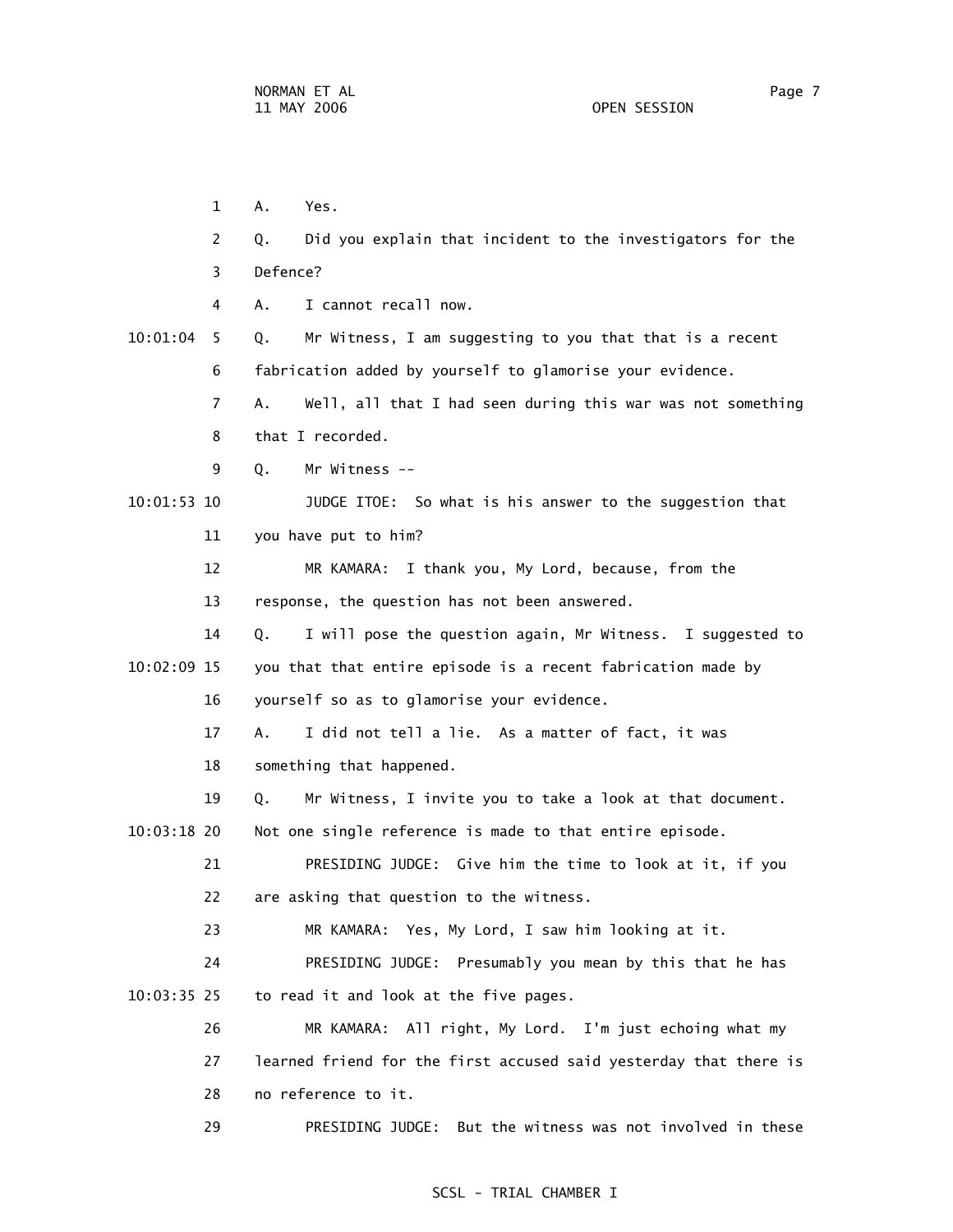1 A. Yes.

2 Q. Did you explain that incident to the investigators for the

3 Defence?

4 A. I cannot recall now.

10:01:04 5 Q. Mr Witness, I am suggesting to you that that is a recent

6 fabrication added by yourself to glamorise your evidence.

7 A. Well, all that I had seen during this war was not something

8 that I recorded.

9 Q. Mr Witness --

10:01:53 10 JUDGE ITOE: So what is his answer to the suggestion that

11 you have put to him?

12 MR KAMARA: I thank you, My Lord, because, from the

13 response, the question has not been answered.

14 Q. I will pose the question again, Mr Witness. I suggested to

10:02:09 15 you that that entire episode is a recent fabrication made by

16 yourself so as to glamorise your evidence.

17 A. I did not tell a lie. As a matter of fact, it was

18 something that happened.

19 Q. Mr Witness, I invite you to take a look at that document.

10:03:18 20 Not one single reference is made to that entire episode.

21 PRESIDING JUDGE: Give him the time to look at it, if you

22 are asking that question to the witness.

23 MR KAMARA: Yes, My Lord, I saw him looking at it.

24 PRESIDING JUDGE: Presumably you mean by this that he has

10:03:35 25 to read it and look at the five pages.

26 MR KAMARA: All right, My Lord. I'm just echoing what my

27 learned friend for the first accused said yesterday that there is

28 no reference to it.

29 PRESIDING JUDGE: But the witness was not involved in these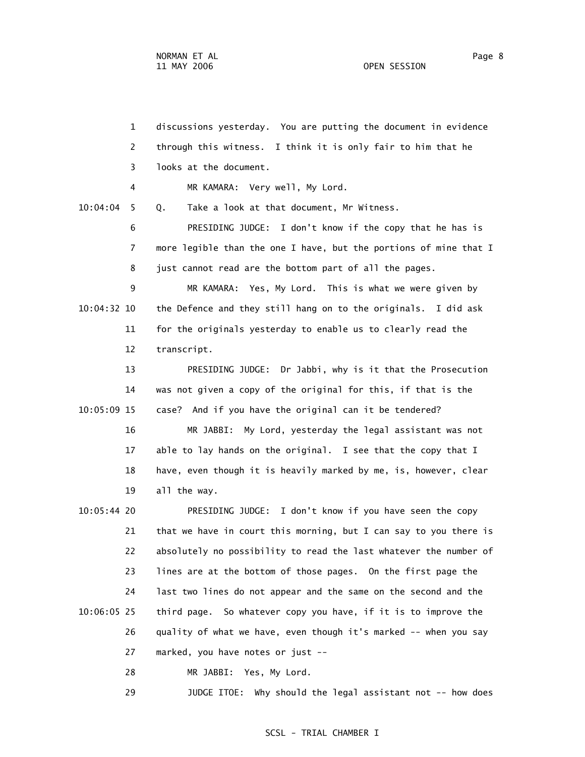1 discussions yesterday. You are putting the document in evidence
2 through this witness. I think it is only fair to him that he
3 looks at the document.

4 MR KAMARA: Very well, My Lord.

10:04:04 5 Q. Take a look at that document, Mr Witness.

6 PRESIDING JUDGE: I don't know if the copy that he has is
7 more legible than the one I have, but the portions of mine that I
8 just cannot read are the bottom part of all the pages.

9 MR KAMARA: Yes, My Lord. This is what we were given by
10:04:32 10 the Defence and they still hang on to the originals. I did ask
11 for the originals yesterday to enable us to clearly read the
12 transcript.

13 PRESIDING JUDGE: Dr Jabbi, why is it that the Prosecution
14 was not given a copy of the original for this, if that is the
10:05:09 15 case? And if you have the original can it be tendered?

16 MR JABBI: My Lord, yesterday the legal assistant was not
17 able to lay hands on the original. I see that the copy that I
18 have, even though it is heavily marked by me, is, however, clear
19 all the way.

10:05:44 20 PRESIDING JUDGE: I don't know if you have seen the copy
21 that we have in court this morning, but I can say to you there is
22 absolutely no possibility to read the last whatever the number of
23 lines are at the bottom of those pages. On the first page the
24 last two lines do not appear and the same on the second and the
10:06:05 25 third page. So whatever copy you have, if it is to improve the
26 quality of what we have, even though it's marked -- when you say
27 marked, you have notes or just --

28 MR JABBI: Yes, My Lord.

29 JUDGE ITOE: Why should the legal assistant not -- how does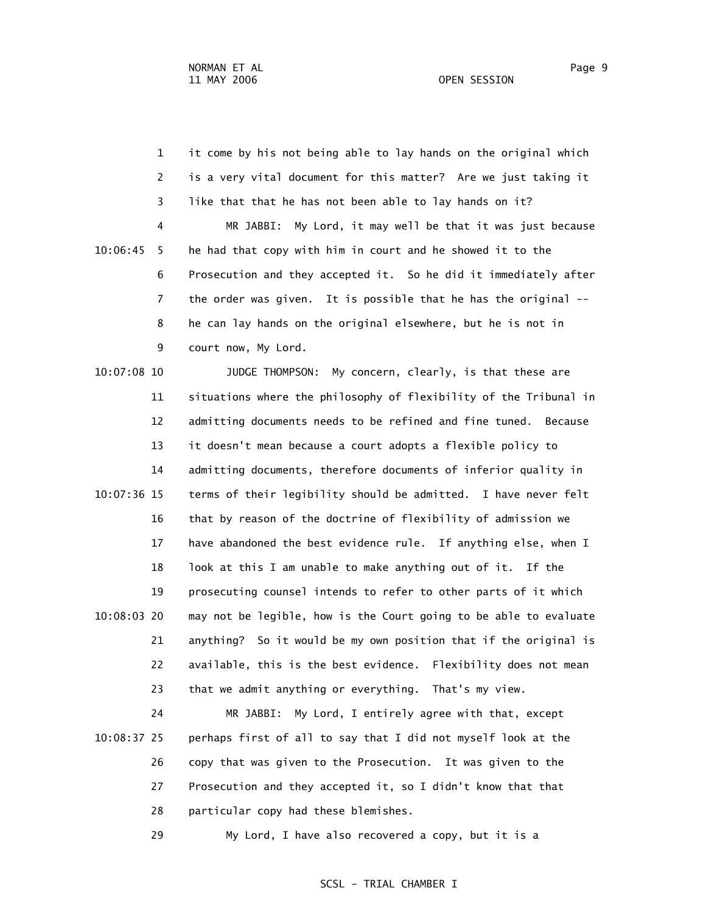it come by his not being able to lay hands on the original which is a very vital document for this matter? Are we just taking it like that that he has not been able to lay hands on it?

MR JABBI: My Lord, it may well be that it was just because he had that copy with him in court and he showed it to the Prosecution and they accepted it. So he did it immediately after the order was given. It is possible that he has the original -- he can lay hands on the original elsewhere, but he is not in court now, My Lord.

JUDGE THOMPSON: My concern, clearly, is that these are situations where the philosophy of flexibility of the Tribunal in admitting documents needs to be refined and fine tuned. Because it doesn't mean because a court adopts a flexible policy to admitting documents, therefore documents of inferior quality in terms of their legibility should be admitted. I have never felt that by reason of the doctrine of flexibility of admission we have abandoned the best evidence rule. If anything else, when I look at this I am unable to make anything out of it. If the prosecuting counsel intends to refer to other parts of it which may not be legible, how is the Court going to be able to evaluate anything? So it would be my own position that if the original is available, this is the best evidence. Flexibility does not mean that we admit anything or everything. That's my view.

MR JABBI: My Lord, I entirely agree with that, except perhaps first of all to say that I did not myself look at the copy that was given to the Prosecution. It was given to the Prosecution and they accepted it, so I didn't know that that particular copy had these blemishes.

My Lord, I have also recovered a copy, but it is a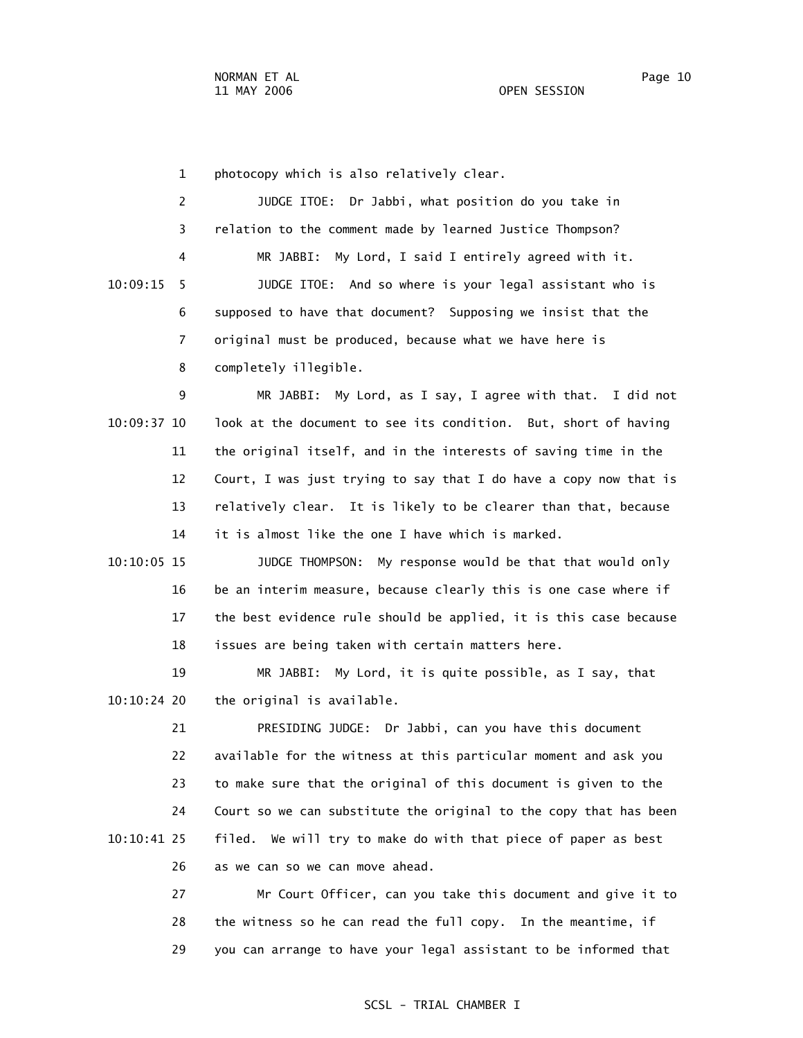photocopy which is also relatively clear.

JUDGE ITOE: Dr Jabbi, what position do you take in relation to the comment made by learned Justice Thompson?

MR JABBI: My Lord, I said I entirely agreed with it.

JUDGE ITOE: And so where is your legal assistant who is supposed to have that document? Supposing we insist that the original must be produced, because what we have here is completely illegible.

MR JABBI: My Lord, as I say, I agree with that. I did not look at the document to see its condition. But, short of having the original itself, and in the interests of saving time in the Court, I was just trying to say that I do have a copy now that is relatively clear. It is likely to be clearer than that, because it is almost like the one I have which is marked.

JUDGE THOMPSON: My response would be that that would only be an interim measure, because clearly this is one case where if the best evidence rule should be applied, it is this case because issues are being taken with certain matters here.

MR JABBI: My Lord, it is quite possible, as I say, that the original is available.

PRESIDING JUDGE: Dr Jabbi, can you have this document available for the witness at this particular moment and ask you to make sure that the original of this document is given to the Court so we can substitute the original to the copy that has been filed. We will try to make do with that piece of paper as best as we can so we can move ahead.

Mr Court Officer, can you take this document and give it to the witness so he can read the full copy. In the meantime, if you can arrange to have your legal assistant to be informed that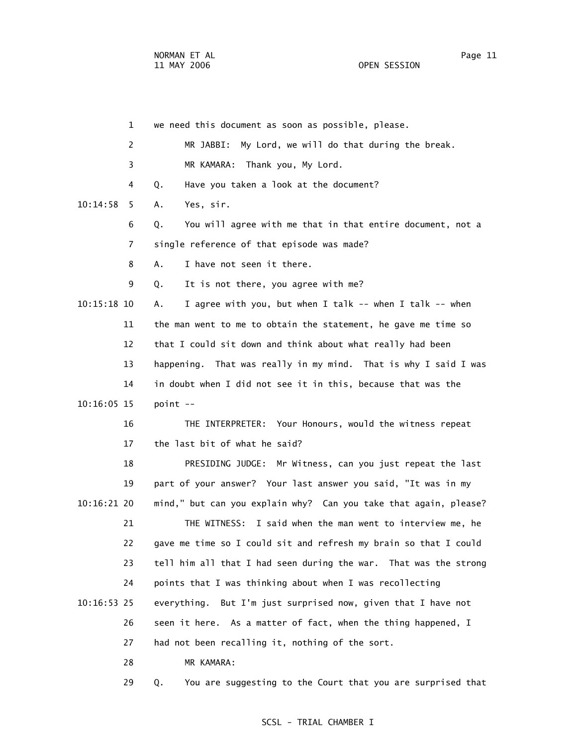we need this document as soon as possible, please.

MR JABBI: My Lord, we will do that during the break.

MR KAMARA: Thank you, My Lord.

Q. Have you taken a look at the document?

A. Yes, sir.

Q. You will agree with me that in that entire document, not a single reference of that episode was made?

A. I have not seen it there.

Q. It is not there, you agree with me?

A. I agree with you, but when I talk -- when I talk -- when the man went to me to obtain the statement, he gave me time so that I could sit down and think about what really had been happening. That was really in my mind. That is why I said I was in doubt when I did not see it in this, because that was the point --

THE INTERPRETER: Your Honours, would the witness repeat the last bit of what he said?

PRESIDING JUDGE: Mr Witness, can you just repeat the last part of your answer? Your last answer you said, "It was in my mind," but can you explain why? Can you take that again, please?

THE WITNESS: I said when the man went to interview me, he gave me time so I could sit and refresh my brain so that I could tell him all that I had seen during the war. That was the strong points that I was thinking about when I was recollecting everything. But I'm just surprised now, given that I have not seen it here. As a matter of fact, when the thing happened, I had not been recalling it, nothing of the sort.

MR KAMARA:

Q. You are suggesting to the Court that you are surprised that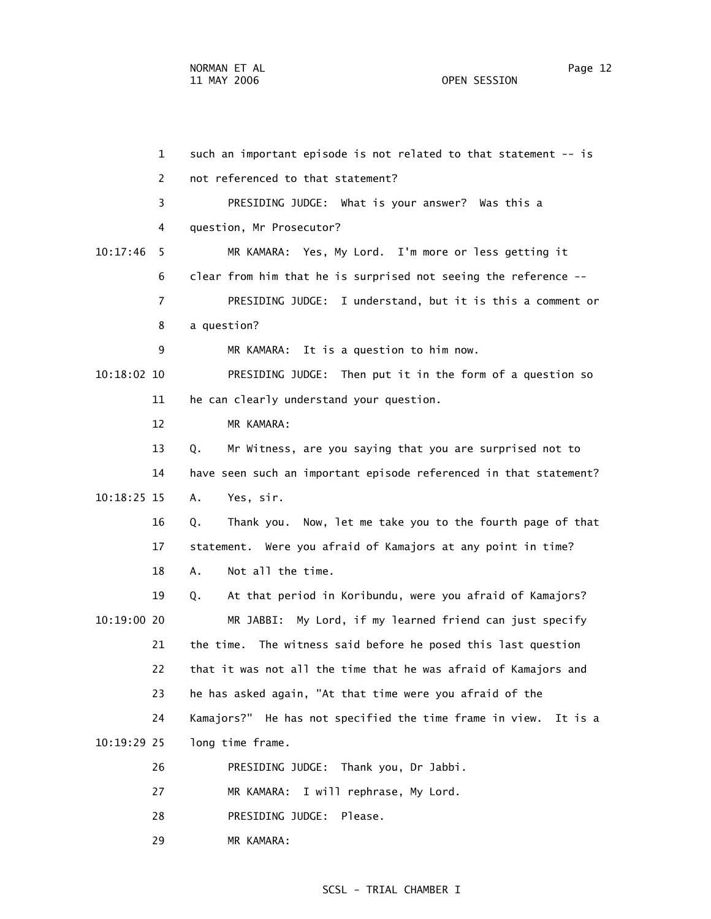1 such an important episode is not related to that statement -- is

2 not referenced to that statement?

3 PRESIDING JUDGE: What is your answer? Was this a

4 question, Mr Prosecutor?

10:17:46 5 MR KAMARA: Yes, My Lord. I'm more or less getting it

6 clear from him that he is surprised not seeing the reference --

7 PRESIDING JUDGE: I understand, but it is this a comment or

8 a question?

9 MR KAMARA: It is a question to him now.

10:18:02 10 PRESIDING JUDGE: Then put it in the form of a question so

11 he can clearly understand your question.

12 MR KAMARA:

13 Q. Mr Witness, are you saying that you are surprised not to

14 have seen such an important episode referenced in that statement?

10:18:25 15 A. Yes, sir.

16 Q. Thank you. Now, let me take you to the fourth page of that

17 statement. Were you afraid of Kamajors at any point in time?

18 A. Not all the time.

19 Q. At that period in Koribundu, were you afraid of Kamajors?

10:19:00 20 MR JABBI: My Lord, if my learned friend can just specify

21 the time. The witness said before he posed this last question

22 that it was not all the time that he was afraid of Kamajors and

23 he has asked again, "At that time were you afraid of the

24 Kamajors?" He has not specified the time frame in view. It is a

10:19:29 25 long time frame.

26 PRESIDING JUDGE: Thank you, Dr Jabbi.

27 MR KAMARA: I will rephrase, My Lord.

28 PRESIDING JUDGE: Please.

29 MR KAMARA: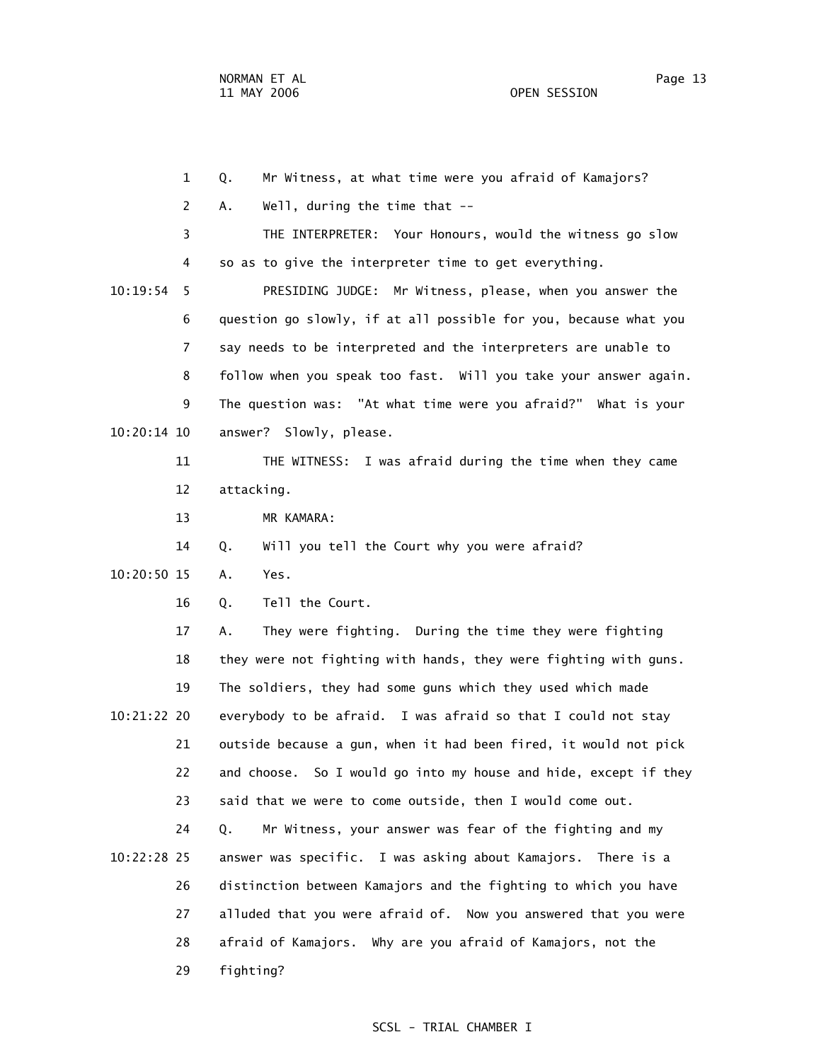Q. Mr Witness, at what time were you afraid of Kamajors?

A. Well, during the time that --

THE INTERPRETER: Your Honours, would the witness go slow so as to give the interpreter time to get everything.

PRESIDING JUDGE: Mr Witness, please, when you answer the question go slowly, if at all possible for you, because what you say needs to be interpreted and the interpreters are unable to follow when you speak too fast. Will you take your answer again. The question was: "At what time were you afraid?" What is your answer? Slowly, please.

THE WITNESS: I was afraid during the time when they came attacking.

MR KAMARA:

Q. Will you tell the Court why you were afraid?

A. Yes.

Q. Tell the Court.

A. They were fighting. During the time they were fighting they were not fighting with hands, they were fighting with guns. The soldiers, they had some guns which they used which made everybody to be afraid. I was afraid so that I could not stay outside because a gun, when it had been fired, it would not pick and choose. So I would go into my house and hide, except if they said that we were to come outside, then I would come out.

Q. Mr Witness, your answer was fear of the fighting and my answer was specific. I was asking about Kamajors. There is a distinction between Kamajors and the fighting to which you have alluded that you were afraid of. Now you answered that you were afraid of Kamajors. Why are you afraid of Kamajors, not the fighting?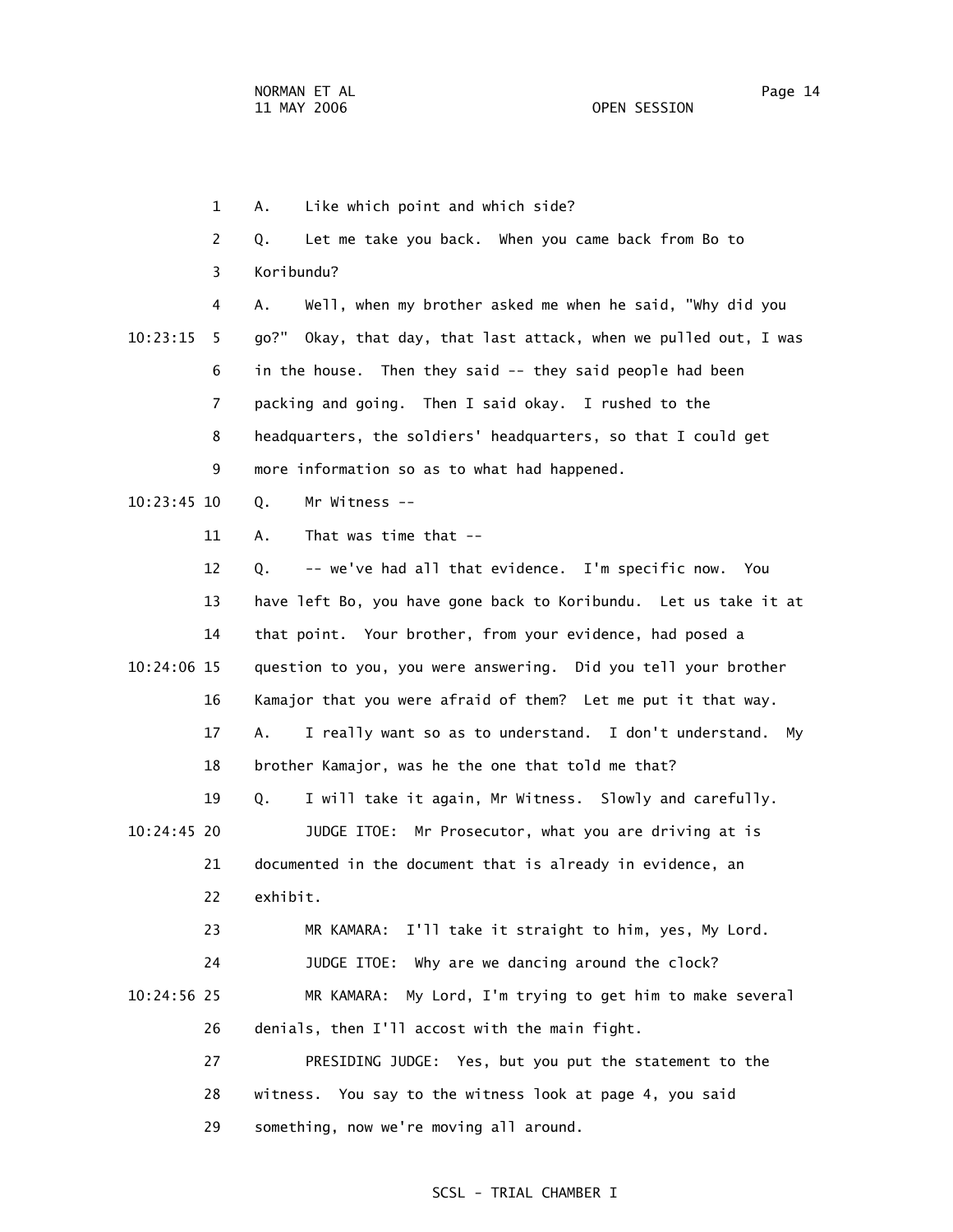1 A. Like which point and which side?

2 Q. Let me take you back. When you came back from Bo to

3 Koribundu?

4 A. Well, when my brother asked me when he said, "Why did you

10:23:15 5 go?" Okay, that day, that last attack, when we pulled out, I was

6 in the house. Then they said -- they said people had been

7 packing and going. Then I said okay. I rushed to the

8 headquarters, the soldiers' headquarters, so that I could get

9 more information so as to what had happened.

10:23:45 10 Q. Mr Witness --

11 A. That was time that --

12 Q. -- we've had all that evidence. I'm specific now. You

13 have left Bo, you have gone back to Koribundu. Let us take it at

14 that point. Your brother, from your evidence, had posed a

10:24:06 15 question to you, you were answering. Did you tell your brother

16 Kamajor that you were afraid of them? Let me put it that way.

17 A. I really want so as to understand. I don't understand. My

18 brother Kamajor, was he the one that told me that?

19 Q. I will take it again, Mr Witness. Slowly and carefully.

10:24:45 20 JUDGE ITOE: Mr Prosecutor, what you are driving at is

21 documented in the document that is already in evidence, an

22 exhibit.

23 MR KAMARA: I'll take it straight to him, yes, My Lord.

24 JUDGE ITOE: Why are we dancing around the clock?

10:24:56 25 MR KAMARA: My Lord, I'm trying to get him to make several

26 denials, then I'll accost with the main fight.

27 PRESIDING JUDGE: Yes, but you put the statement to the

28 witness. You say to the witness look at page 4, you said

29 something, now we're moving all around.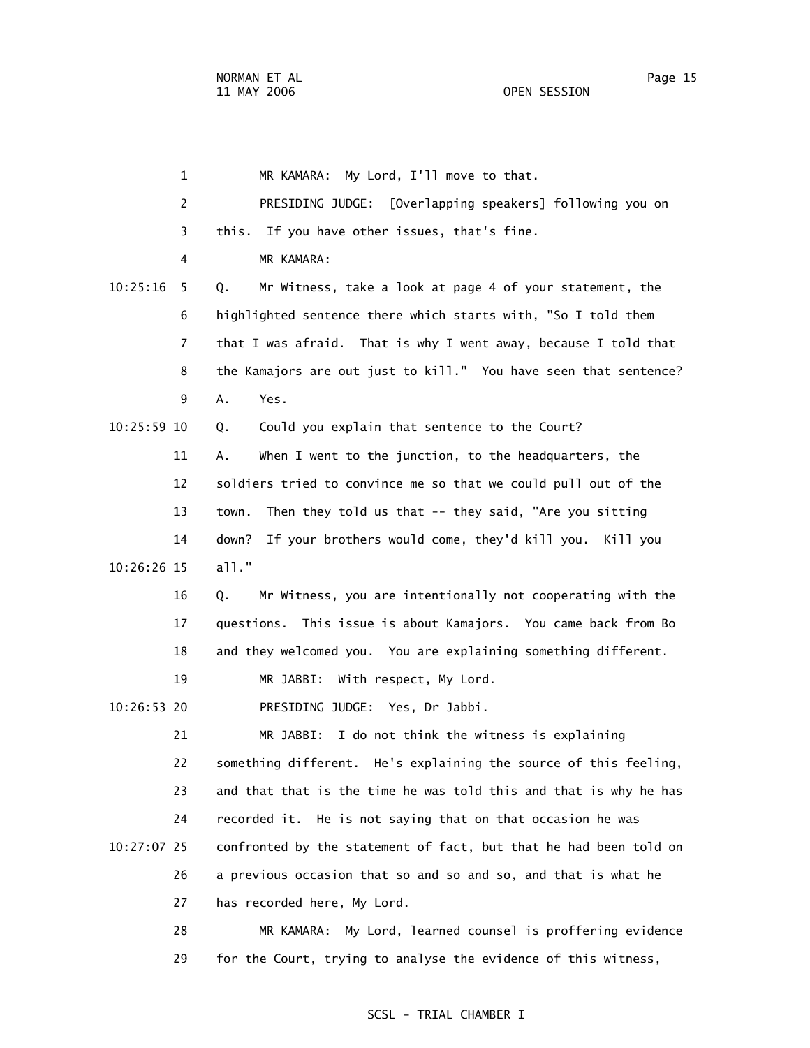1 MR KAMARA: My Lord, I'll move to that.

2 PRESIDING JUDGE: [Overlapping speakers] following you on

3 this. If you have other issues, that's fine.

4 MR KAMARA:

10:25:16 5 Q. Mr Witness, take a look at page 4 of your statement, the

6 highlighted sentence there which starts with, "So I told them

7 that I was afraid. That is why I went away, because I told that

8 the Kamajors are out just to kill." You have seen that sentence?

9 A. Yes.

10:25:59 10 Q. Could you explain that sentence to the Court?

11 A. When I went to the junction, to the headquarters, the

12 soldiers tried to convince me so that we could pull out of the

13 town. Then they told us that -- they said, "Are you sitting

14 down? If your brothers would come, they'd kill you. Kill you

10:26:26 15 all."

16 Q. Mr Witness, you are intentionally not cooperating with the

17 questions. This issue is about Kamajors. You came back from Bo

18 and they welcomed you. You are explaining something different.

19 MR JABBI: With respect, My Lord.

10:26:53 20 PRESIDING JUDGE: Yes, Dr Jabbi.

21 MR JABBI: I do not think the witness is explaining

22 something different. He's explaining the source of this feeling,

23 and that that is the time he was told this and that is why he has

24 recorded it. He is not saying that on that occasion he was

10:27:07 25 confronted by the statement of fact, but that he had been told on

26 a previous occasion that so and so and so, and that is what he

27 has recorded here, My Lord.

28 MR KAMARA: My Lord, learned counsel is proffering evidence

29 for the Court, trying to analyse the evidence of this witness,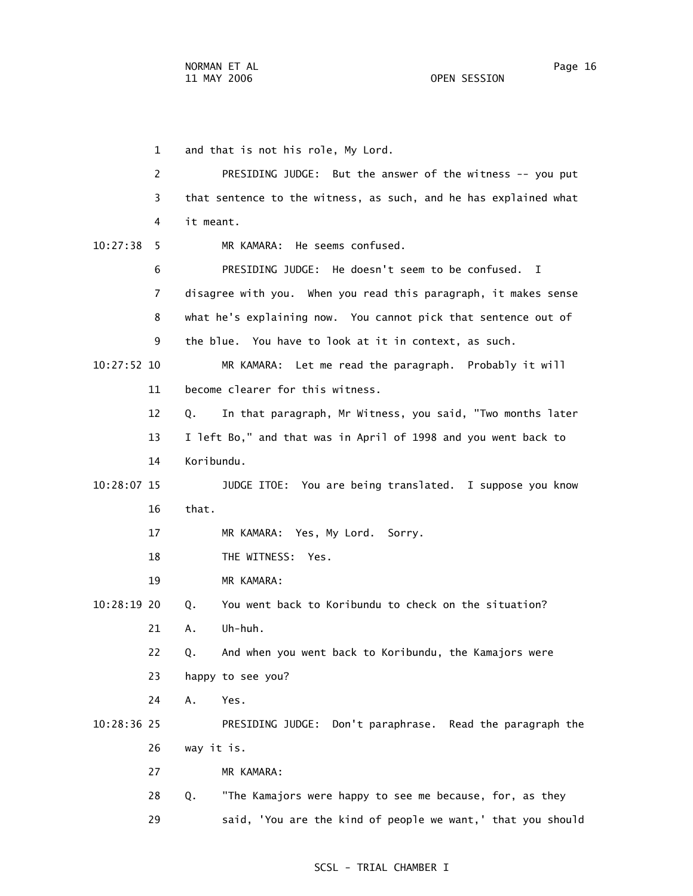1 and that is not his role, My Lord.

2 PRESIDING JUDGE: But the answer of the witness -- you put

3 that sentence to the witness, as such, and he has explained what

4 it meant.

10:27:38 5 MR KAMARA: He seems confused.

6 PRESIDING JUDGE: He doesn't seem to be confused. I

7 disagree with you. When you read this paragraph, it makes sense

8 what he's explaining now. You cannot pick that sentence out of

9 the blue. You have to look at it in context, as such.

10:27:52 10 MR KAMARA: Let me read the paragraph. Probably it will

11 become clearer for this witness.

12 Q. In that paragraph, Mr Witness, you said, "Two months later

13 I left Bo," and that was in April of 1998 and you went back to

14 Koribundu.

10:28:07 15 JUDGE ITOE: You are being translated. I suppose you know

16 that.

17 MR KAMARA: Yes, My Lord. Sorry.

18 THE WITNESS: Yes.

19 MR KAMARA:

10:28:19 20 Q. You went back to Koribundu to check on the situation?

21 A. Uh-huh.

22 Q. And when you went back to Koribundu, the Kamajors were

23 happy to see you?

24 A. Yes.

10:28:36 25 PRESIDING JUDGE: Don't paraphrase. Read the paragraph the

26 way it is.

27 MR KAMARA:

28 Q. "The Kamajors were happy to see me because, for, as they

29 said, 'You are the kind of people we want,' that you should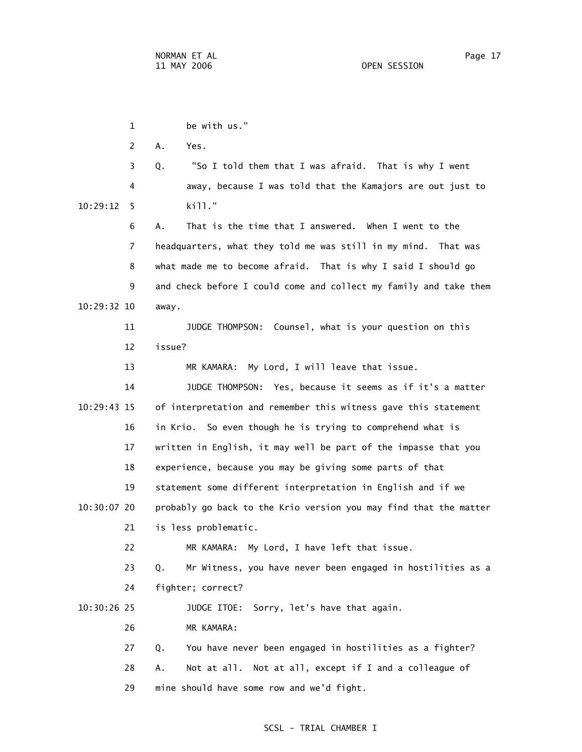1 be with us."

2 A. Yes.

3 Q. "So I told them that I was afraid. That is why I went

4 away, because I was told that the Kamajors are out just to

10:29:12 5 kill."

6 A. That is the time that I answered. When I went to the

7 headquarters, what they told me was still in my mind. That was

8 what made me to become afraid. That is why I said I should go

9 and check before I could come and collect my family and take them

10:29:32 10 away.

11 JUDGE THOMPSON: Counsel, what is your question on this

12 issue?

13 MR KAMARA: My Lord, I will leave that issue.

14 JUDGE THOMPSON: Yes, because it seems as if it's a matter

10:29:43 15 of interpretation and remember this witness gave this statement

16 in Krio. So even though he is trying to comprehend what is

17 written in English, it may well be part of the impasse that you

18 experience, because you may be giving some parts of that

19 statement some different interpretation in English and if we

10:30:07 20 probably go back to the Krio version you may find that the matter

21 is less problematic.

22 MR KAMARA: My Lord, I have left that issue.

23 Q. Mr Witness, you have never been engaged in hostilities as a

24 fighter; correct?

10:30:26 25 JUDGE ITOE: Sorry, let's have that again.

26 MR KAMARA:

27 Q. You have never been engaged in hostilities as a fighter?

28 A. Not at all. Not at all, except if I and a colleague of

29 mine should have some row and we'd fight.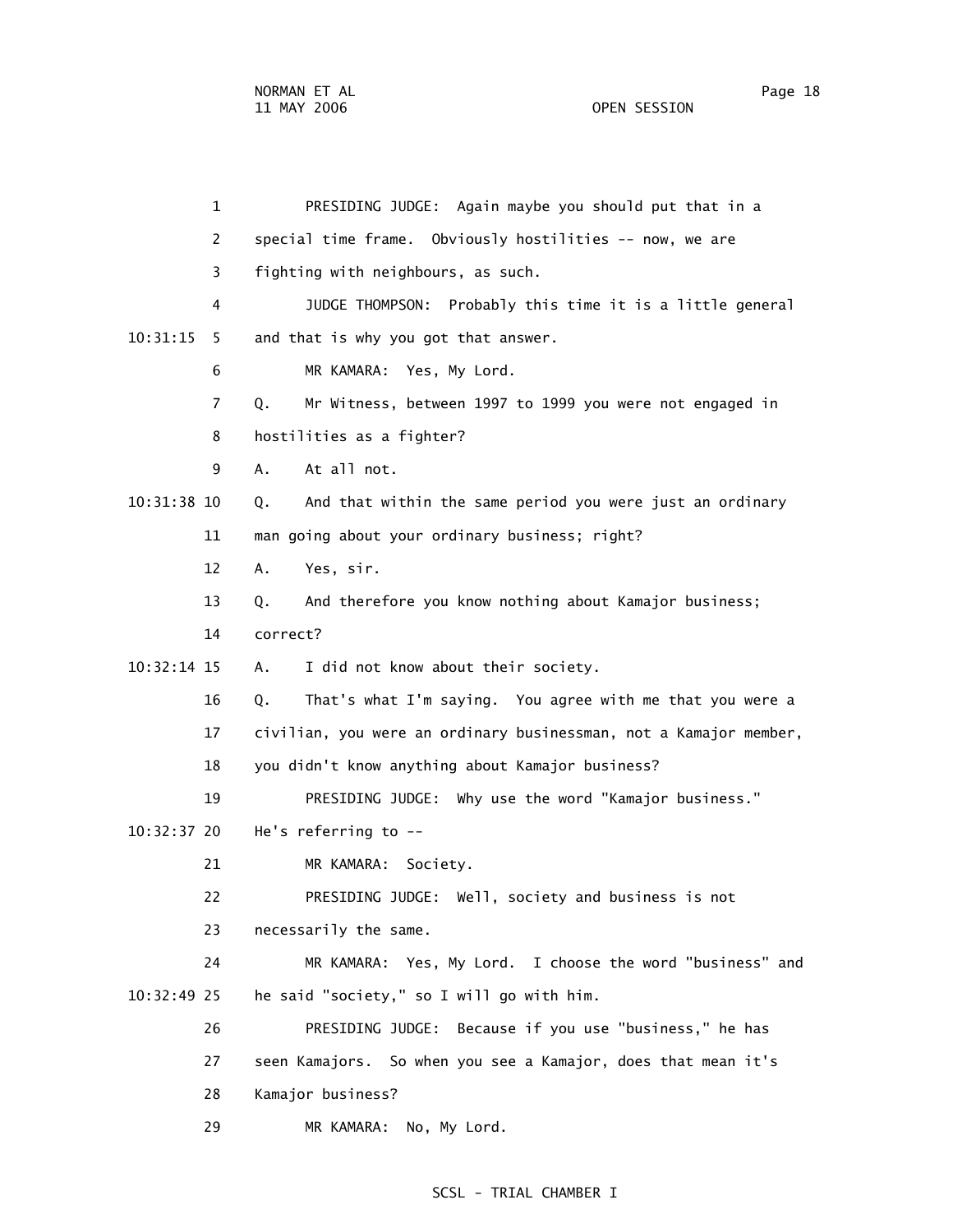PRESIDING JUDGE: Again maybe you should put that in a special time frame. Obviously hostilities -- now, we are fighting with neighbours, as such.

JUDGE THOMPSON: Probably this time it is a little general and that is why you got that answer.

MR KAMARA: Yes, My Lord.

Q. Mr Witness, between 1997 to 1999 you were not engaged in hostilities as a fighter?

A. At all not.

Q. And that within the same period you were just an ordinary man going about your ordinary business; right?

A. Yes, sir.

Q. And therefore you know nothing about Kamajor business; correct?

A. I did not know about their society.

Q. That's what I'm saying. You agree with me that you were a civilian, you were an ordinary businessman, not a Kamajor member, you didn't know anything about Kamajor business?

PRESIDING JUDGE: Why use the word "Kamajor business." He's referring to --

MR KAMARA: Society.

PRESIDING JUDGE: Well, society and business is not necessarily the same.

MR KAMARA: Yes, My Lord. I choose the word "business" and he said "society," so I will go with him.

PRESIDING JUDGE: Because if you use "business," he has seen Kamajors. So when you see a Kamajor, does that mean it's Kamajor business?

MR KAMARA: No, My Lord.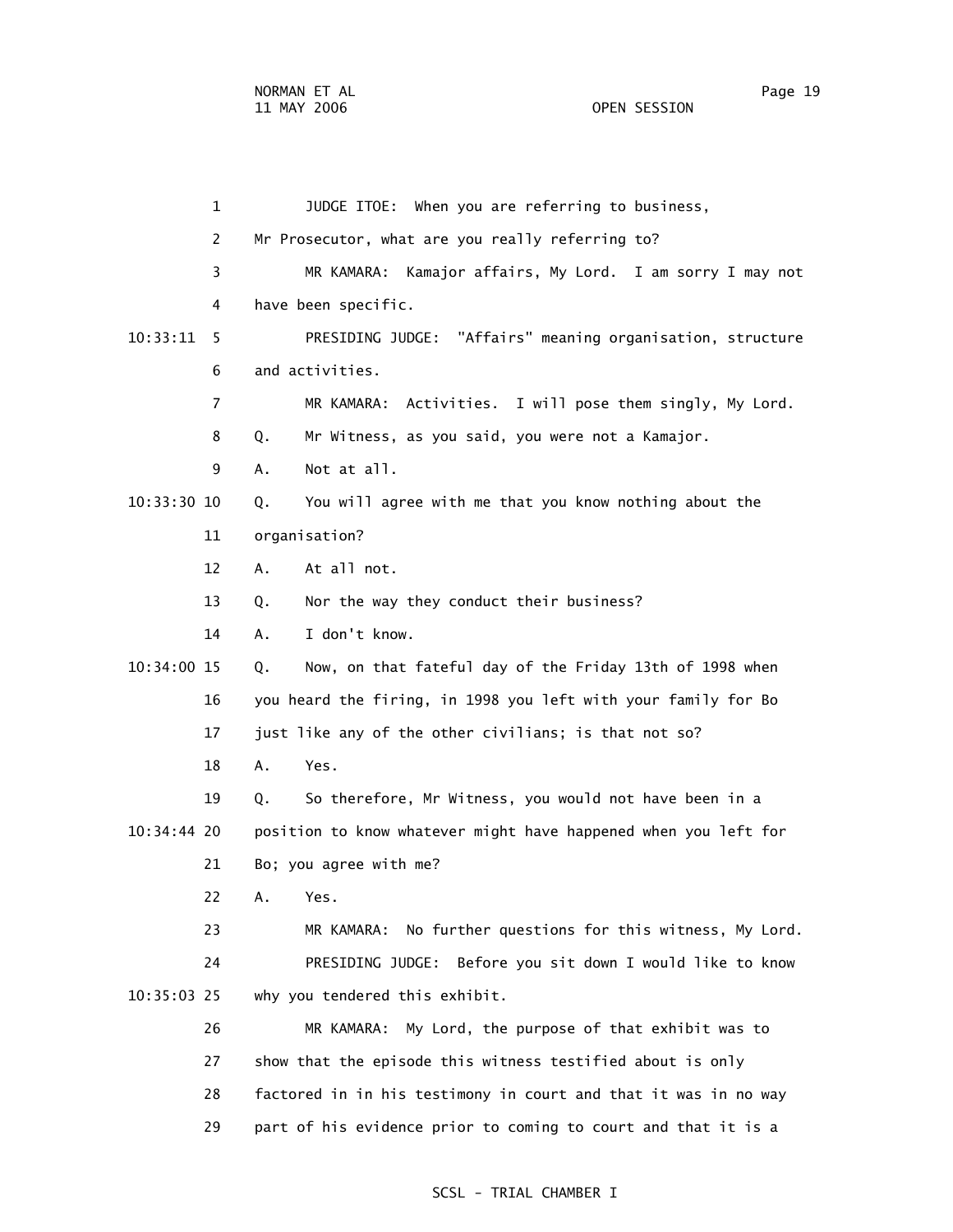JUDGE ITOE: When you are referring to business, Mr Prosecutor, what are you really referring to?

MR KAMARA: Kamajor affairs, My Lord. I am sorry I may not have been specific.

PRESIDING JUDGE: "Affairs" meaning organisation, structure and activities.

MR KAMARA: Activities. I will pose them singly, My Lord.

Q. Mr Witness, as you said, you were not a Kamajor.

A. Not at all.

Q. You will agree with me that you know nothing about the organisation?

A. At all not.

Q. Nor the way they conduct their business?

A. I don't know.

Q. Now, on that fateful day of the Friday 13th of 1998 when you heard the firing, in 1998 you left with your family for Bo just like any of the other civilians; is that not so?

A. Yes.

Q. So therefore, Mr Witness, you would not have been in a position to know whatever might have happened when you left for Bo; you agree with me?

A. Yes.

MR KAMARA: No further questions for this witness, My Lord.

PRESIDING JUDGE: Before you sit down I would like to know why you tendered this exhibit.

MR KAMARA: My Lord, the purpose of that exhibit was to show that the episode this witness testified about is only factored in in his testimony in court and that it was in no way part of his evidence prior to coming to court and that it is a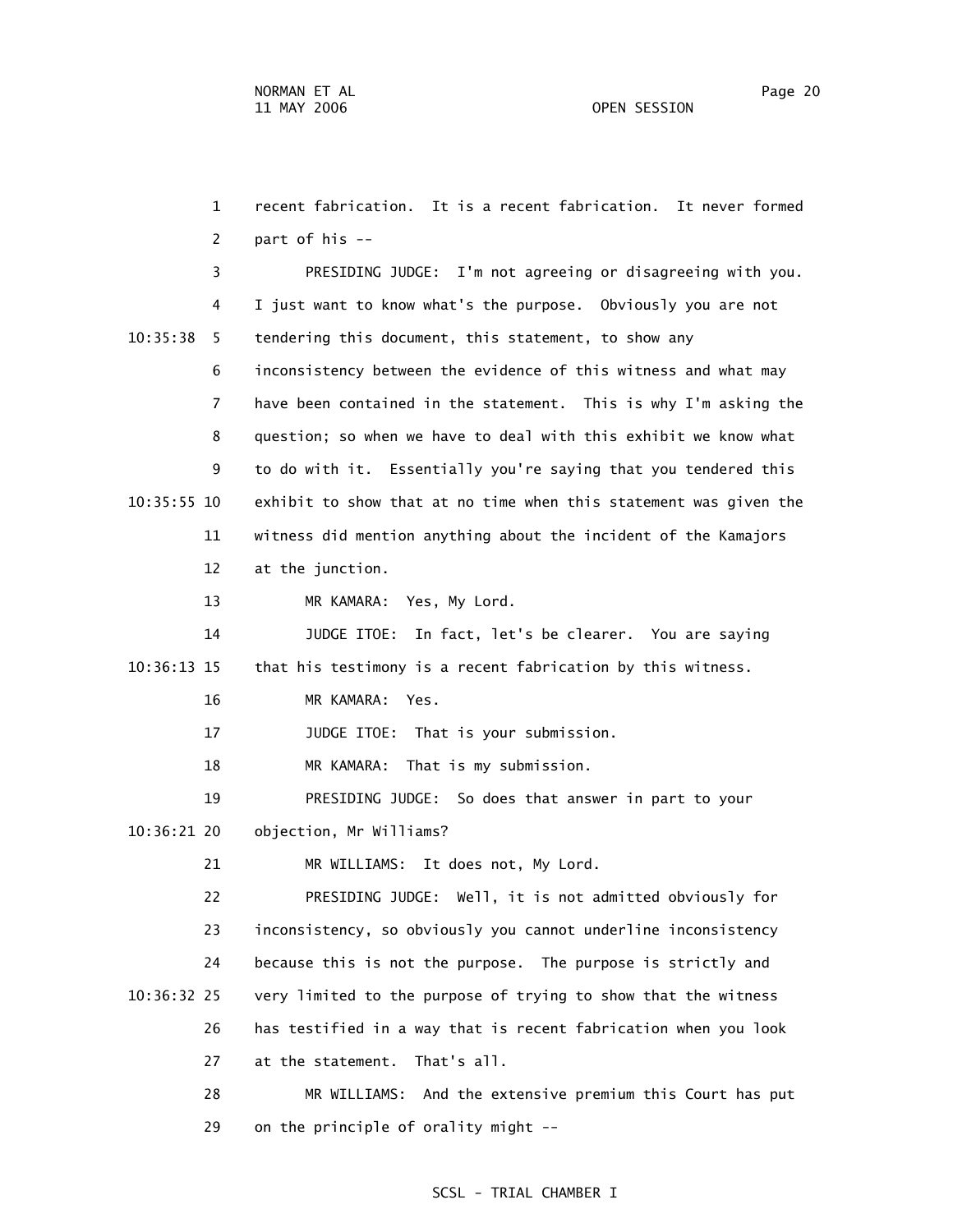recent fabrication. It is a recent fabrication. It never formed part of his --

PRESIDING JUDGE: I'm not agreeing or disagreeing with you. I just want to know what's the purpose. Obviously you are not tendering this document, this statement, to show any inconsistency between the evidence of this witness and what may have been contained in the statement. This is why I'm asking the question; so when we have to deal with this exhibit we know what to do with it. Essentially you're saying that you tendered this exhibit to show that at no time when this statement was given the witness did mention anything about the incident of the Kamajors at the junction.

MR KAMARA: Yes, My Lord.

JUDGE ITOE: In fact, let's be clearer. You are saying that his testimony is a recent fabrication by this witness.

MR KAMARA: Yes.

JUDGE ITOE: That is your submission.

MR KAMARA: That is my submission.

PRESIDING JUDGE: So does that answer in part to your objection, Mr Williams?

MR WILLIAMS: It does not, My Lord.

PRESIDING JUDGE: Well, it is not admitted obviously for inconsistency, so obviously you cannot underline inconsistency because this is not the purpose. The purpose is strictly and very limited to the purpose of trying to show that the witness has testified in a way that is recent fabrication when you look at the statement. That's all.

MR WILLIAMS: And the extensive premium this Court has put on the principle of orality might --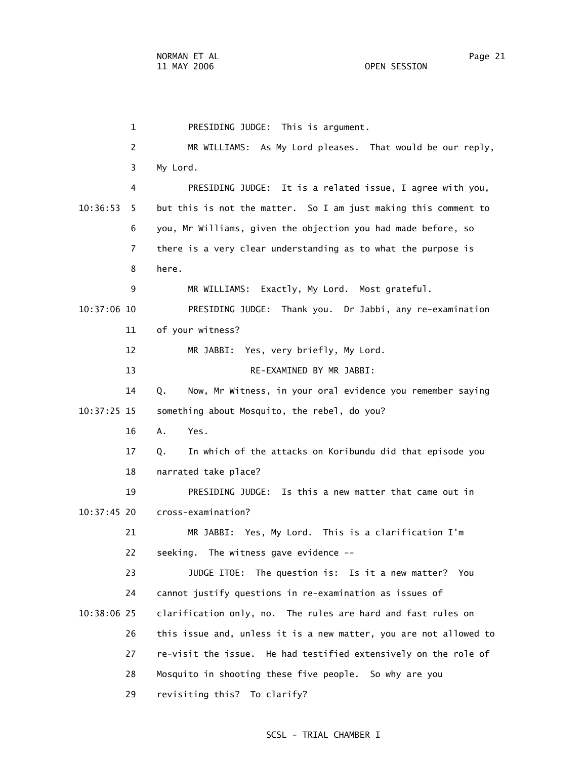PRESIDING JUDGE: This is argument.

MR WILLIAMS: As My Lord pleases. That would be our reply, My Lord.

PRESIDING JUDGE: It is a related issue, I agree with you, but this is not the matter. So I am just making this comment to you, Mr Williams, given the objection you had made before, so there is a very clear understanding as to what the purpose is here.

MR WILLIAMS: Exactly, My Lord. Most grateful.

PRESIDING JUDGE: Thank you. Dr Jabbi, any re-examination of your witness?

MR JABBI: Yes, very briefly, My Lord.

RE-EXAMINED BY MR JABBI:

Q. Now, Mr Witness, in your oral evidence you remember saying something about Mosquito, the rebel, do you?

A. Yes.

Q. In which of the attacks on Koribundu did that episode you narrated take place?

PRESIDING JUDGE: Is this a new matter that came out in cross-examination?

MR JABBI: Yes, My Lord. This is a clarification I'm seeking. The witness gave evidence --

JUDGE ITOE: The question is: Is it a new matter? You cannot justify questions in re-examination as issues of clarification only, no. The rules are hard and fast rules on this issue and, unless it is a new matter, you are not allowed to re-visit the issue. He had testified extensively on the role of Mosquito in shooting these five people. So why are you revisiting this? To clarify?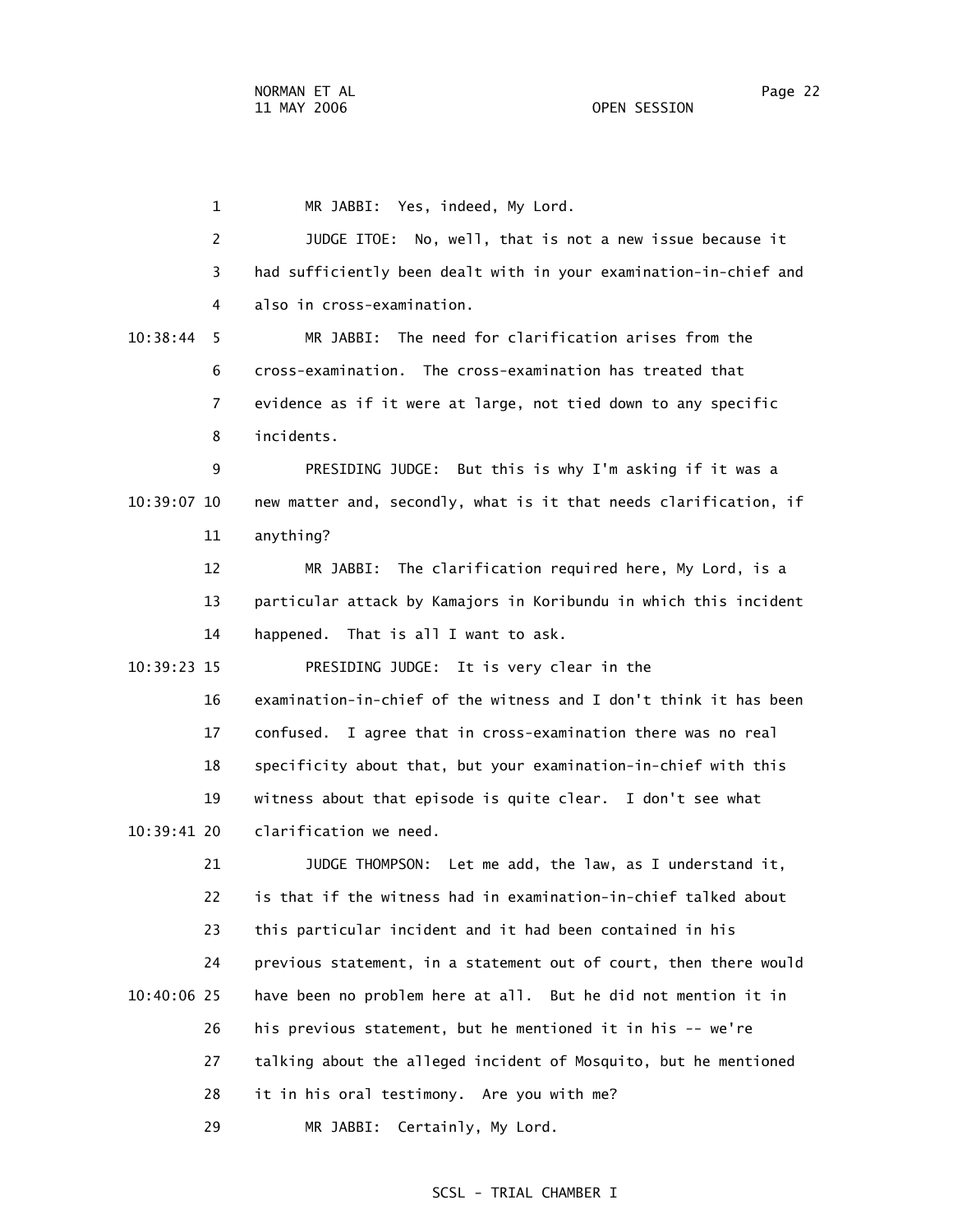MR JABBI: Yes, indeed, My Lord.

JUDGE ITOE: No, well, that is not a new issue because it had sufficiently been dealt with in your examination-in-chief and also in cross-examination.

MR JABBI: The need for clarification arises from the cross-examination. The cross-examination has treated that evidence as if it were at large, not tied down to any specific incidents.

PRESIDING JUDGE: But this is why I'm asking if it was a new matter and, secondly, what is it that needs clarification, if anything?

MR JABBI: The clarification required here, My Lord, is a particular attack by Kamajors in Koribundu in which this incident happened. That is all I want to ask.

PRESIDING JUDGE: It is very clear in the examination-in-chief of the witness and I don't think it has been confused. I agree that in cross-examination there was no real specificity about that, but your examination-in-chief with this witness about that episode is quite clear. I don't see what clarification we need.

JUDGE THOMPSON: Let me add, the law, as I understand it, is that if the witness had in examination-in-chief talked about this particular incident and it had been contained in his previous statement, in a statement out of court, then there would have been no problem here at all. But he did not mention it in his previous statement, but he mentioned it in his -- we're talking about the alleged incident of Mosquito, but he mentioned it in his oral testimony. Are you with me?

MR JABBI: Certainly, My Lord.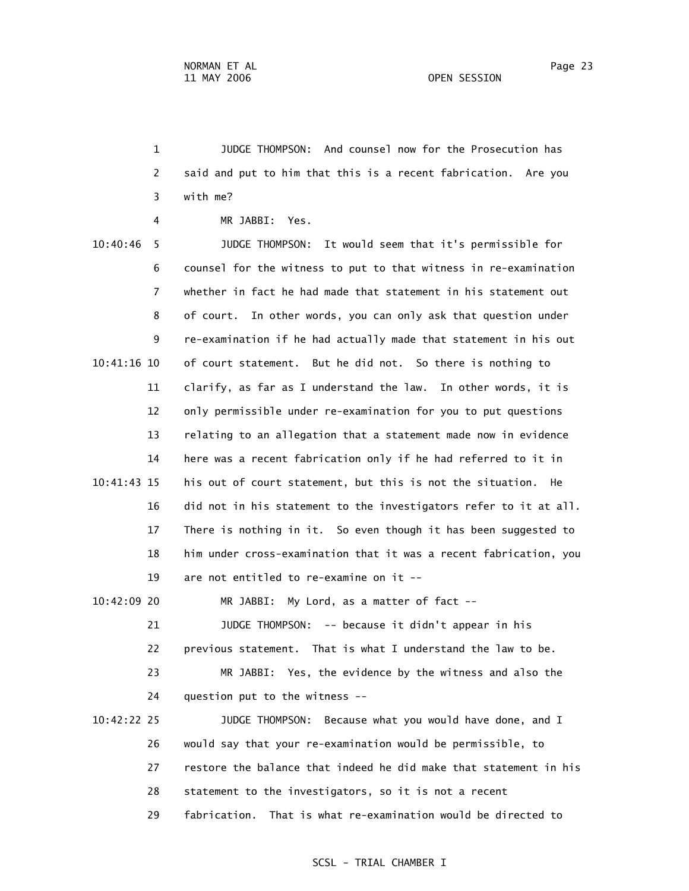JUDGE THOMPSON: And counsel now for the Prosecution has said and put to him that this is a recent fabrication. Are you with me?

MR JABBI: Yes.

JUDGE THOMPSON: It would seem that it's permissible for counsel for the witness to put to that witness in re-examination whether in fact he had made that statement in his statement out of court. In other words, you can only ask that question under re-examination if he had actually made that statement in his out of court statement. But he did not. So there is nothing to clarify, as far as I understand the law. In other words, it is only permissible under re-examination for you to put questions relating to an allegation that a statement made now in evidence here was a recent fabrication only if he had referred to it in his out of court statement, but this is not the situation. He did not in his statement to the investigators refer to it at all. There is nothing in it. So even though it has been suggested to him under cross-examination that it was a recent fabrication, you are not entitled to re-examine on it --

MR JABBI: My Lord, as a matter of fact --

JUDGE THOMPSON: -- because it didn't appear in his previous statement. That is what I understand the law to be.

MR JABBI: Yes, the evidence by the witness and also the question put to the witness --

JUDGE THOMPSON: Because what you would have done, and I would say that your re-examination would be permissible, to restore the balance that indeed he did make that statement in his statement to the investigators, so it is not a recent fabrication. That is what re-examination would be directed to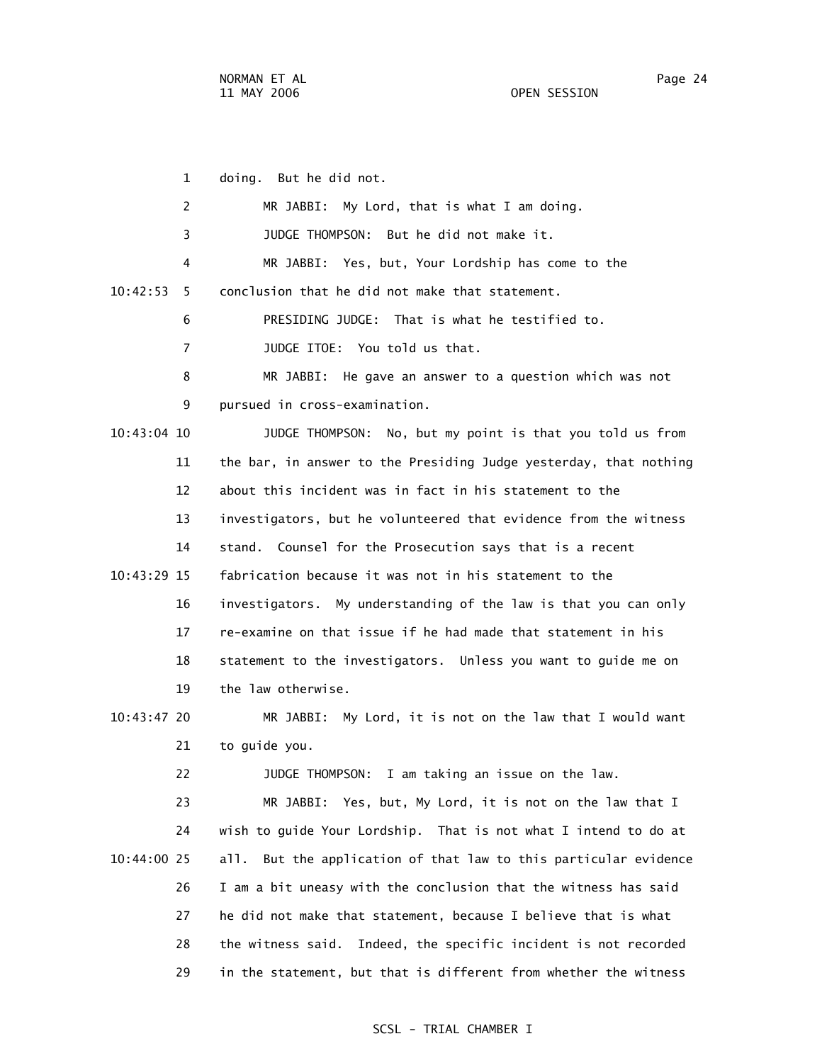doing. But he did not.

MR JABBI: My Lord, that is what I am doing.

JUDGE THOMPSON: But he did not make it.

MR JABBI: Yes, but, Your Lordship has come to the conclusion that he did not make that statement.

PRESIDING JUDGE: That is what he testified to.

JUDGE ITOE: You told us that.

MR JABBI: He gave an answer to a question which was not pursued in cross-examination.

JUDGE THOMPSON: No, but my point is that you told us from the bar, in answer to the Presiding Judge yesterday, that nothing about this incident was in fact in his statement to the investigators, but he volunteered that evidence from the witness stand. Counsel for the Prosecution says that is a recent fabrication because it was not in his statement to the investigators. My understanding of the law is that you can only re-examine on that issue if he had made that statement in his statement to the investigators. Unless you want to guide me on the law otherwise.

MR JABBI: My Lord, it is not on the law that I would want to guide you.

JUDGE THOMPSON: I am taking an issue on the law.

MR JABBI: Yes, but, My Lord, it is not on the law that I wish to guide Your Lordship. That is not what I intend to do at all. But the application of that law to this particular evidence I am a bit uneasy with the conclusion that the witness has said he did not make that statement, because I believe that is what the witness said. Indeed, the specific incident is not recorded in the statement, but that is different from whether the witness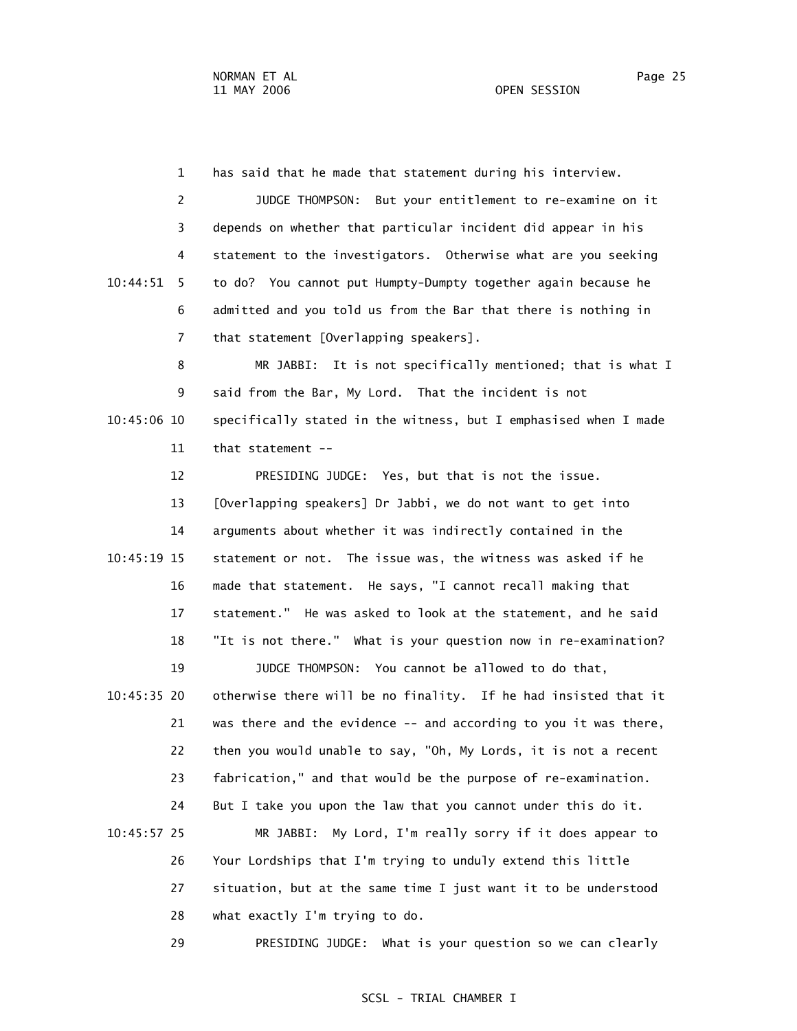1 has said that he made that statement during his interview.

2 JUDGE THOMPSON: But your entitlement to re-examine on it

3 depends on whether that particular incident did appear in his

4 statement to the investigators. Otherwise what are you seeking

10:44:51 5 to do? You cannot put Humpty-Dumpty together again because he

6 admitted and you told us from the Bar that there is nothing in

7 that statement [Overlapping speakers].

8 MR JABBI: It is not specifically mentioned; that is what I

9 said from the Bar, My Lord. That the incident is not

10:45:06 10 specifically stated in the witness, but I emphasised when I made

11 that statement --

12 PRESIDING JUDGE: Yes, but that is not the issue.

13 [Overlapping speakers] Dr Jabbi, we do not want to get into

14 arguments about whether it was indirectly contained in the

10:45:19 15 statement or not. The issue was, the witness was asked if he

16 made that statement. He says, "I cannot recall making that

17 statement." He was asked to look at the statement, and he said

18 "It is not there." What is your question now in re-examination?

19 JUDGE THOMPSON: You cannot be allowed to do that,

10:45:35 20 otherwise there will be no finality. If he had insisted that it

21 was there and the evidence -- and according to you it was there,

22 then you would unable to say, "Oh, My Lords, it is not a recent

23 fabrication," and that would be the purpose of re-examination.

24 But I take you upon the law that you cannot under this do it.

10:45:57 25 MR JABBI: My Lord, I'm really sorry if it does appear to

26 Your Lordships that I'm trying to unduly extend this little

27 situation, but at the same time I just want it to be understood

28 what exactly I'm trying to do.

29 PRESIDING JUDGE: What is your question so we can clearly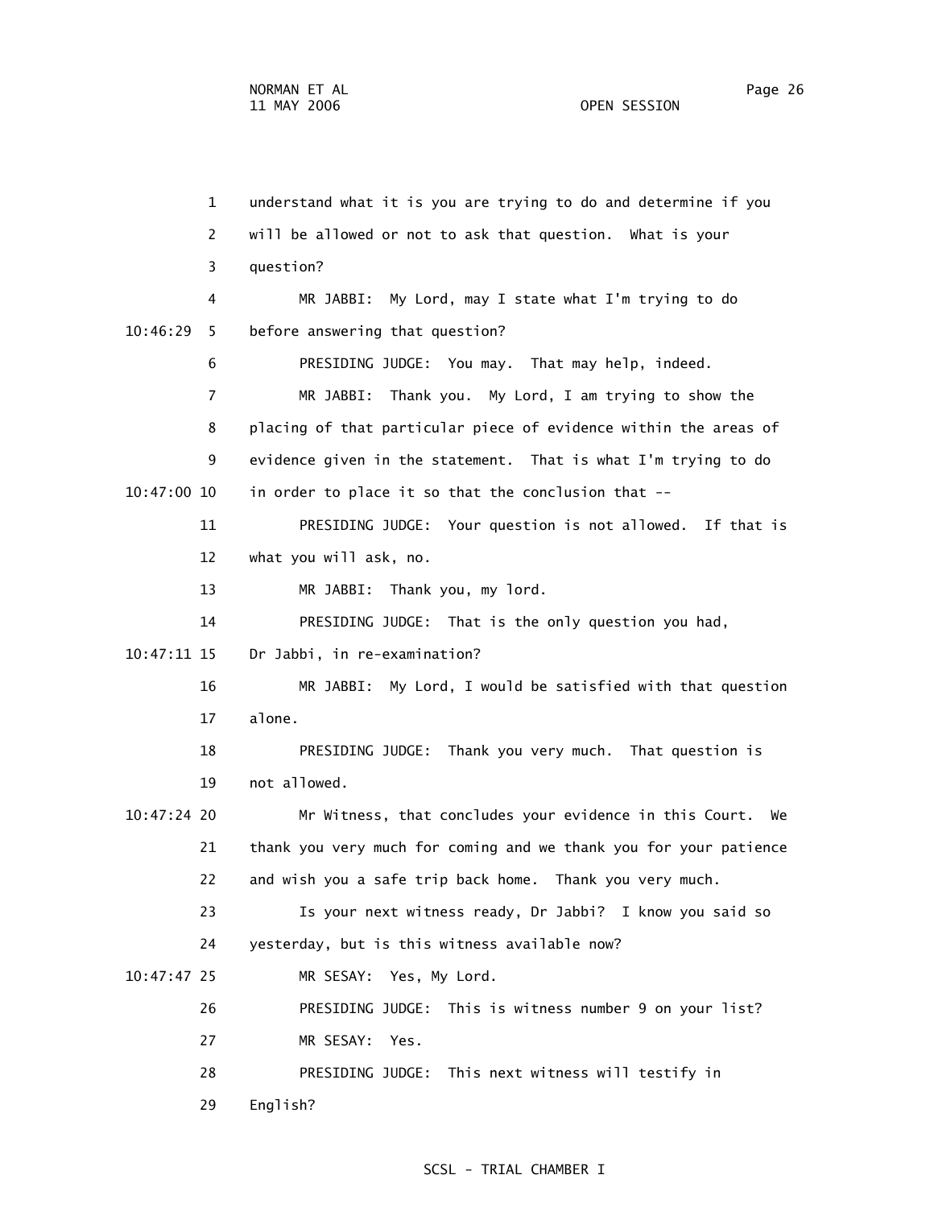1 understand what it is you are trying to do and determine if you

2 will be allowed or not to ask that question. What is your

3 question?

4 MR JABBI: My Lord, may I state what I'm trying to do

10:46:29 5 before answering that question?

6 PRESIDING JUDGE: You may. That may help, indeed.

7 MR JABBI: Thank you. My Lord, I am trying to show the

8 placing of that particular piece of evidence within the areas of

9 evidence given in the statement. That is what I'm trying to do

10:47:00 10 in order to place it so that the conclusion that --

11 PRESIDING JUDGE: Your question is not allowed. If that is

12 what you will ask, no.

13 MR JABBI: Thank you, my lord.

14 PRESIDING JUDGE: That is the only question you had,

10:47:11 15 Dr Jabbi, in re-examination?

16 MR JABBI: My Lord, I would be satisfied with that question

17 alone.

18 PRESIDING JUDGE: Thank you very much. That question is

19 not allowed.

10:47:24 20 Mr Witness, that concludes your evidence in this Court. We

21 thank you very much for coming and we thank you for your patience

22 and wish you a safe trip back home. Thank you very much.

23 Is your next witness ready, Dr Jabbi? I know you said so

24 yesterday, but is this witness available now?

10:47:47 25 MR SESAY: Yes, My Lord.

26 PRESIDING JUDGE: This is witness number 9 on your list?

27 MR SESAY: Yes.

28 PRESIDING JUDGE: This next witness will testify in

29 English?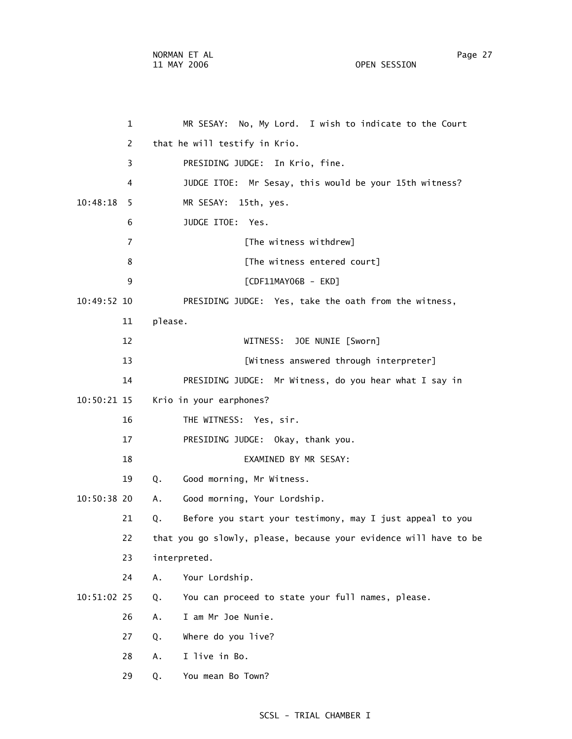1 MR SESAY: No, My Lord. I wish to indicate to the Court

2 that he will testify in Krio.

3 PRESIDING JUDGE: In Krio, fine.

4 JUDGE ITOE: Mr Sesay, this would be your 15th witness?

10:48:18 5 MR SESAY: 15th, yes.

6 JUDGE ITOE: Yes.

7 [The witness withdrew]

8 [The witness entered court]

9 [CDF11MAY06B - EKD]

10:49:52 10 PRESIDING JUDGE: Yes, take the oath from the witness,

11 please.

12 WITNESS: JOE NUNIE [Sworn]

13 [Witness answered through interpreter]

14 PRESIDING JUDGE: Mr Witness, do you hear what I say in

10:50:21 15 Krio in your earphones?

16 THE WITNESS: Yes, sir.

17 PRESIDING JUDGE: Okay, thank you.

18 EXAMINED BY MR SESAY:

19 Q. Good morning, Mr Witness.

10:50:38 20 A. Good morning, Your Lordship.

21 Q. Before you start your testimony, may I just appeal to you

22 that you go slowly, please, because your evidence will have to be

23 interpreted.

24 A. Your Lordship.

10:51:02 25 Q. You can proceed to state your full names, please.

26 A. I am Mr Joe Nunie.

27 Q. Where do you live?

28 A. I live in Bo.

29 Q. You mean Bo Town?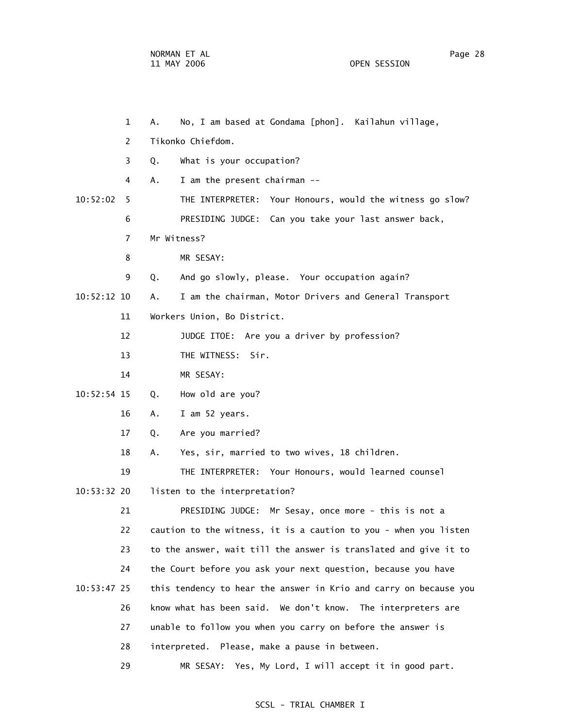1 A. No, I am based at Gondama [phon]. Kailahun village,

2 Tikonko Chiefdom.

3 Q. What is your occupation?

4 A. I am the present chairman --

10:52:02 5 THE INTERPRETER: Your Honours, would the witness go slow?

6 PRESIDING JUDGE: Can you take your last answer back,

7 Mr Witness?

8 MR SESAY:

9 Q. And go slowly, please. Your occupation again?

10:52:12 10 A. I am the chairman, Motor Drivers and General Transport

11 Workers Union, Bo District.

12 JUDGE ITOE: Are you a driver by profession?

13 THE WITNESS: Sir.

14 MR SESAY:

10:52:54 15 Q. How old are you?

16 A. I am 52 years.

17 Q. Are you married?

18 A. Yes, sir, married to two wives, 18 children.

19 THE INTERPRETER: Your Honours, would learned counsel

10:53:32 20 listen to the interpretation?

21 PRESIDING JUDGE: Mr Sesay, once more - this is not a

22 caution to the witness, it is a caution to you - when you listen

23 to the answer, wait till the answer is translated and give it to

24 the Court before you ask your next question, because you have

10:53:47 25 this tendency to hear the answer in Krio and carry on because you

26 know what has been said. We don't know. The interpreters are

27 unable to follow you when you carry on before the answer is

28 interpreted. Please, make a pause in between.

29 MR SESAY: Yes, My Lord, I will accept it in good part.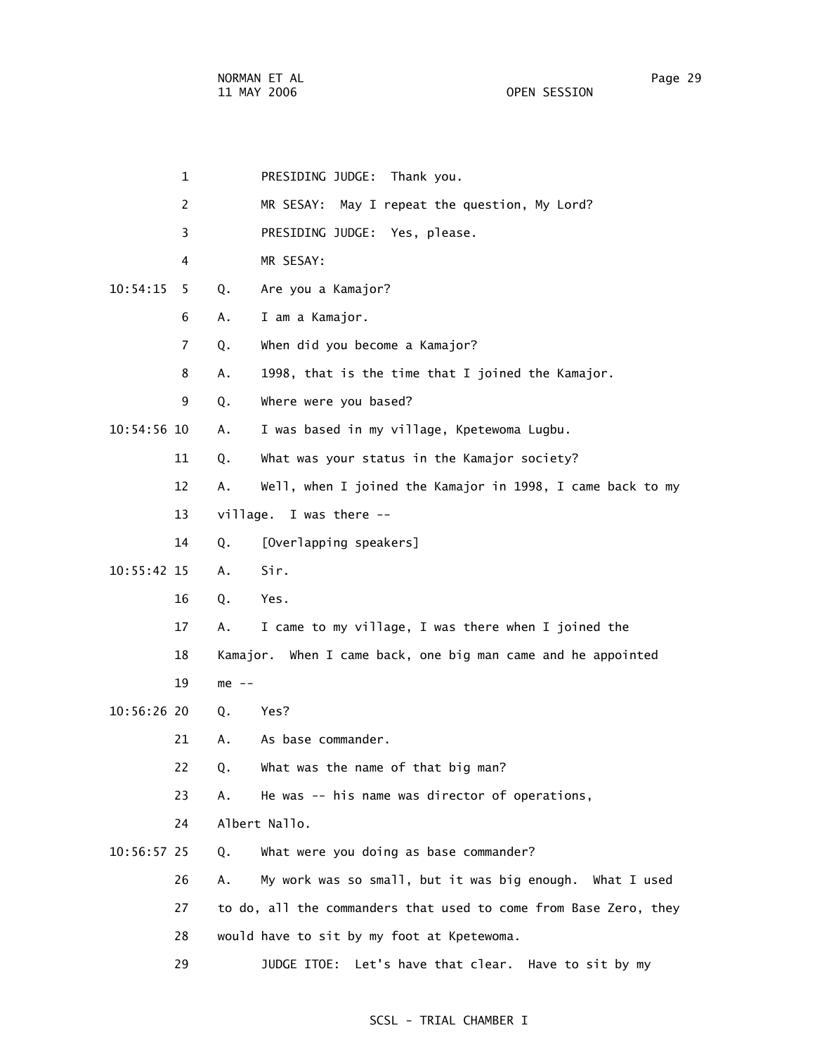PRESIDING JUDGE: Thank you.

MR SESAY: May I repeat the question, My Lord?

PRESIDING JUDGE: Yes, please.

MR SESAY:

Q. Are you a Kamajor?

A. I am a Kamajor.

Q. When did you become a Kamajor?

A. 1998, that is the time that I joined the Kamajor.

Q. Where were you based?

A. I was based in my village, Kpetewoma Lugbu.

Q. What was your status in the Kamajor society?

A. Well, when I joined the Kamajor in 1998, I came back to my village. I was there --

Q. [Overlapping speakers]

A. Sir.

Q. Yes.

A. I came to my village, I was there when I joined the Kamajor. When I came back, one big man came and he appointed me --

Q. Yes?

A. As base commander.

Q. What was the name of that big man?

A. He was -- his name was director of operations, Albert Nallo.

Q. What were you doing as base commander?

A. My work was so small, but it was big enough. What I used to do, all the commanders that used to come from Base Zero, they would have to sit by my foot at Kpetewoma.

JUDGE ITOE: Let's have that clear. Have to sit by my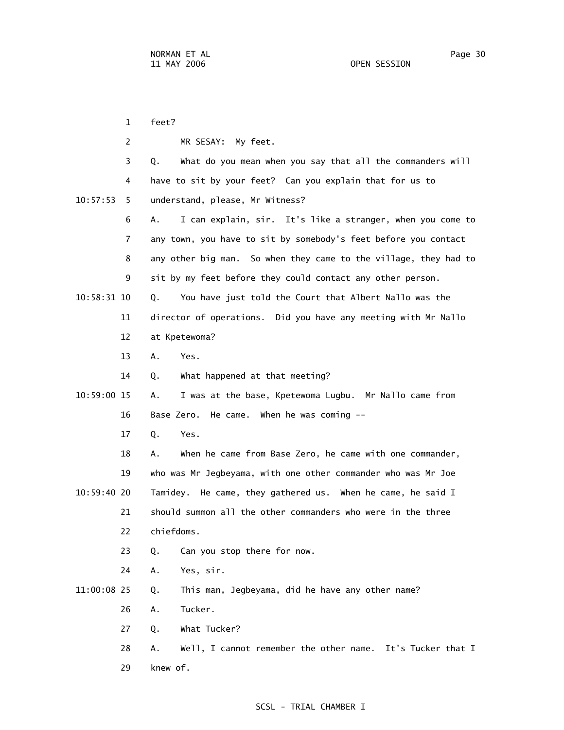feet?

MR SESAY: My feet.

Q. What do you mean when you say that all the commanders will have to sit by your feet? Can you explain that for us to understand, please, Mr Witness?

A. I can explain, sir. It's like a stranger, when you come to any town, you have to sit by somebody's feet before you contact any other big man. So when they came to the village, they had to sit by my feet before they could contact any other person.

Q. You have just told the Court that Albert Nallo was the director of operations. Did you have any meeting with Mr Nallo at Kpetewoma?

A. Yes.

Q. What happened at that meeting?

A. I was at the base, Kpetewoma Lugbu. Mr Nallo came from Base Zero. He came. When he was coming --

Q. Yes.

A. When he came from Base Zero, he came with one commander, who was Mr Jegbeyama, with one other commander who was Mr Joe Tamidey. He came, they gathered us. When he came, he said I should summon all the other commanders who were in the three chiefdoms.

Q. Can you stop there for now.

A. Yes, sir.

Q. This man, Jegbeyama, did he have any other name?

A. Tucker.

Q. What Tucker?

A. Well, I cannot remember the other name. It's Tucker that I knew of.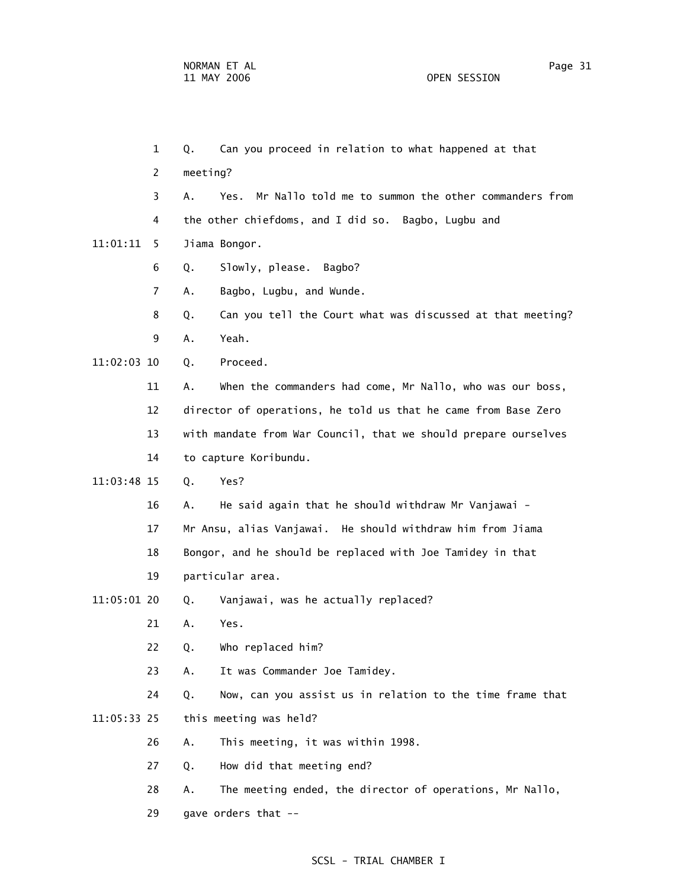1 Q. Can you proceed in relation to what happened at that

2 meeting?

3 A. Yes. Mr Nallo told me to summon the other commanders from

4 the other chiefdoms, and I did so. Bagbo, Lugbu and

11:01:11 5 Jiama Bongor.

6 Q. Slowly, please. Bagbo?

7 A. Bagbo, Lugbu, and Wunde.

8 Q. Can you tell the Court what was discussed at that meeting?

9 A. Yeah.

11:02:03 10 Q. Proceed.

11 A. When the commanders had come, Mr Nallo, who was our boss,

12 director of operations, he told us that he came from Base Zero

13 with mandate from War Council, that we should prepare ourselves

14 to capture Koribundu.

11:03:48 15 Q. Yes?

16 A. He said again that he should withdraw Mr Vanjawai -

17 Mr Ansu, alias Vanjawai. He should withdraw him from Jiama

18 Bongor, and he should be replaced with Joe Tamidey in that

19 particular area.

11:05:01 20 Q. Vanjawai, was he actually replaced?

21 A. Yes.

22 Q. Who replaced him?

23 A. It was Commander Joe Tamidey.

24 Q. Now, can you assist us in relation to the time frame that

11:05:33 25 this meeting was held?

26 A. This meeting, it was within 1998.

27 Q. How did that meeting end?

28 A. The meeting ended, the director of operations, Mr Nallo,

29 gave orders that --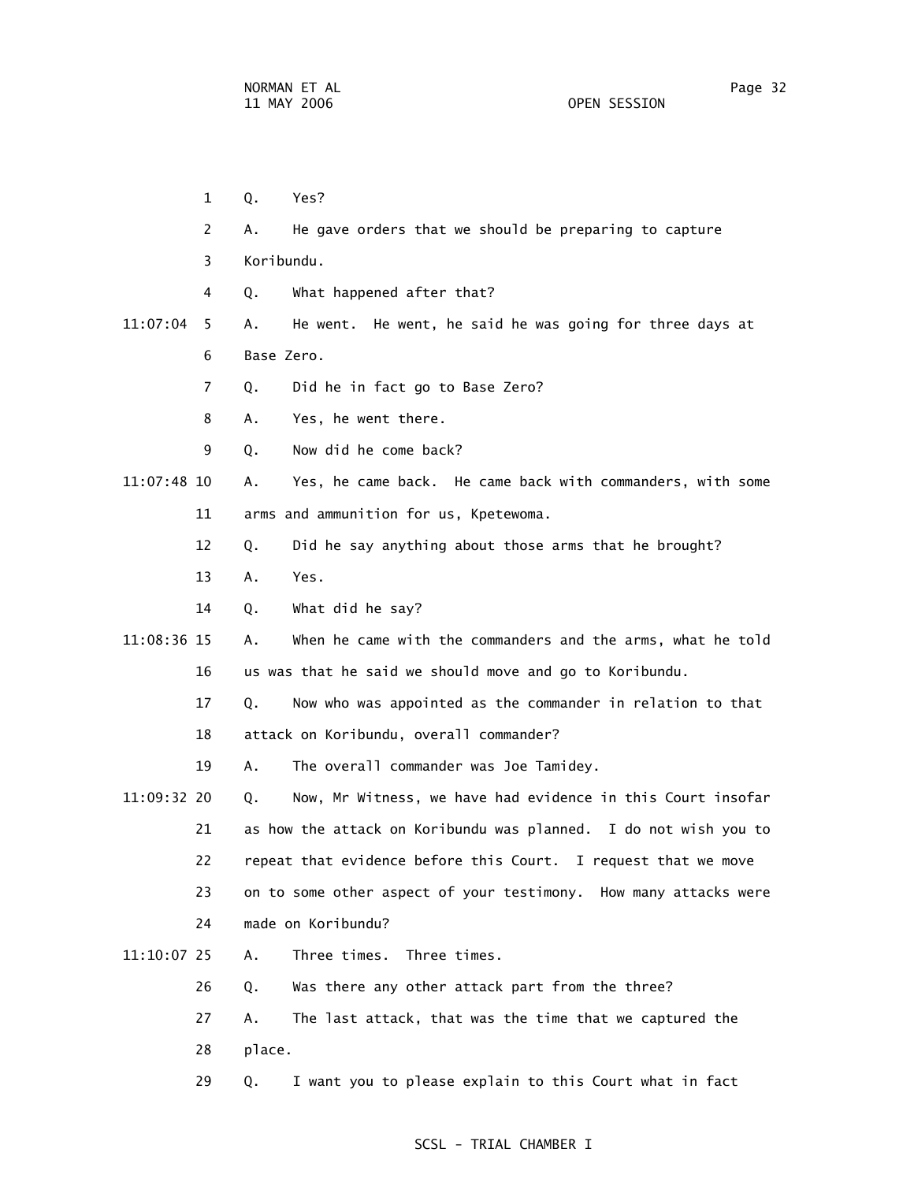1 Q. Yes?

2 A. He gave orders that we should be preparing to capture

3 Koribundu.

4 Q. What happened after that?

11:07:04 5 A. He went. He went, he said he was going for three days at

6 Base Zero.

7 Q. Did he in fact go to Base Zero?

8 A. Yes, he went there.

9 Q. Now did he come back?

11:07:48 10 A. Yes, he came back. He came back with commanders, with some

11 arms and ammunition for us, Kpetewoma.

12 Q. Did he say anything about those arms that he brought?

13 A. Yes.

14 Q. What did he say?

11:08:36 15 A. When he came with the commanders and the arms, what he told

16 us was that he said we should move and go to Koribundu.

17 Q. Now who was appointed as the commander in relation to that

18 attack on Koribundu, overall commander?

19 A. The overall commander was Joe Tamidey.

11:09:32 20 Q. Now, Mr Witness, we have had evidence in this Court insofar

21 as how the attack on Koribundu was planned. I do not wish you to

22 repeat that evidence before this Court. I request that we move

23 on to some other aspect of your testimony. How many attacks were

24 made on Koribundu?

11:10:07 25 A. Three times. Three times.

26 Q. Was there any other attack part from the three?

27 A. The last attack, that was the time that we captured the

28 place.

29 Q. I want you to please explain to this Court what in fact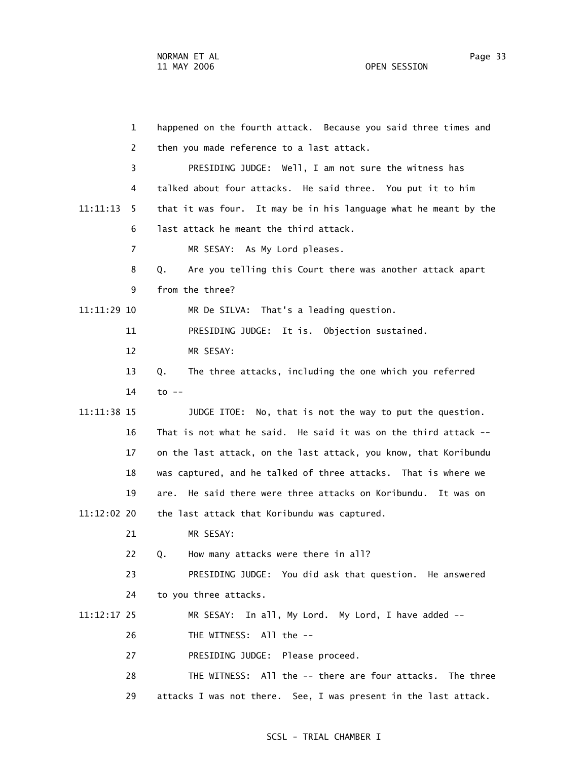1 happened on the fourth attack. Because you said three times and

2 then you made reference to a last attack.

3 PRESIDING JUDGE: Well, I am not sure the witness has

4 talked about four attacks. He said three. You put it to him

11:11:13 5 that it was four. It may be in his language what he meant by the

6 last attack he meant the third attack.

7 MR SESAY: As My Lord pleases.

8 Q. Are you telling this Court there was another attack apart

9 from the three?

11:11:29 10 MR De SILVA: That's a leading question.

11 PRESIDING JUDGE: It is. Objection sustained.

12 MR SESAY:

13 Q. The three attacks, including the one which you referred

14 to --

11:11:38 15 JUDGE ITOE: No, that is not the way to put the question.

16 That is not what he said. He said it was on the third attack --

17 on the last attack, on the last attack, you know, that Koribundu

18 was captured, and he talked of three attacks. That is where we

19 are. He said there were three attacks on Koribundu. It was on

11:12:02 20 the last attack that Koribundu was captured.

21 MR SESAY:

22 Q. How many attacks were there in all?

23 PRESIDING JUDGE: You did ask that question. He answered

24 to you three attacks.

11:12:17 25 MR SESAY: In all, My Lord. My Lord, I have added --

26 THE WITNESS: All the --

27 PRESIDING JUDGE: Please proceed.

28 THE WITNESS: All the -- there are four attacks. The three

29 attacks I was not there. See, I was present in the last attack.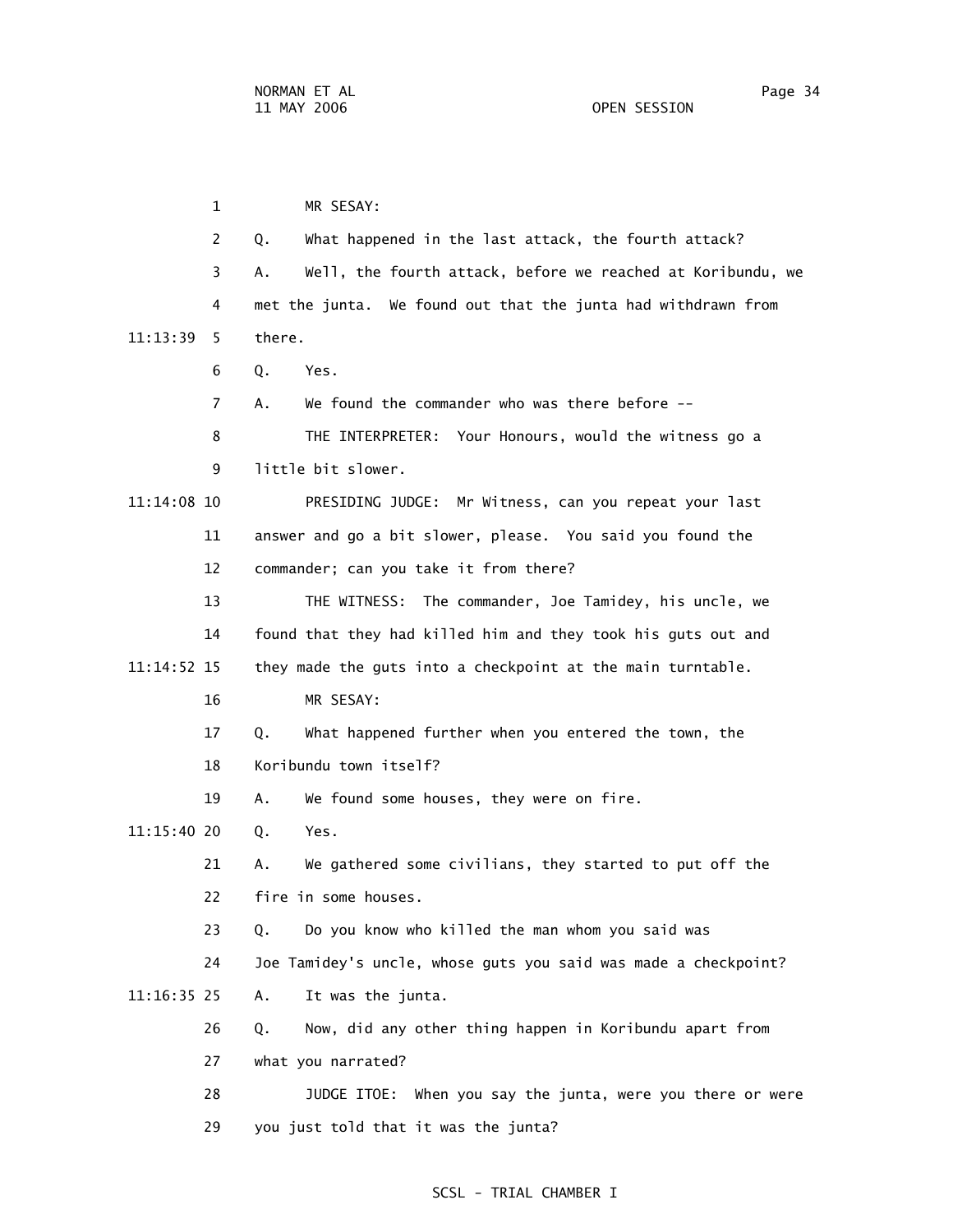MR SESAY:

Q. What happened in the last attack, the fourth attack?

A. Well, the fourth attack, before we reached at Koribundu, we met the junta. We found out that the junta had withdrawn from there.

Q. Yes.

A. We found the commander who was there before --

THE INTERPRETER: Your Honours, would the witness go a little bit slower.

PRESIDING JUDGE: Mr Witness, can you repeat your last answer and go a bit slower, please. You said you found the commander; can you take it from there?

THE WITNESS: The commander, Joe Tamidey, his uncle, we found that they had killed him and they took his guts out and they made the guts into a checkpoint at the main turntable.

MR SESAY:

Q. What happened further when you entered the town, the Koribundu town itself?

A. We found some houses, they were on fire.

Q. Yes.

A. We gathered some civilians, they started to put off the fire in some houses.

Q. Do you know who killed the man whom you said was Joe Tamidey's uncle, whose guts you said was made a checkpoint?

A. It was the junta.

Q. Now, did any other thing happen in Koribundu apart from what you narrated?

JUDGE ITOE: When you say the junta, were you there or were you just told that it was the junta?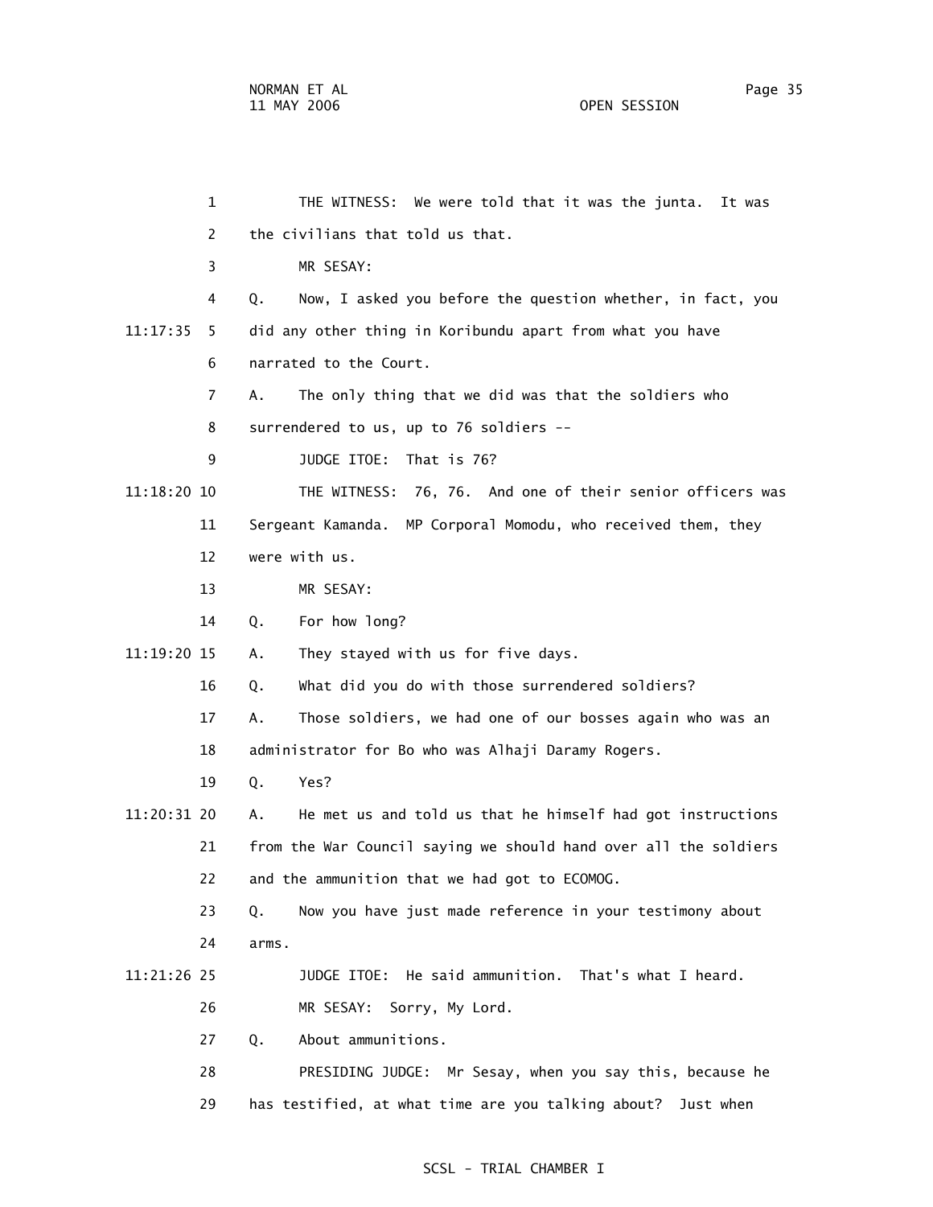1 THE WITNESS: We were told that it was the junta. It was

2 the civilians that told us that.

3 MR SESAY:

4 Q. Now, I asked you before the question whether, in fact, you

11:17:35 5 did any other thing in Koribundu apart from what you have

6 narrated to the Court.

7 A. The only thing that we did was that the soldiers who

8 surrendered to us, up to 76 soldiers --

9 JUDGE ITOE: That is 76?

11:18:20 10 THE WITNESS: 76, 76. And one of their senior officers was

11 Sergeant Kamanda. MP Corporal Momodu, who received them, they

12 were with us.

13 MR SESAY:

14 Q. For how long?

11:19:20 15 A. They stayed with us for five days.

16 Q. What did you do with those surrendered soldiers?

17 A. Those soldiers, we had one of our bosses again who was an

18 administrator for Bo who was Alhaji Daramy Rogers.

19 Q. Yes?

11:20:31 20 A. He met us and told us that he himself had got instructions

21 from the War Council saying we should hand over all the soldiers

22 and the ammunition that we had got to ECOMOG.

23 Q. Now you have just made reference in your testimony about

24 arms.

11:21:26 25 JUDGE ITOE: He said ammunition. That's what I heard.

26 MR SESAY: Sorry, My Lord.

27 Q. About ammunitions.

28 PRESIDING JUDGE: Mr Sesay, when you say this, because he

29 has testified, at what time are you talking about? Just when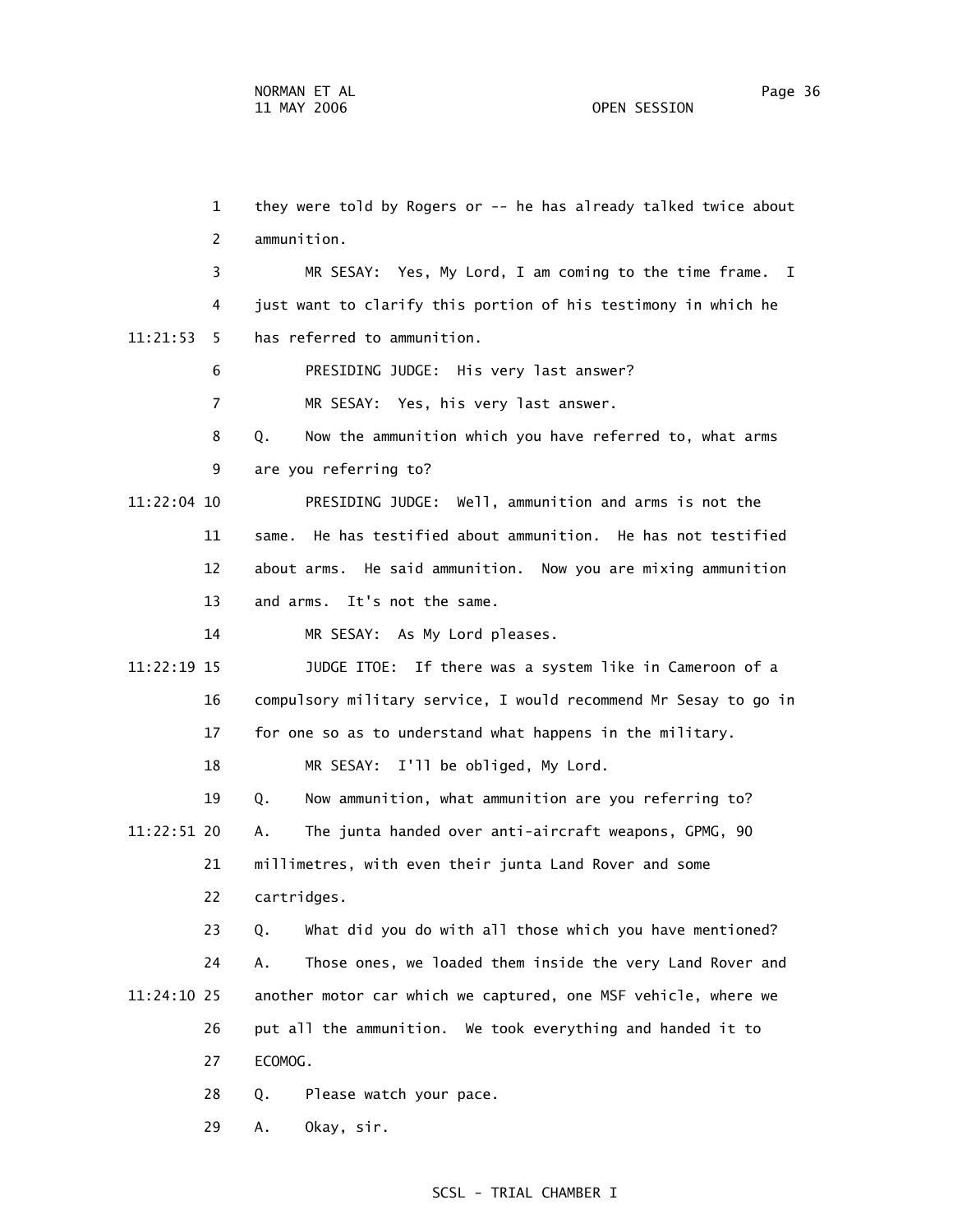1 they were told by Rogers or -- he has already talked twice about
2 ammunition.
3 MR SESAY: Yes, My Lord, I am coming to the time frame. I
4 just want to clarify this portion of his testimony in which he
11:21:53 5 has referred to ammunition.
6 PRESIDING JUDGE: His very last answer?
7 MR SESAY: Yes, his very last answer.
8 Q. Now the ammunition which you have referred to, what arms
9 are you referring to?
11:22:04 10 PRESIDING JUDGE: Well, ammunition and arms is not the
11 same. He has testified about ammunition. He has not testified
12 about arms. He said ammunition. Now you are mixing ammunition
13 and arms. It's not the same.
14 MR SESAY: As My Lord pleases.
11:22:19 15 JUDGE ITOE: If there was a system like in Cameroon of a
16 compulsory military service, I would recommend Mr Sesay to go in
17 for one so as to understand what happens in the military.
18 MR SESAY: I'll be obliged, My Lord.
19 Q. Now ammunition, what ammunition are you referring to?
11:22:51 20 A. The junta handed over anti-aircraft weapons, GPMG, 90
21 millimetres, with even their junta Land Rover and some
22 cartridges.
23 Q. What did you do with all those which you have mentioned?
24 A. Those ones, we loaded them inside the very Land Rover and
11:24:10 25 another motor car which we captured, one MSF vehicle, where we
26 put all the ammunition. We took everything and handed it to
27 ECOMOG.
28 Q. Please watch your pace.
29 A. Okay, sir.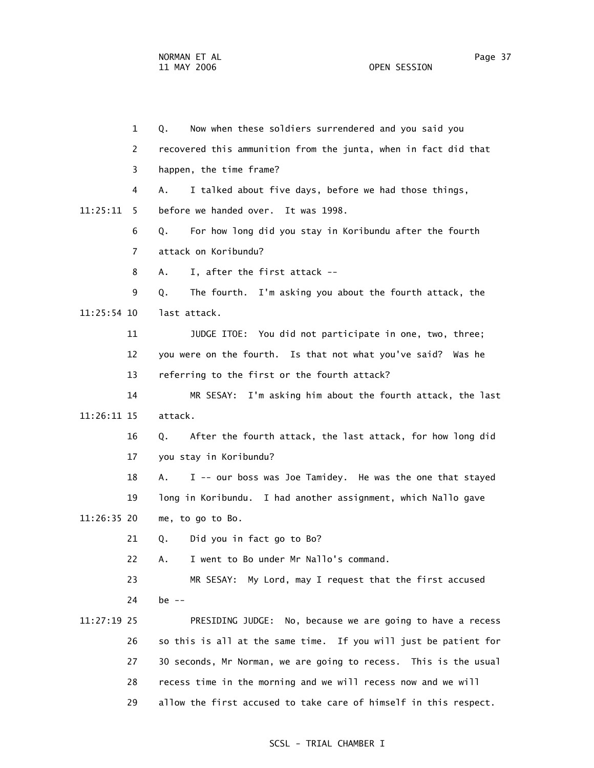1 Q. Now when these soldiers surrendered and you said you

2 recovered this ammunition from the junta, when in fact did that

3 happen, the time frame?

4 A. I talked about five days, before we had those things,

11:25:11 5 before we handed over. It was 1998.

6 Q. For how long did you stay in Koribundu after the fourth

7 attack on Koribundu?

8 A. I, after the first attack --

9 Q. The fourth. I'm asking you about the fourth attack, the

11:25:54 10 last attack.

11 JUDGE ITOE: You did not participate in one, two, three;

12 you were on the fourth. Is that not what you've said? Was he

13 referring to the first or the fourth attack?

14 MR SESAY: I'm asking him about the fourth attack, the last

11:26:11 15 attack.

16 Q. After the fourth attack, the last attack, for how long did

17 you stay in Koribundu?

18 A. I -- our boss was Joe Tamidey. He was the one that stayed

19 long in Koribundu. I had another assignment, which Nallo gave

11:26:35 20 me, to go to Bo.

21 Q. Did you in fact go to Bo?

22 A. I went to Bo under Mr Nallo's command.

23 MR SESAY: My Lord, may I request that the first accused

24 be --

11:27:19 25 PRESIDING JUDGE: No, because we are going to have a recess

26 so this is all at the same time. If you will just be patient for

27 30 seconds, Mr Norman, we are going to recess. This is the usual

28 recess time in the morning and we will recess now and we will

29 allow the first accused to take care of himself in this respect.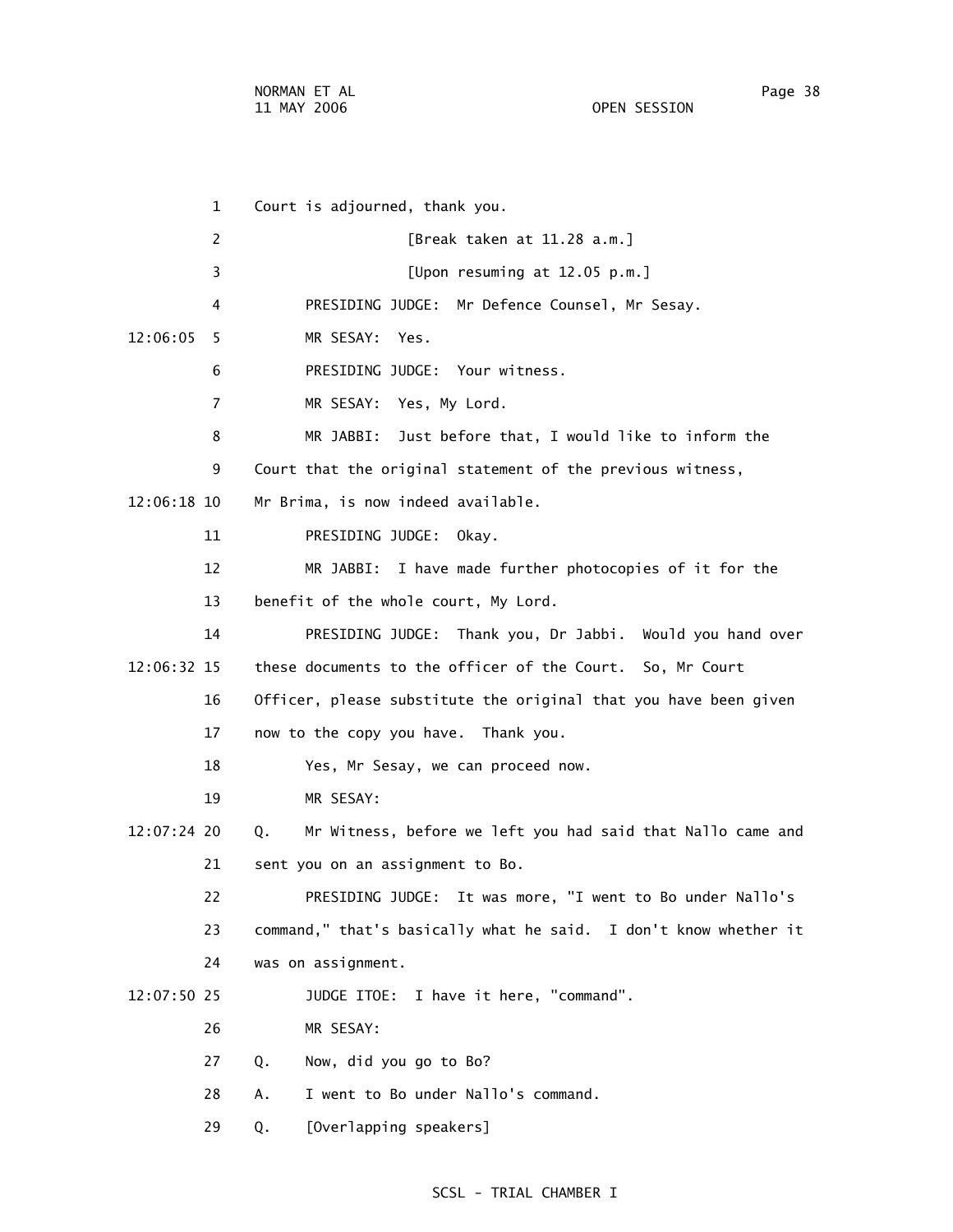Court is adjourned, thank you.

[Break taken at 11.28 a.m.]

[Upon resuming at 12.05 p.m.]

PRESIDING JUDGE: Mr Defence Counsel, Mr Sesay.

MR SESAY: Yes.

PRESIDING JUDGE: Your witness.

MR SESAY: Yes, My Lord.

MR JABBI: Just before that, I would like to inform the Court that the original statement of the previous witness, Mr Brima, is now indeed available.

PRESIDING JUDGE: Okay.

MR JABBI: I have made further photocopies of it for the benefit of the whole court, My Lord.

PRESIDING JUDGE: Thank you, Dr Jabbi. Would you hand over these documents to the officer of the Court. So, Mr Court Officer, please substitute the original that you have been given now to the copy you have. Thank you.

Yes, Mr Sesay, we can proceed now.

MR SESAY:

Q. Mr Witness, before we left you had said that Nallo came and sent you on an assignment to Bo.

PRESIDING JUDGE: It was more, "I went to Bo under Nallo's command," that's basically what he said. I don't know whether it was on assignment.

JUDGE ITOE: I have it here, "command".

MR SESAY:

Q. Now, did you go to Bo?

A. I went to Bo under Nallo's command.

Q. [Overlapping speakers]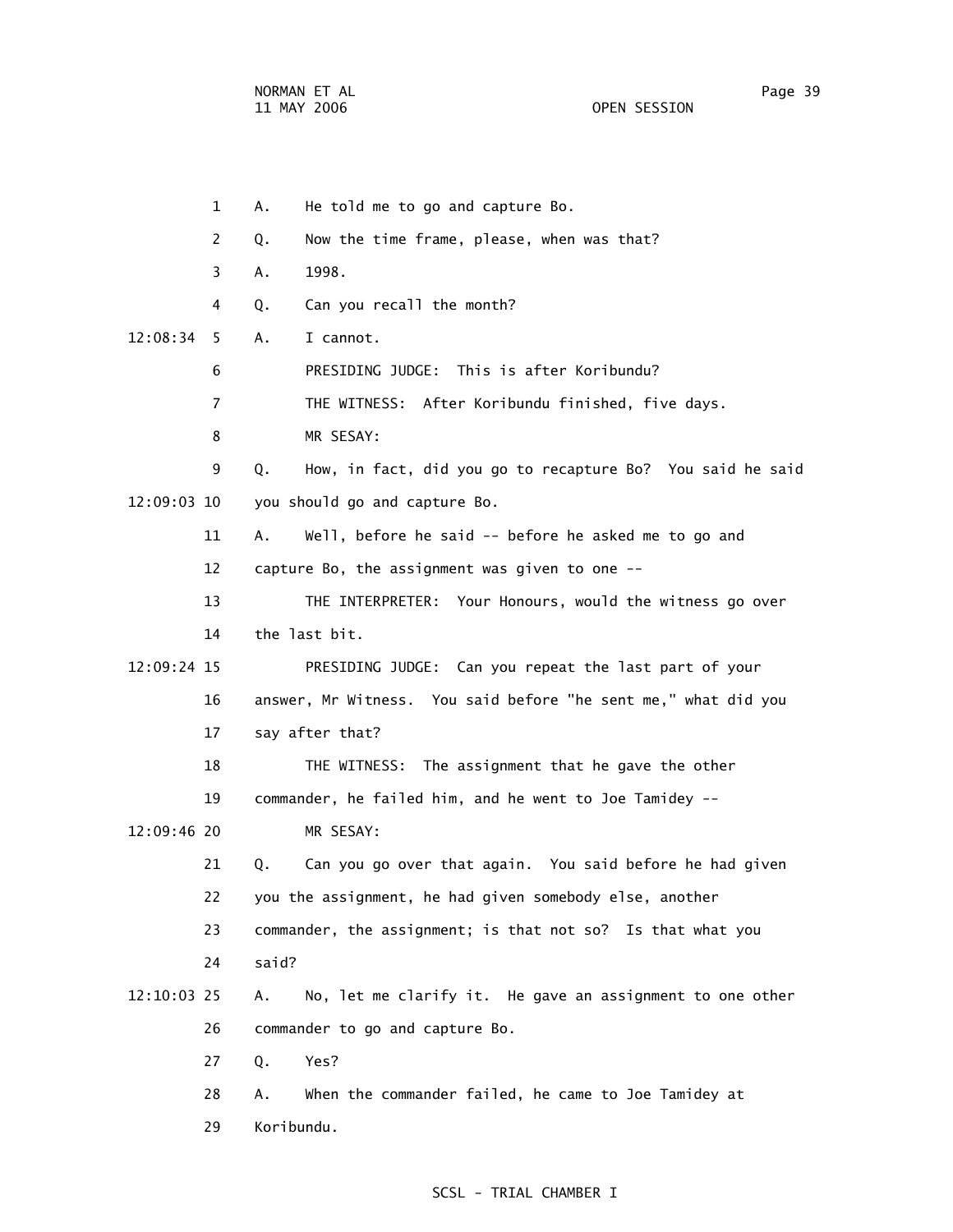1 A. He told me to go and capture Bo.

2 Q. Now the time frame, please, when was that?

3 A. 1998.

4 Q. Can you recall the month?

12:08:34 5 A. I cannot.

6 PRESIDING JUDGE: This is after Koribundu?

7 THE WITNESS: After Koribundu finished, five days.

8 MR SESAY:

9 Q. How, in fact, did you go to recapture Bo? You said he said

12:09:03 10 you should go and capture Bo.

11 A. Well, before he said -- before he asked me to go and

12 capture Bo, the assignment was given to one --

13 THE INTERPRETER: Your Honours, would the witness go over

14 the last bit.

12:09:24 15 PRESIDING JUDGE: Can you repeat the last part of your

16 answer, Mr Witness. You said before "he sent me," what did you

17 say after that?

18 THE WITNESS: The assignment that he gave the other

19 commander, he failed him, and he went to Joe Tamidey --

12:09:46 20 MR SESAY:

21 Q. Can you go over that again. You said before he had given

22 you the assignment, he had given somebody else, another

23 commander, the assignment; is that not so? Is that what you

24 said?

12:10:03 25 A. No, let me clarify it. He gave an assignment to one other

26 commander to go and capture Bo.

27 Q. Yes?

28 A. When the commander failed, he came to Joe Tamidey at

29 Koribundu.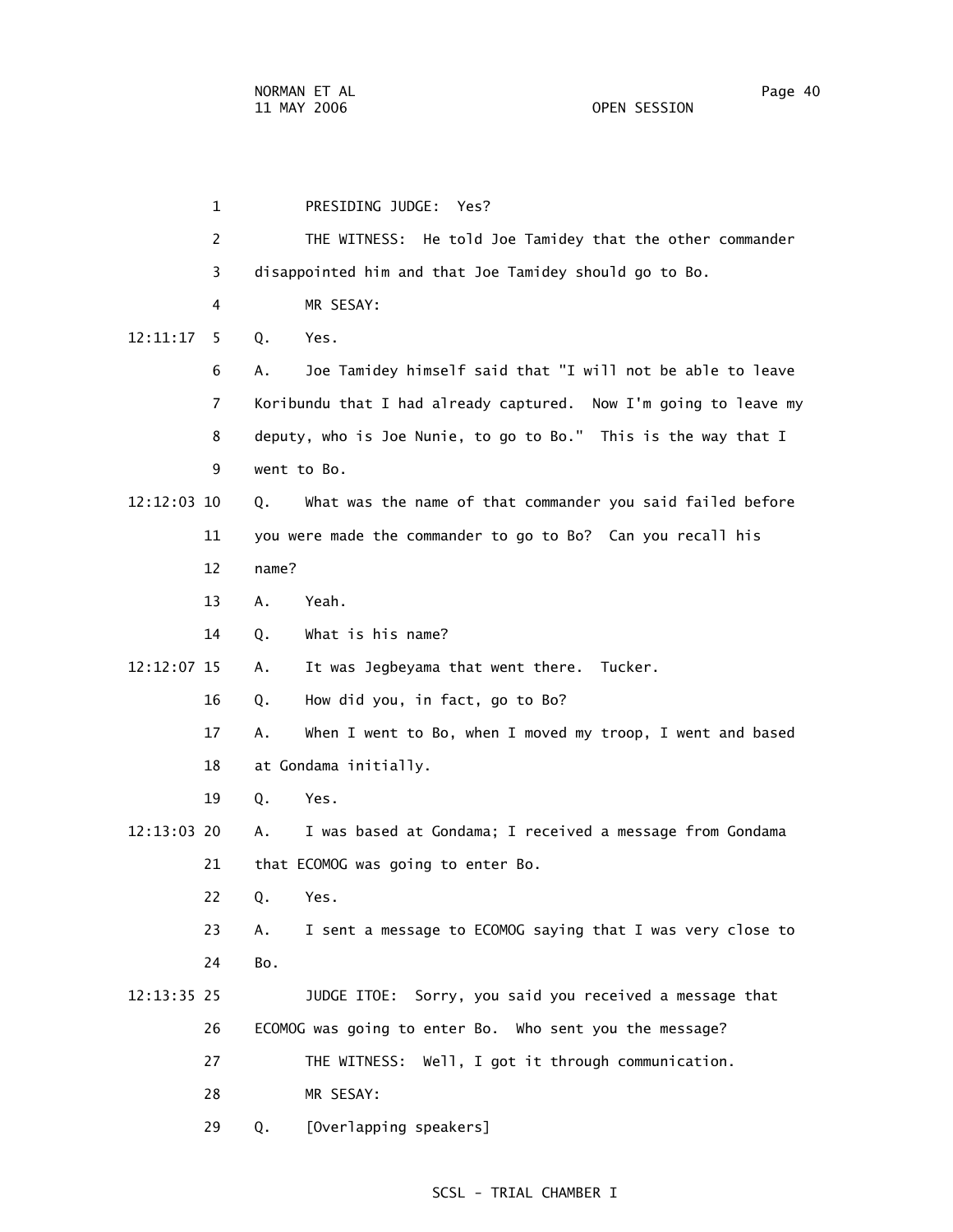1 PRESIDING JUDGE: Yes?

2 THE WITNESS: He told Joe Tamidey that the other commander

3 disappointed him and that Joe Tamidey should go to Bo.

4 MR SESAY:

12:11:17 5 Q. Yes.

6 A. Joe Tamidey himself said that "I will not be able to leave

7 Koribundu that I had already captured. Now I'm going to leave my

8 deputy, who is Joe Nunie, to go to Bo." This is the way that I

9 went to Bo.

12:12:03 10 Q. What was the name of that commander you said failed before

11 you were made the commander to go to Bo? Can you recall his

12 name?

13 A. Yeah.

14 Q. What is his name?

12:12:07 15 A. It was Jegbeyama that went there. Tucker.

16 Q. How did you, in fact, go to Bo?

17 A. When I went to Bo, when I moved my troop, I went and based

18 at Gondama initially.

19 Q. Yes.

12:13:03 20 A. I was based at Gondama; I received a message from Gondama

21 that ECOMOG was going to enter Bo.

22 Q. Yes.

23 A. I sent a message to ECOMOG saying that I was very close to

24 Bo.

12:13:35 25 JUDGE ITOE: Sorry, you said you received a message that

26 ECOMOG was going to enter Bo. Who sent you the message?

27 THE WITNESS: Well, I got it through communication.

28 MR SESAY:

29 Q. [Overlapping speakers]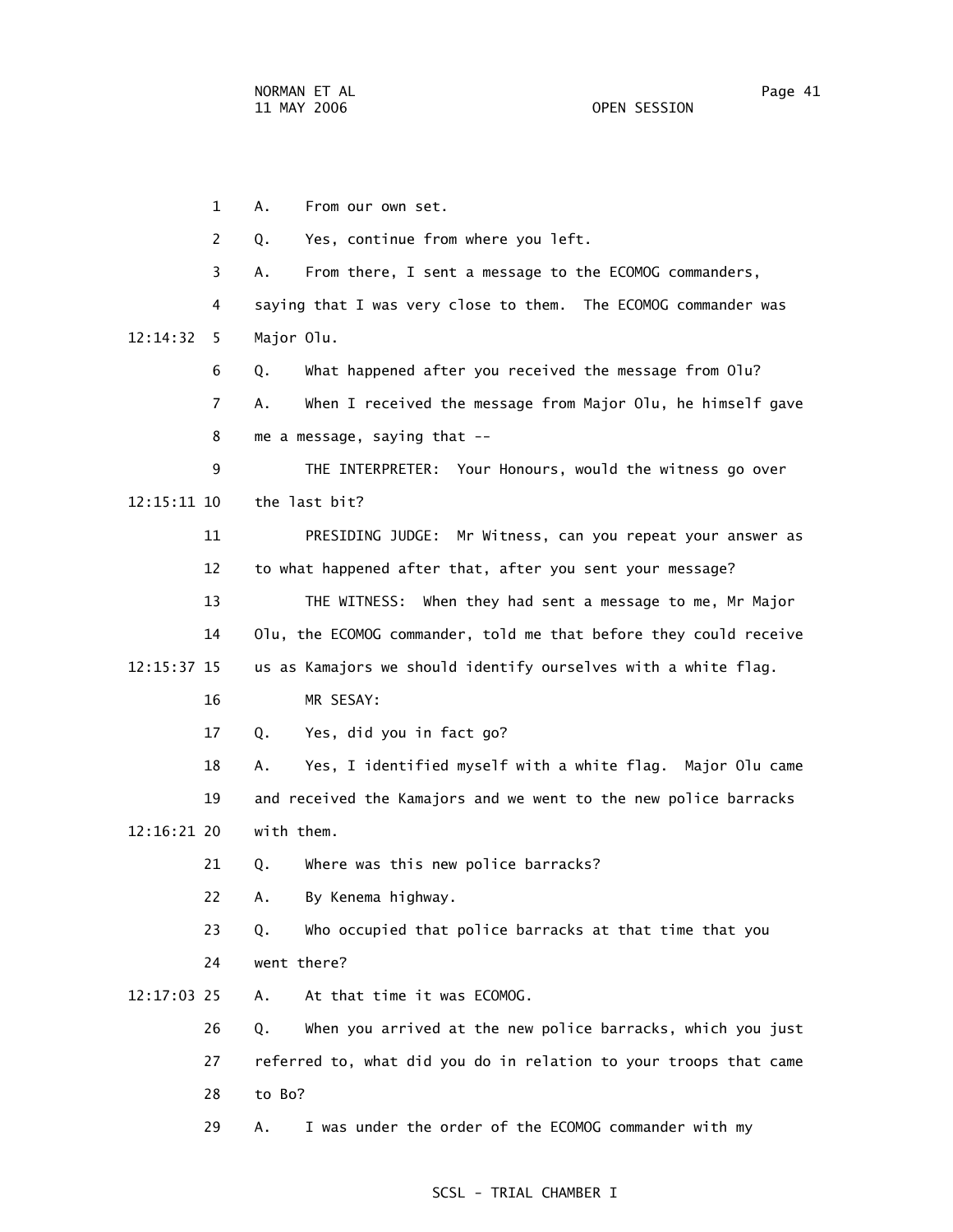1 A. From our own set.

2 Q. Yes, continue from where you left.

3 A. From there, I sent a message to the ECOMOG commanders,

4 saying that I was very close to them. The ECOMOG commander was

12:14:32 5 Major Olu.

6 Q. What happened after you received the message from Olu?

7 A. When I received the message from Major Olu, he himself gave

8 me a message, saying that --

9 THE INTERPRETER: Your Honours, would the witness go over

12:15:11 10 the last bit?

11 PRESIDING JUDGE: Mr Witness, can you repeat your answer as

12 to what happened after that, after you sent your message?

13 THE WITNESS: When they had sent a message to me, Mr Major

14 Olu, the ECOMOG commander, told me that before they could receive

12:15:37 15 us as Kamajors we should identify ourselves with a white flag.

16 MR SESAY:

17 Q. Yes, did you in fact go?

18 A. Yes, I identified myself with a white flag. Major Olu came

19 and received the Kamajors and we went to the new police barracks

12:16:21 20 with them.

21 Q. Where was this new police barracks?

22 A. By Kenema highway.

23 Q. Who occupied that police barracks at that time that you

24 went there?

12:17:03 25 A. At that time it was ECOMOG.

26 Q. When you arrived at the new police barracks, which you just

27 referred to, what did you do in relation to your troops that came

28 to Bo?

29 A. I was under the order of the ECOMOG commander with my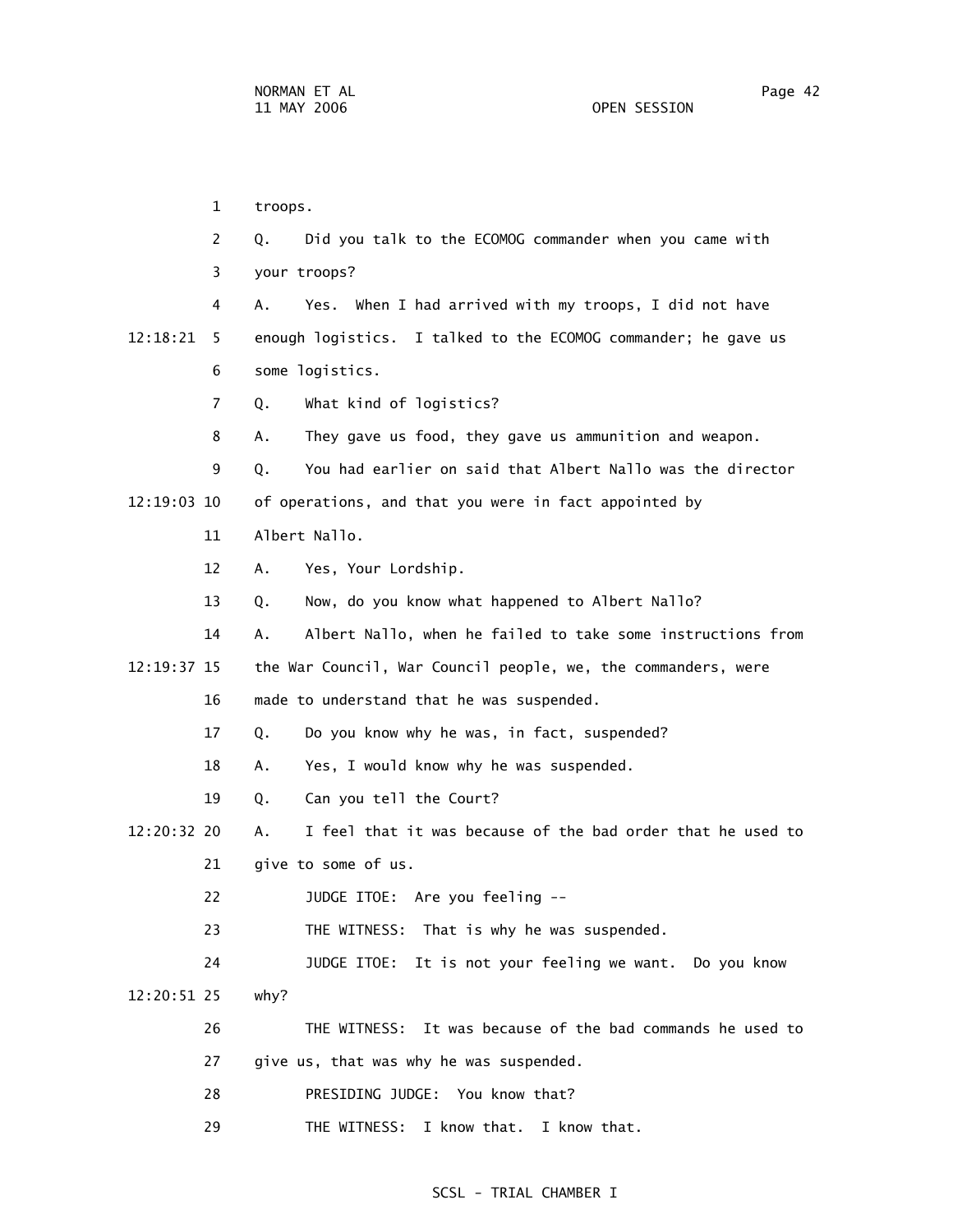1 troops.

2 Q. Did you talk to the ECOMOG commander when you came with

3 your troops?

4 A. Yes. When I had arrived with my troops, I did not have

12:18:21 5 enough logistics. I talked to the ECOMOG commander; he gave us

6 some logistics.

7 Q. What kind of logistics?

8 A. They gave us food, they gave us ammunition and weapon.

9 Q. You had earlier on said that Albert Nallo was the director

12:19:03 10 of operations, and that you were in fact appointed by

11 Albert Nallo.

12 A. Yes, Your Lordship.

13 Q. Now, do you know what happened to Albert Nallo?

14 A. Albert Nallo, when he failed to take some instructions from

12:19:37 15 the War Council, War Council people, we, the commanders, were

16 made to understand that he was suspended.

17 Q. Do you know why he was, in fact, suspended?

18 A. Yes, I would know why he was suspended.

19 Q. Can you tell the Court?

12:20:32 20 A. I feel that it was because of the bad order that he used to

21 give to some of us.

22 JUDGE ITOE: Are you feeling --

23 THE WITNESS: That is why he was suspended.

24 JUDGE ITOE: It is not your feeling we want. Do you know

12:20:51 25 why?

26 THE WITNESS: It was because of the bad commands he used to

27 give us, that was why he was suspended.

28 PRESIDING JUDGE: You know that?

29 THE WITNESS: I know that. I know that.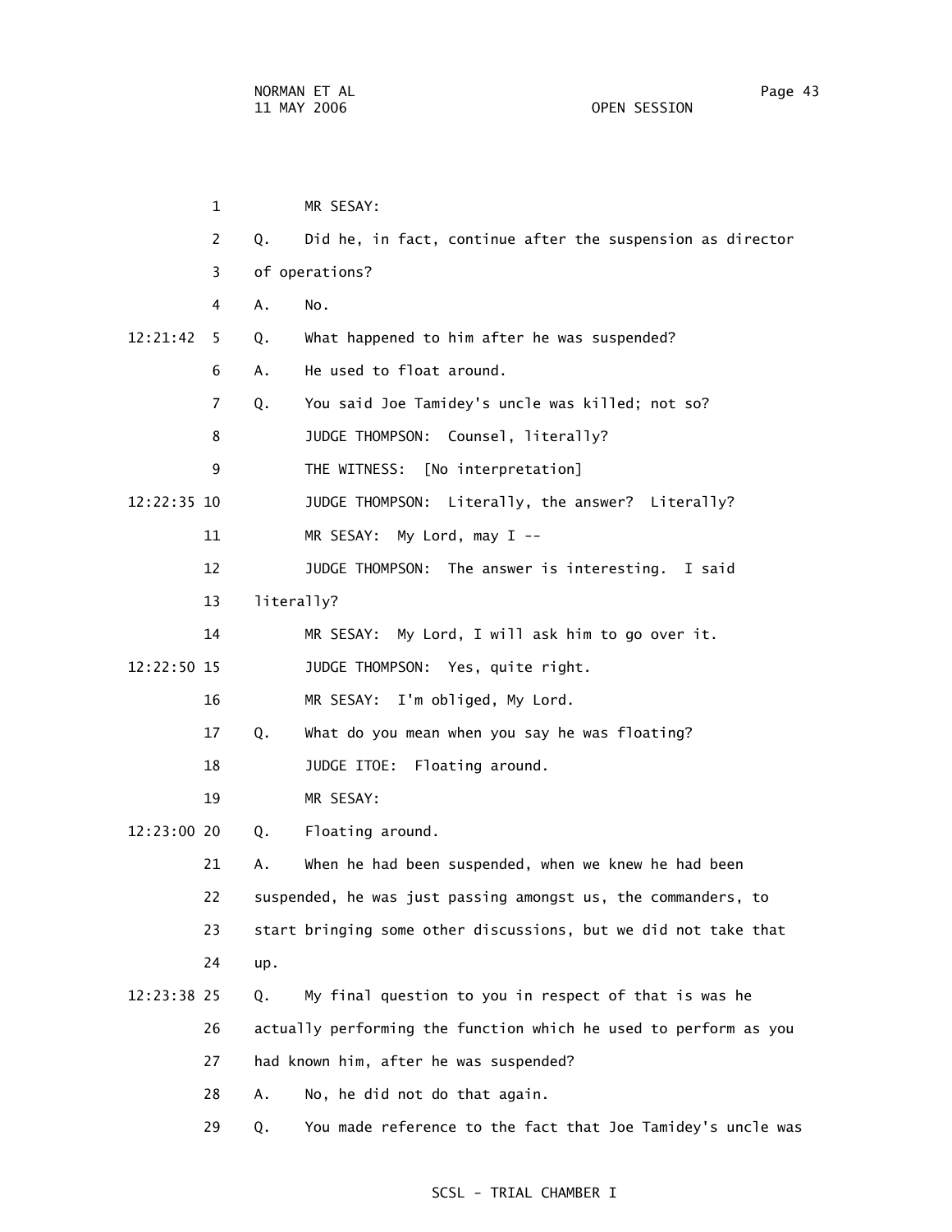MR SESAY:

Q. Did he, in fact, continue after the suspension as director of operations?

A. No.

Q. What happened to him after he was suspended?

A. He used to float around.

Q. You said Joe Tamidey's uncle was killed; not so?

JUDGE THOMPSON: Counsel, literally?

THE WITNESS: [No interpretation]

JUDGE THOMPSON: Literally, the answer? Literally?

MR SESAY: My Lord, may I --

JUDGE THOMPSON: The answer is interesting. I said literally?

MR SESAY: My Lord, I will ask him to go over it.

JUDGE THOMPSON: Yes, quite right.

MR SESAY: I'm obliged, My Lord.

Q. What do you mean when you say he was floating?

JUDGE ITOE: Floating around.

MR SESAY:

Q. Floating around.

A. When he had been suspended, when we knew he had been suspended, he was just passing amongst us, the commanders, to start bringing some other discussions, but we did not take that up.

Q. My final question to you in respect of that is was he actually performing the function which he used to perform as you had known him, after he was suspended?

A. No, he did not do that again.

Q. You made reference to the fact that Joe Tamidey's uncle was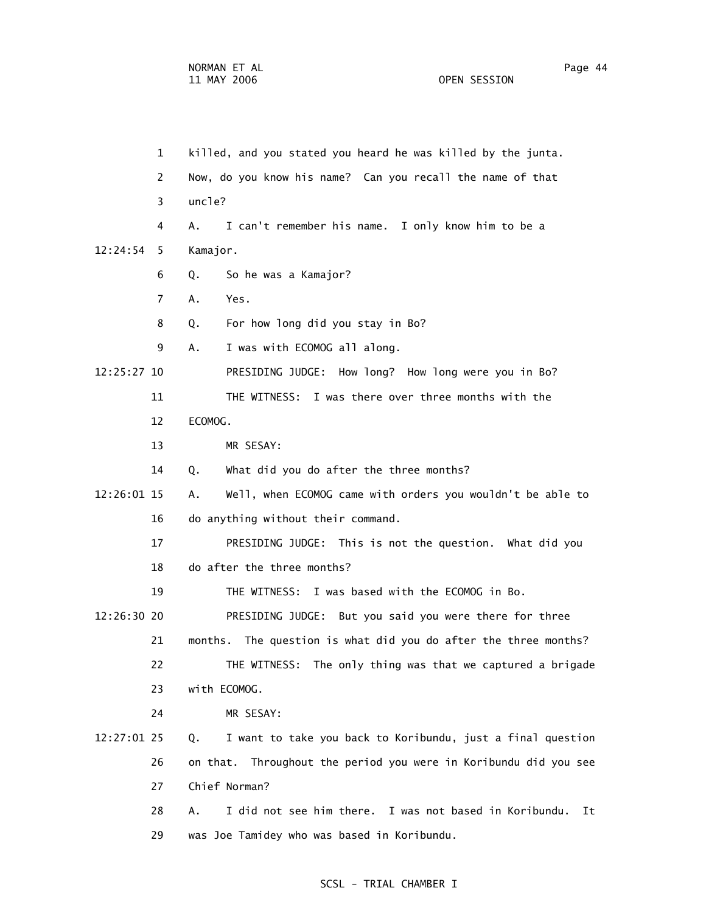killed, and you stated you heard he was killed by the junta. Now, do you know his name? Can you recall the name of that uncle?

A. I can't remember his name. I only know him to be a Kamajor.

Q. So he was a Kamajor?

A. Yes.

Q. For how long did you stay in Bo?

A. I was with ECOMOG all along.

PRESIDING JUDGE: How long? How long were you in Bo?

THE WITNESS: I was there over three months with the ECOMOG.

MR SESAY:

Q. What did you do after the three months?

A. Well, when ECOMOG came with orders you wouldn't be able to do anything without their command.

PRESIDING JUDGE: This is not the question. What did you do after the three months?

THE WITNESS: I was based with the ECOMOG in Bo.

PRESIDING JUDGE: But you said you were there for three months. The question is what did you do after the three months?

THE WITNESS: The only thing was that we captured a brigade with ECOMOG.

MR SESAY:

Q. I want to take you back to Koribundu, just a final question on that. Throughout the period you were in Koribundu did you see Chief Norman?

A. I did not see him there. I was not based in Koribundu. It was Joe Tamidey who was based in Koribundu.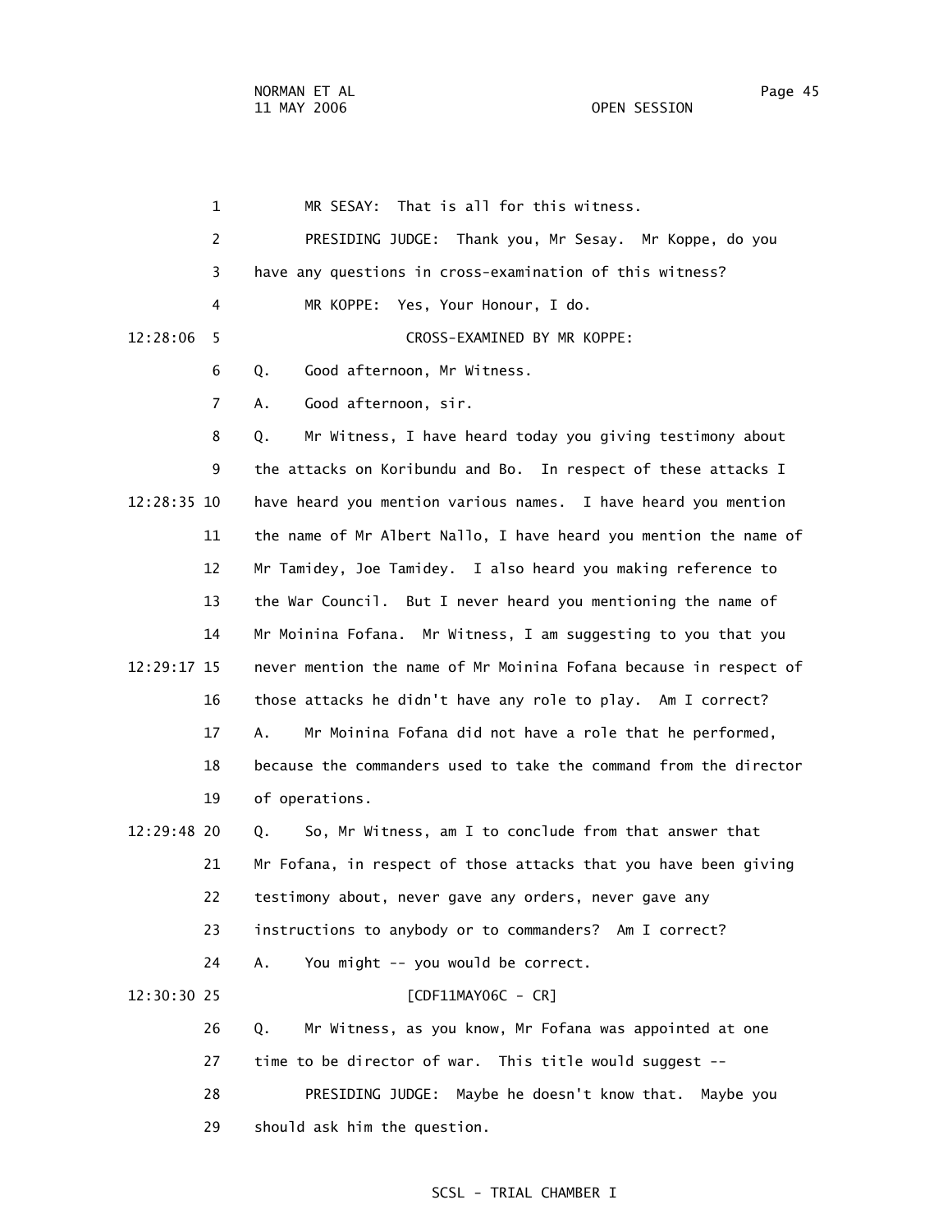MR SESAY: That is all for this witness.

PRESIDING JUDGE: Thank you, Mr Sesay. Mr Koppe, do you have any questions in cross-examination of this witness?

MR KOPPE: Yes, Your Honour, I do.

12:28:06 CROSS-EXAMINED BY MR KOPPE:

Q. Good afternoon, Mr Witness.

A. Good afternoon, sir.

Q. Mr Witness, I have heard today you giving testimony about the attacks on Koribundu and Bo. In respect of these attacks I have heard you mention various names. I have heard you mention the name of Mr Albert Nallo, I have heard you mention the name of Mr Tamidey, Joe Tamidey. I also heard you making reference to the War Council. But I never heard you mentioning the name of Mr Moinina Fofana. Mr Witness, I am suggesting to you that you never mention the name of Mr Moinina Fofana because in respect of those attacks he didn't have any role to play. Am I correct?

A. Mr Moinina Fofana did not have a role that he performed, because the commanders used to take the command from the director of operations.

Q. So, Mr Witness, am I to conclude from that answer that Mr Fofana, in respect of those attacks that you have been giving testimony about, never gave any orders, never gave any instructions to anybody or to commanders? Am I correct?

A. You might -- you would be correct.

[CDF11MAY06C - CR]

Q. Mr Witness, as you know, Mr Fofana was appointed at one time to be director of war. This title would suggest --

PRESIDING JUDGE: Maybe he doesn't know that. Maybe you should ask him the question.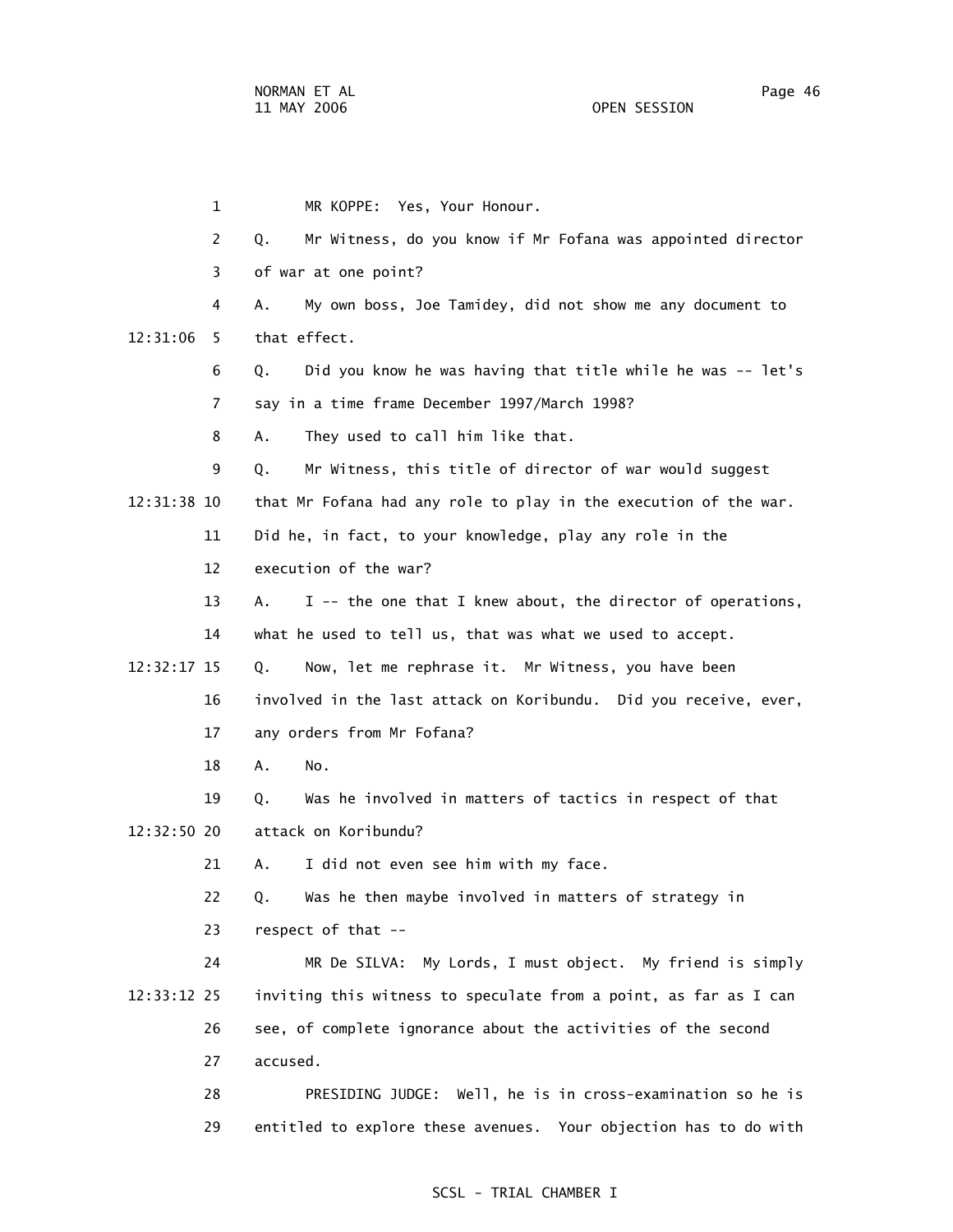MR KOPPE: Yes, Your Honour.

Q. Mr Witness, do you know if Mr Fofana was appointed director of war at one point?

A. My own boss, Joe Tamidey, did not show me any document to that effect.

Q. Did you know he was having that title while he was -- let's say in a time frame December 1997/March 1998?

A. They used to call him like that.

Q. Mr Witness, this title of director of war would suggest that Mr Fofana had any role to play in the execution of the war. Did he, in fact, to your knowledge, play any role in the execution of the war?

A. I -- the one that I knew about, the director of operations, what he used to tell us, that was what we used to accept.

Q. Now, let me rephrase it. Mr Witness, you have been involved in the last attack on Koribundu. Did you receive, ever, any orders from Mr Fofana?

A. No.

Q. Was he involved in matters of tactics in respect of that attack on Koribundu?

A. I did not even see him with my face.

Q. Was he then maybe involved in matters of strategy in respect of that --

MR De SILVA: My Lords, I must object. My friend is simply inviting this witness to speculate from a point, as far as I can see, of complete ignorance about the activities of the second accused.

PRESIDING JUDGE: Well, he is in cross-examination so he is entitled to explore these avenues. Your objection has to do with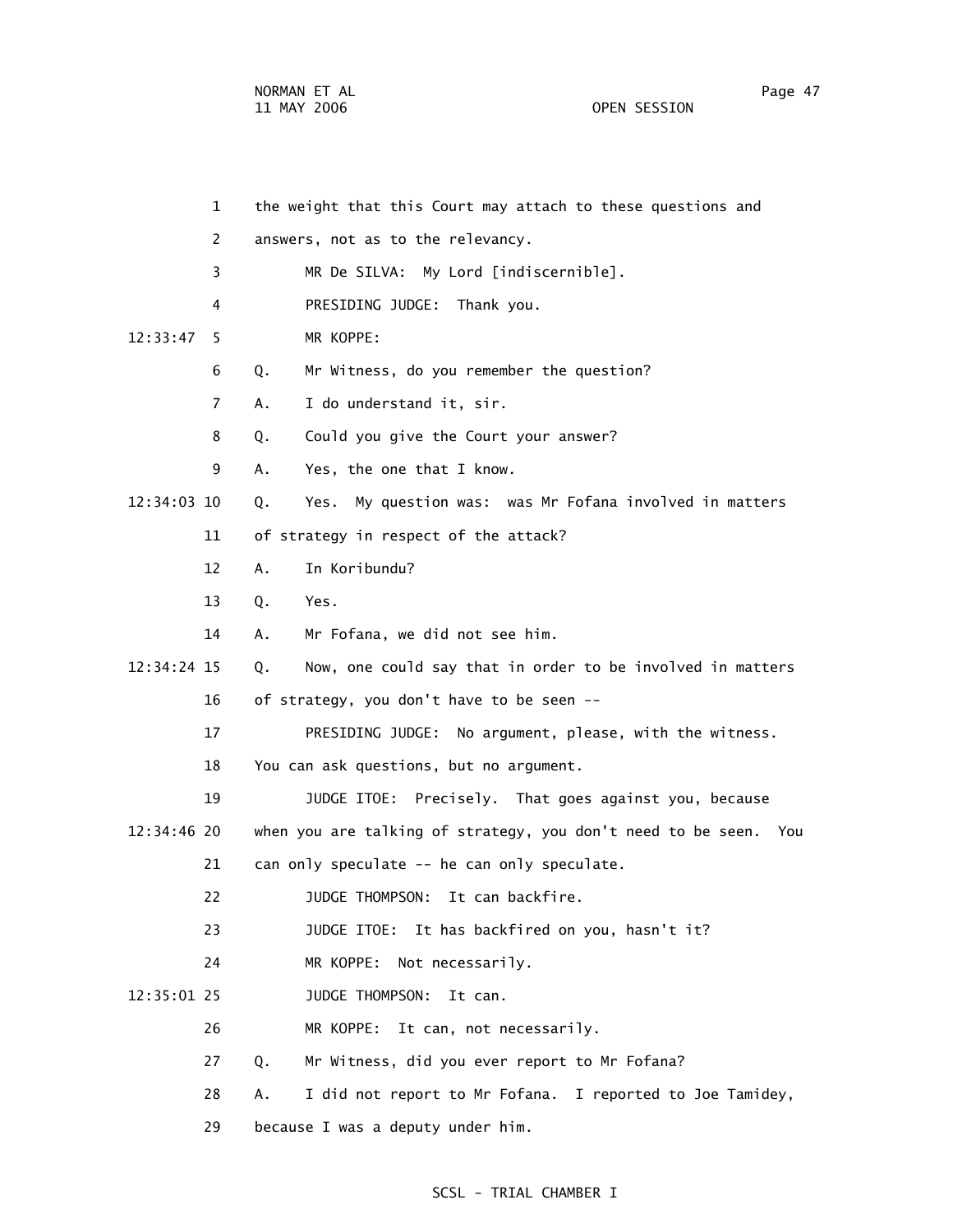1 the weight that this Court may attach to these questions and

2 answers, not as to the relevancy.

3 MR De SILVA: My Lord [indiscernible].

4 PRESIDING JUDGE: Thank you.

12:33:47 5 MR KOPPE:

6 Q. Mr Witness, do you remember the question?

7 A. I do understand it, sir.

8 Q. Could you give the Court your answer?

9 A. Yes, the one that I know.

12:34:03 10 Q. Yes. My question was: was Mr Fofana involved in matters

11 of strategy in respect of the attack?

12 A. In Koribundu?

13 Q. Yes.

14 A. Mr Fofana, we did not see him.

12:34:24 15 Q. Now, one could say that in order to be involved in matters

16 of strategy, you don't have to be seen --

17 PRESIDING JUDGE: No argument, please, with the witness.

18 You can ask questions, but no argument.

19 JUDGE ITOE: Precisely. That goes against you, because

12:34:46 20 when you are talking of strategy, you don't need to be seen. You

21 can only speculate -- he can only speculate.

22 JUDGE THOMPSON: It can backfire.

23 JUDGE ITOE: It has backfired on you, hasn't it?

24 MR KOPPE: Not necessarily.

12:35:01 25 JUDGE THOMPSON: It can.

26 MR KOPPE: It can, not necessarily.

27 Q. Mr Witness, did you ever report to Mr Fofana?

28 A. I did not report to Mr Fofana. I reported to Joe Tamidey,

29 because I was a deputy under him.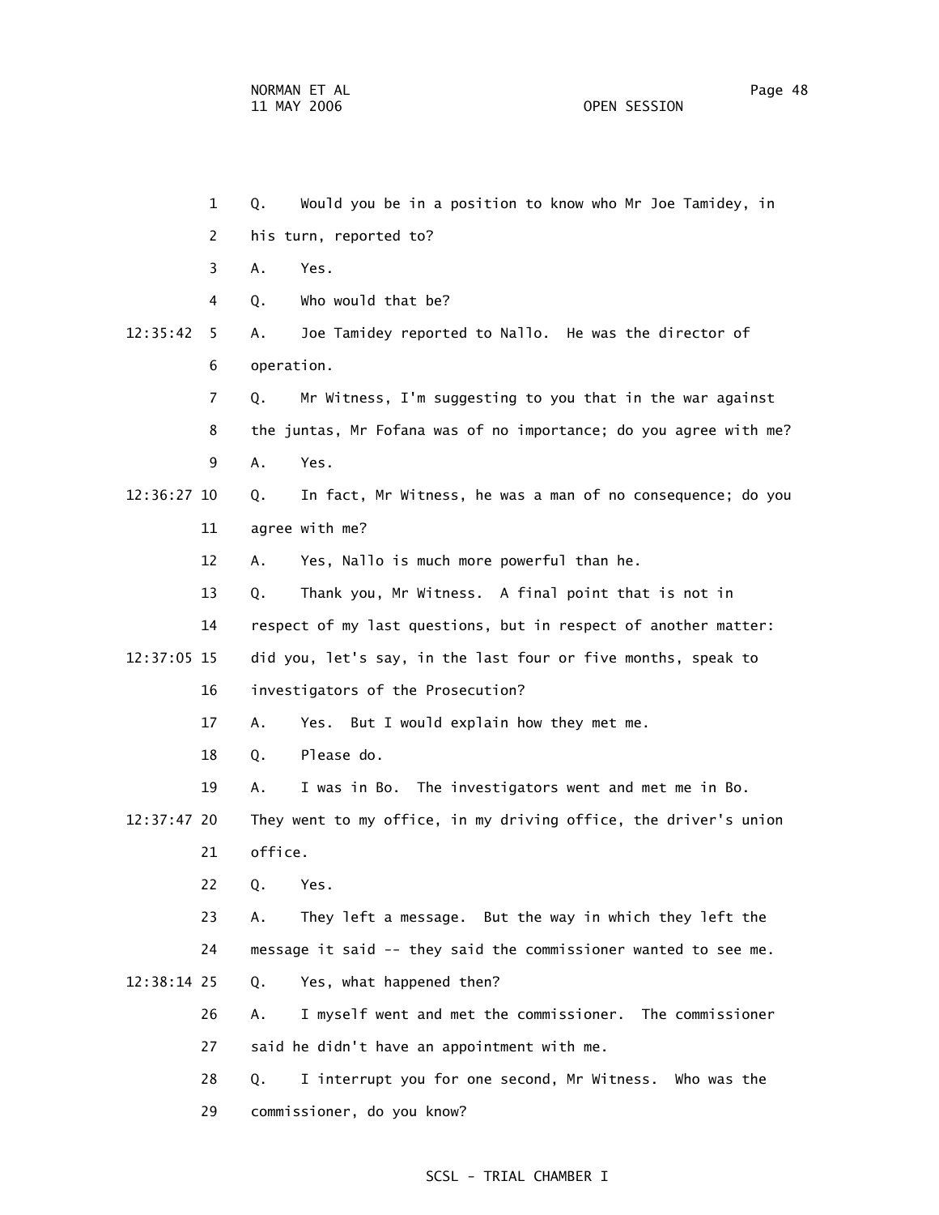1 Q. Would you be in a position to know who Mr Joe Tamidey, in

2 his turn, reported to?

3 A. Yes.

4 Q. Who would that be?

12:35:42 5 A. Joe Tamidey reported to Nallo. He was the director of

6 operation.

7 Q. Mr Witness, I'm suggesting to you that in the war against

8 the juntas, Mr Fofana was of no importance; do you agree with me?

9 A. Yes.

12:36:27 10 Q. In fact, Mr Witness, he was a man of no consequence; do you

11 agree with me?

12 A. Yes, Nallo is much more powerful than he.

13 Q. Thank you, Mr Witness. A final point that is not in

14 respect of my last questions, but in respect of another matter:

12:37:05 15 did you, let's say, in the last four or five months, speak to

16 investigators of the Prosecution?

17 A. Yes. But I would explain how they met me.

18 Q. Please do.

19 A. I was in Bo. The investigators went and met me in Bo.

12:37:47 20 They went to my office, in my driving office, the driver's union

21 office.

22 Q. Yes.

23 A. They left a message. But the way in which they left the

24 message it said -- they said the commissioner wanted to see me.

12:38:14 25 Q. Yes, what happened then?

26 A. I myself went and met the commissioner. The commissioner

27 said he didn't have an appointment with me.

28 Q. I interrupt you for one second, Mr Witness. Who was the

29 commissioner, do you know?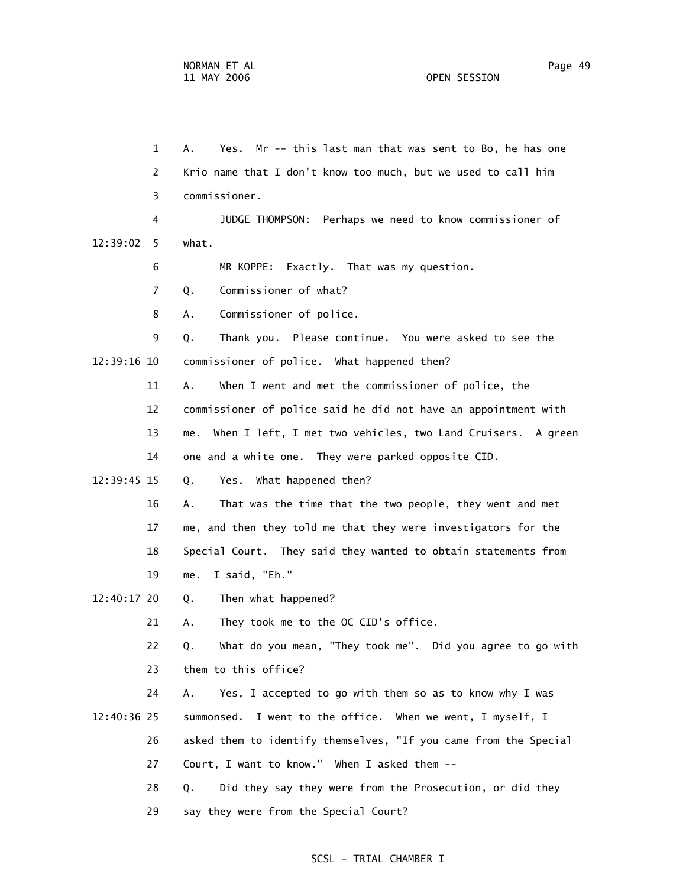A. Yes. Mr -- this last man that was sent to Bo, he has one Krio name that I don't know too much, but we used to call him commissioner.

JUDGE THOMPSON: Perhaps we need to know commissioner of what.

MR KOPPE: Exactly. That was my question.

Q. Commissioner of what?

A. Commissioner of police.

Q. Thank you. Please continue. You were asked to see the commissioner of police. What happened then?

A. When I went and met the commissioner of police, the commissioner of police said he did not have an appointment with me. When I left, I met two vehicles, two Land Cruisers. A green one and a white one. They were parked opposite CID.

Q. Yes. What happened then?

A. That was the time that the two people, they went and met me, and then they told me that they were investigators for the Special Court. They said they wanted to obtain statements from me. I said, "Eh."

Q. Then what happened?

A. They took me to the OC CID's office.

Q. What do you mean, "They took me". Did you agree to go with them to this office?

A. Yes, I accepted to go with them so as to know why I was summonsed. I went to the office. When we went, I myself, I asked them to identify themselves, "If you came from the Special Court, I want to know." When I asked them --

Q. Did they say they were from the Prosecution, or did they say they were from the Special Court?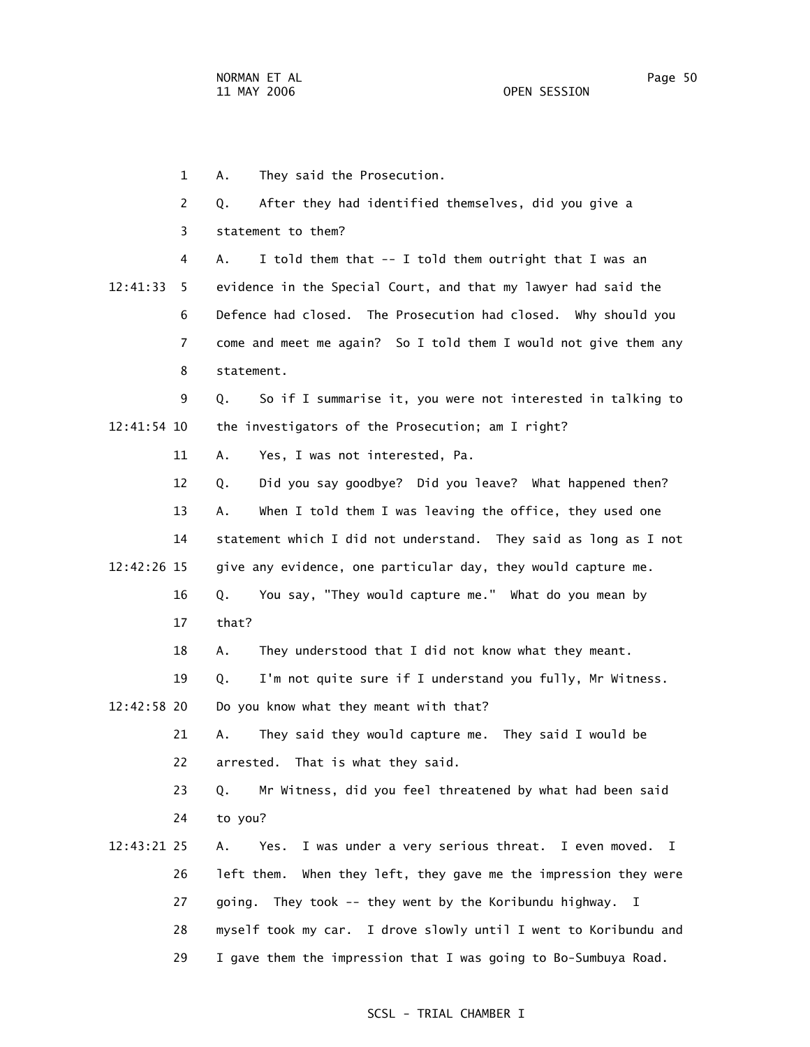1 A. They said the Prosecution.

2 Q. After they had identified themselves, did you give a

3 statement to them?

4 A. I told them that -- I told them outright that I was an

12:41:33 5 evidence in the Special Court, and that my lawyer had said the

6 Defence had closed. The Prosecution had closed. Why should you

7 come and meet me again? So I told them I would not give them any

8 statement.

9 Q. So if I summarise it, you were not interested in talking to

12:41:54 10 the investigators of the Prosecution; am I right?

11 A. Yes, I was not interested, Pa.

12 Q. Did you say goodbye? Did you leave? What happened then?

13 A. When I told them I was leaving the office, they used one

14 statement which I did not understand. They said as long as I not

12:42:26 15 give any evidence, one particular day, they would capture me.

16 Q. You say, "They would capture me." What do you mean by

17 that?

18 A. They understood that I did not know what they meant.

19 Q. I'm not quite sure if I understand you fully, Mr Witness.

12:42:58 20 Do you know what they meant with that?

21 A. They said they would capture me. They said I would be

22 arrested. That is what they said.

23 Q. Mr Witness, did you feel threatened by what had been said

24 to you?

12:43:21 25 A. Yes. I was under a very serious threat. I even moved. I

26 left them. When they left, they gave me the impression they were

27 going. They took -- they went by the Koribundu highway. I

28 myself took my car. I drove slowly until I went to Koribundu and

29 I gave them the impression that I was going to Bo-Sumbuya Road.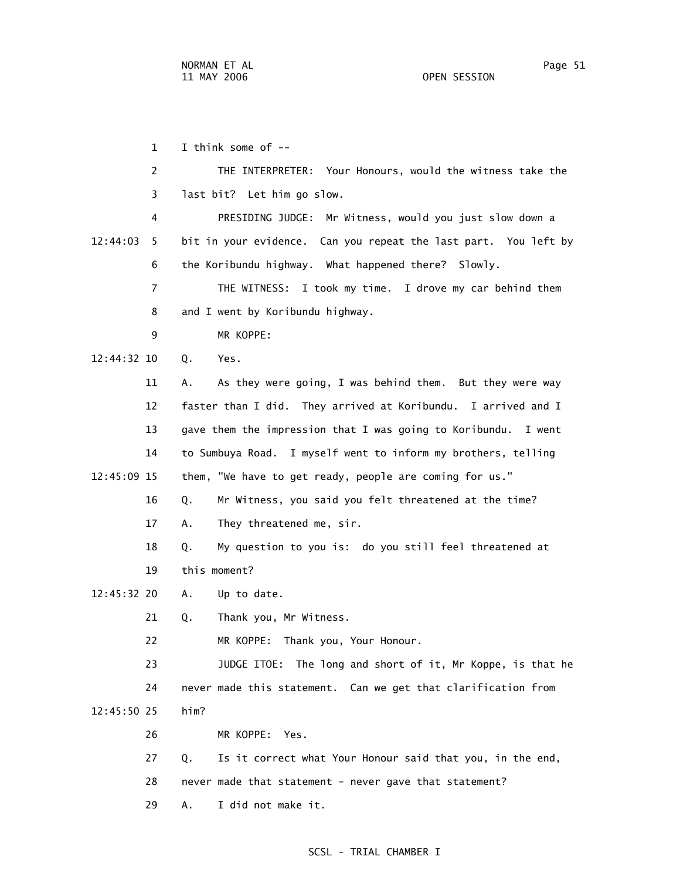I think some of --

THE INTERPRETER: Your Honours, would the witness take the last bit? Let him go slow.

PRESIDING JUDGE: Mr Witness, would you just slow down a bit in your evidence. Can you repeat the last part. You left by the Koribundu highway. What happened there? Slowly.

THE WITNESS: I took my time. I drove my car behind them and I went by Koribundu highway.

MR KOPPE:

Q. Yes.

A. As they were going, I was behind them. But they were way faster than I did. They arrived at Koribundu. I arrived and I gave them the impression that I was going to Koribundu. I went to Sumbuya Road. I myself went to inform my brothers, telling them, "We have to get ready, people are coming for us."

Q. Mr Witness, you said you felt threatened at the time?

A. They threatened me, sir.

Q. My question to you is: do you still feel threatened at this moment?

A. Up to date.

Q. Thank you, Mr Witness.

MR KOPPE: Thank you, Your Honour.

JUDGE ITOE: The long and short of it, Mr Koppe, is that he never made this statement. Can we get that clarification from him?

MR KOPPE: Yes.

Q. Is it correct what Your Honour said that you, in the end, never made that statement - never gave that statement?

A. I did not make it.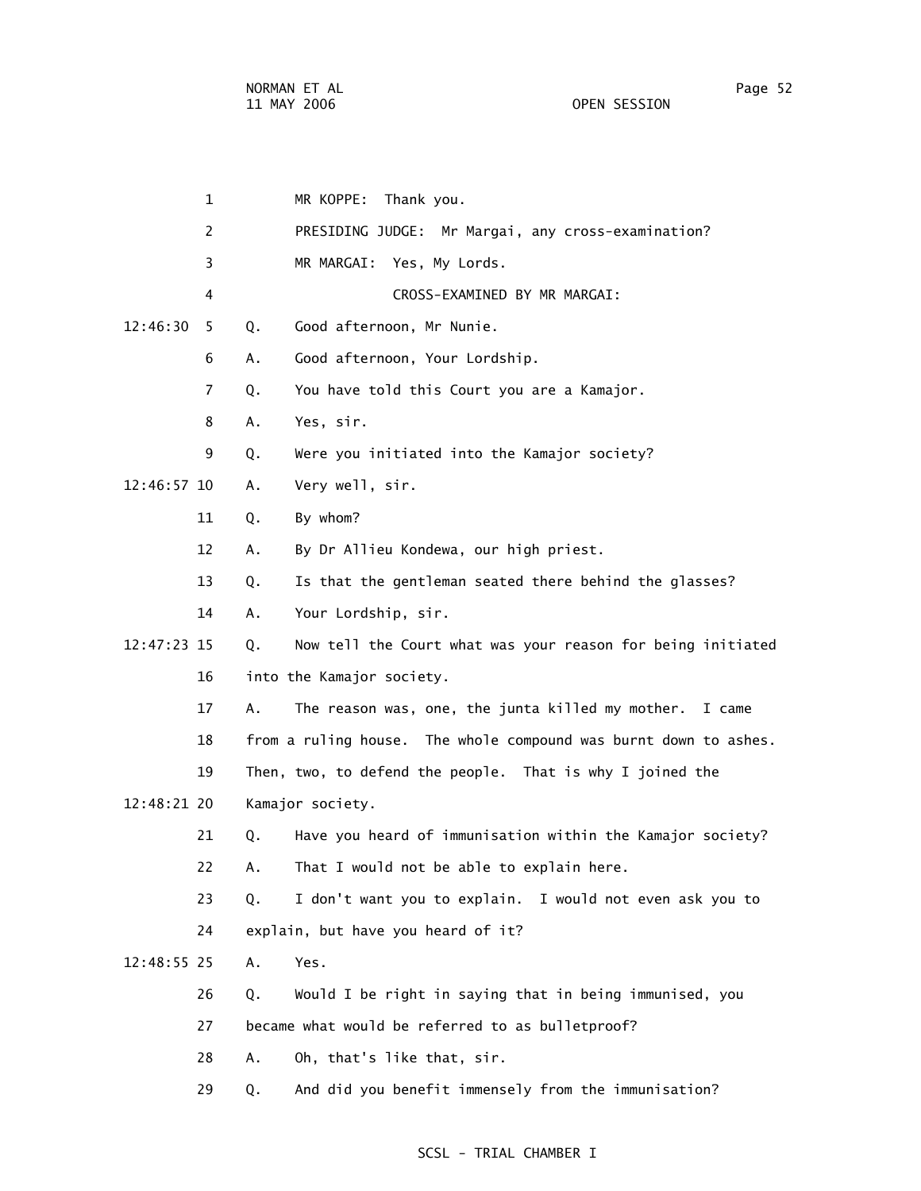MR KOPPE: Thank you.

PRESIDING JUDGE: Mr Margai, any cross-examination?

MR MARGAI: Yes, My Lords.

CROSS-EXAMINED BY MR MARGAI:

12:46:30 Q. Good afternoon, Mr Nunie.

A. Good afternoon, Your Lordship.

Q. You have told this Court you are a Kamajor.

A. Yes, sir.

Q. Were you initiated into the Kamajor society?

12:46:57 A. Very well, sir.

Q. By whom?

A. By Dr Allieu Kondewa, our high priest.

Q. Is that the gentleman seated there behind the glasses?

A. Your Lordship, sir.

12:47:23 Q. Now tell the Court what was your reason for being initiated into the Kamajor society.

A. The reason was, one, the junta killed my mother. I came from a ruling house. The whole compound was burnt down to ashes. Then, two, to defend the people. That is why I joined the

12:48:21 Kamajor society.

Q. Have you heard of immunisation within the Kamajor society?

A. That I would not be able to explain here.

Q. I don't want you to explain. I would not even ask you to explain, but have you heard of it?

12:48:55 A. Yes.

Q. Would I be right in saying that in being immunised, you became what would be referred to as bulletproof?

A. Oh, that's like that, sir.

Q. And did you benefit immensely from the immunisation?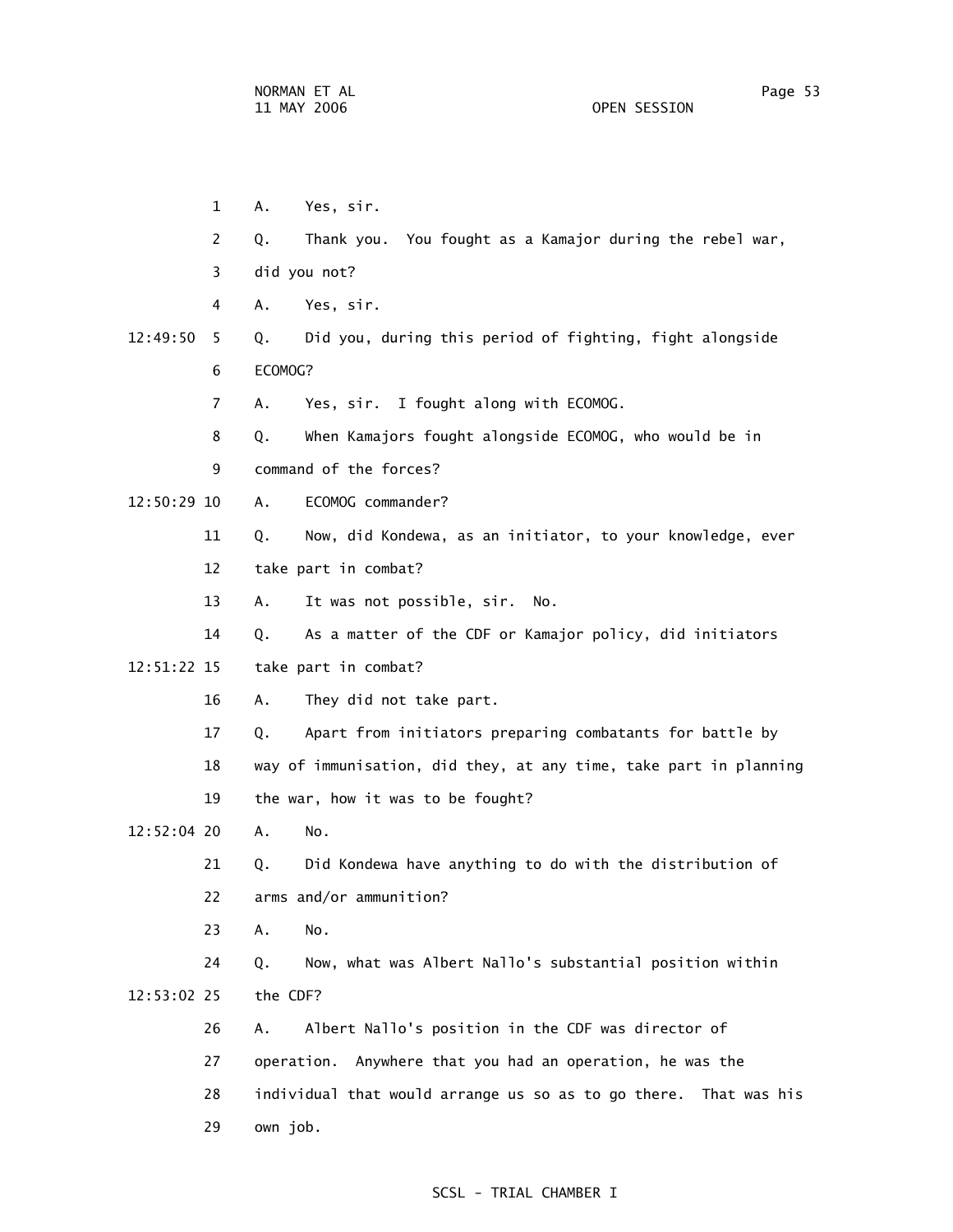A. Yes, sir.

Q. Thank you. You fought as a Kamajor during the rebel war, did you not?

A. Yes, sir.

Q. Did you, during this period of fighting, fight alongside ECOMOG?

A. Yes, sir. I fought along with ECOMOG.

Q. When Kamajors fought alongside ECOMOG, who would be in command of the forces?

A. ECOMOG commander?

Q. Now, did Kondewa, as an initiator, to your knowledge, ever take part in combat?

A. It was not possible, sir. No.

Q. As a matter of the CDF or Kamajor policy, did initiators take part in combat?

A. They did not take part.

Q. Apart from initiators preparing combatants for battle by way of immunisation, did they, at any time, take part in planning the war, how it was to be fought?

A. No.

Q. Did Kondewa have anything to do with the distribution of arms and/or ammunition?

A. No.

Q. Now, what was Albert Nallo's substantial position within the CDF?

A. Albert Nallo's position in the CDF was director of operation. Anywhere that you had an operation, he was the individual that would arrange us so as to go there. That was his own job.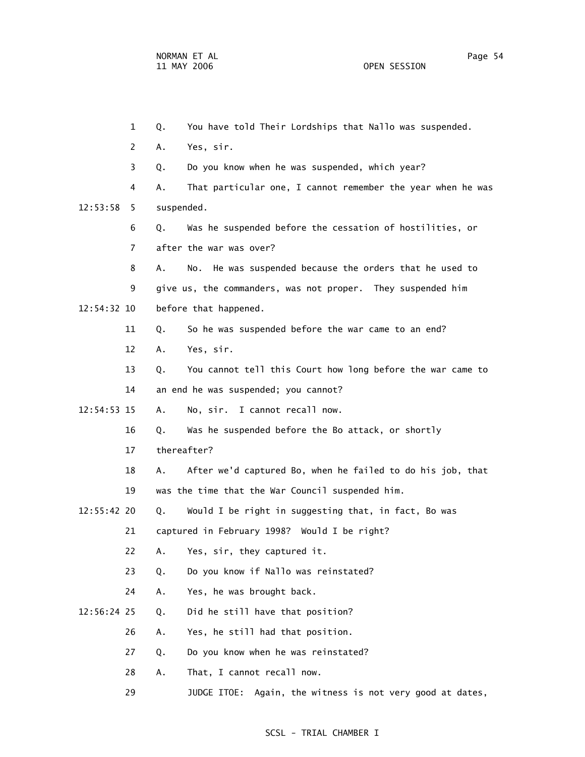1 Q. You have told Their Lordships that Nallo was suspended.

2 A. Yes, sir.

3 Q. Do you know when he was suspended, which year?

4 A. That particular one, I cannot remember the year when he was

12:53:58 5 suspended.

6 Q. Was he suspended before the cessation of hostilities, or

7 after the war was over?

8 A. No. He was suspended because the orders that he used to

9 give us, the commanders, was not proper. They suspended him

12:54:32 10 before that happened.

11 Q. So he was suspended before the war came to an end?

12 A. Yes, sir.

13 Q. You cannot tell this Court how long before the war came to

14 an end he was suspended; you cannot?

12:54:53 15 A. No, sir. I cannot recall now.

16 Q. Was he suspended before the Bo attack, or shortly

17 thereafter?

18 A. After we'd captured Bo, when he failed to do his job, that

19 was the time that the War Council suspended him.

12:55:42 20 Q. Would I be right in suggesting that, in fact, Bo was

21 captured in February 1998? Would I be right?

22 A. Yes, sir, they captured it.

23 Q. Do you know if Nallo was reinstated?

24 A. Yes, he was brought back.

12:56:24 25 Q. Did he still have that position?

26 A. Yes, he still had that position.

27 Q. Do you know when he was reinstated?

28 A. That, I cannot recall now.

29 JUDGE ITOE: Again, the witness is not very good at dates,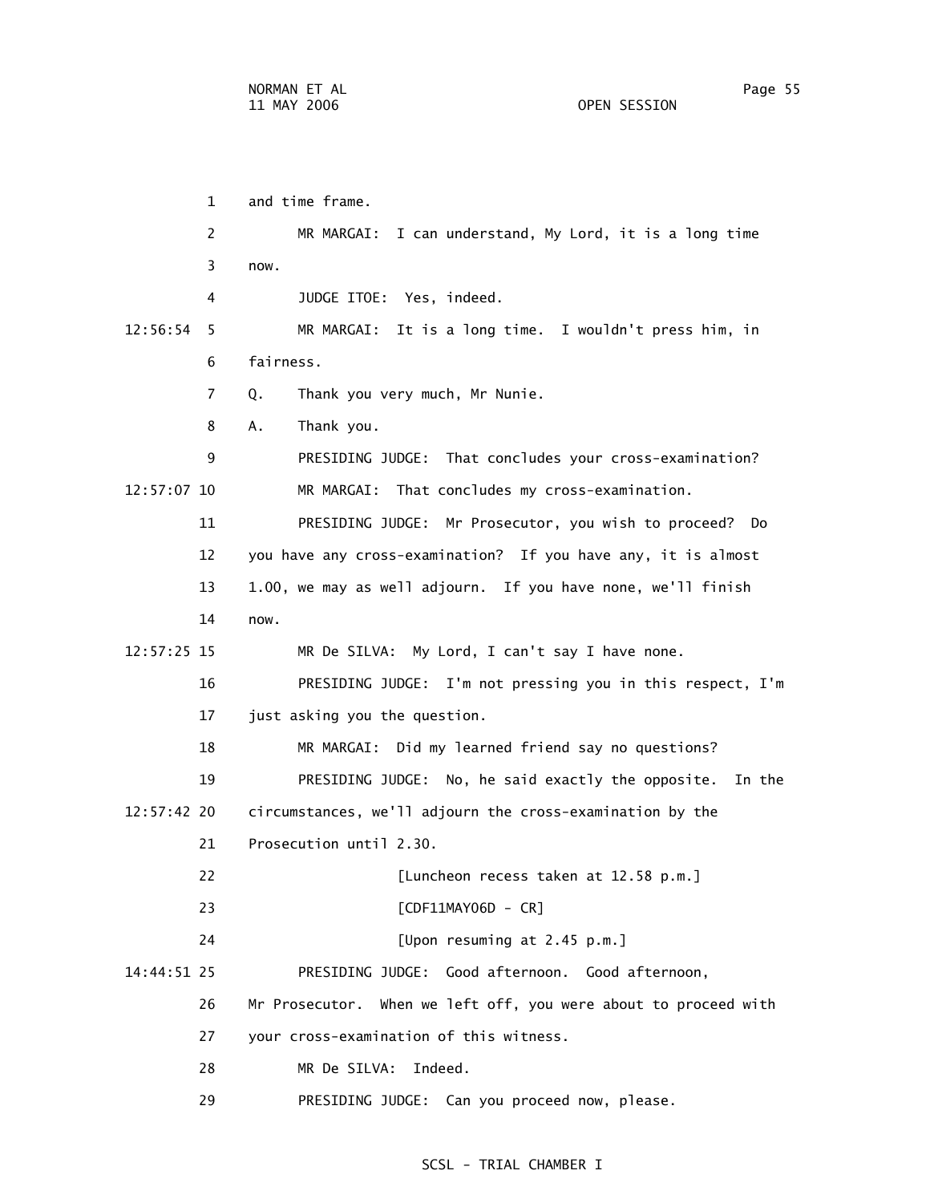1 and time frame.

2 MR MARGAI: I can understand, My Lord, it is a long time

3 now.

4 JUDGE ITOE: Yes, indeed.

12:56:54 5 MR MARGAI: It is a long time. I wouldn't press him, in

6 fairness.

7 Q. Thank you very much, Mr Nunie.

8 A. Thank you.

9 PRESIDING JUDGE: That concludes your cross-examination?

12:57:07 10 MR MARGAI: That concludes my cross-examination.

11 PRESIDING JUDGE: Mr Prosecutor, you wish to proceed? Do

12 you have any cross-examination? If you have any, it is almost

13 1.00, we may as well adjourn. If you have none, we'll finish

14 now.

12:57:25 15 MR De SILVA: My Lord, I can't say I have none.

16 PRESIDING JUDGE: I'm not pressing you in this respect, I'm

17 just asking you the question.

18 MR MARGAI: Did my learned friend say no questions?

19 PRESIDING JUDGE: No, he said exactly the opposite. In the

12:57:42 20 circumstances, we'll adjourn the cross-examination by the

21 Prosecution until 2.30.

22 [Luncheon recess taken at 12.58 p.m.]

23 [CDF11MAY06D - CR]

24 [Upon resuming at 2.45 p.m.]

14:44:51 25 PRESIDING JUDGE: Good afternoon. Good afternoon,

26 Mr Prosecutor. When we left off, you were about to proceed with

27 your cross-examination of this witness.

28 MR De SILVA: Indeed.

29 PRESIDING JUDGE: Can you proceed now, please.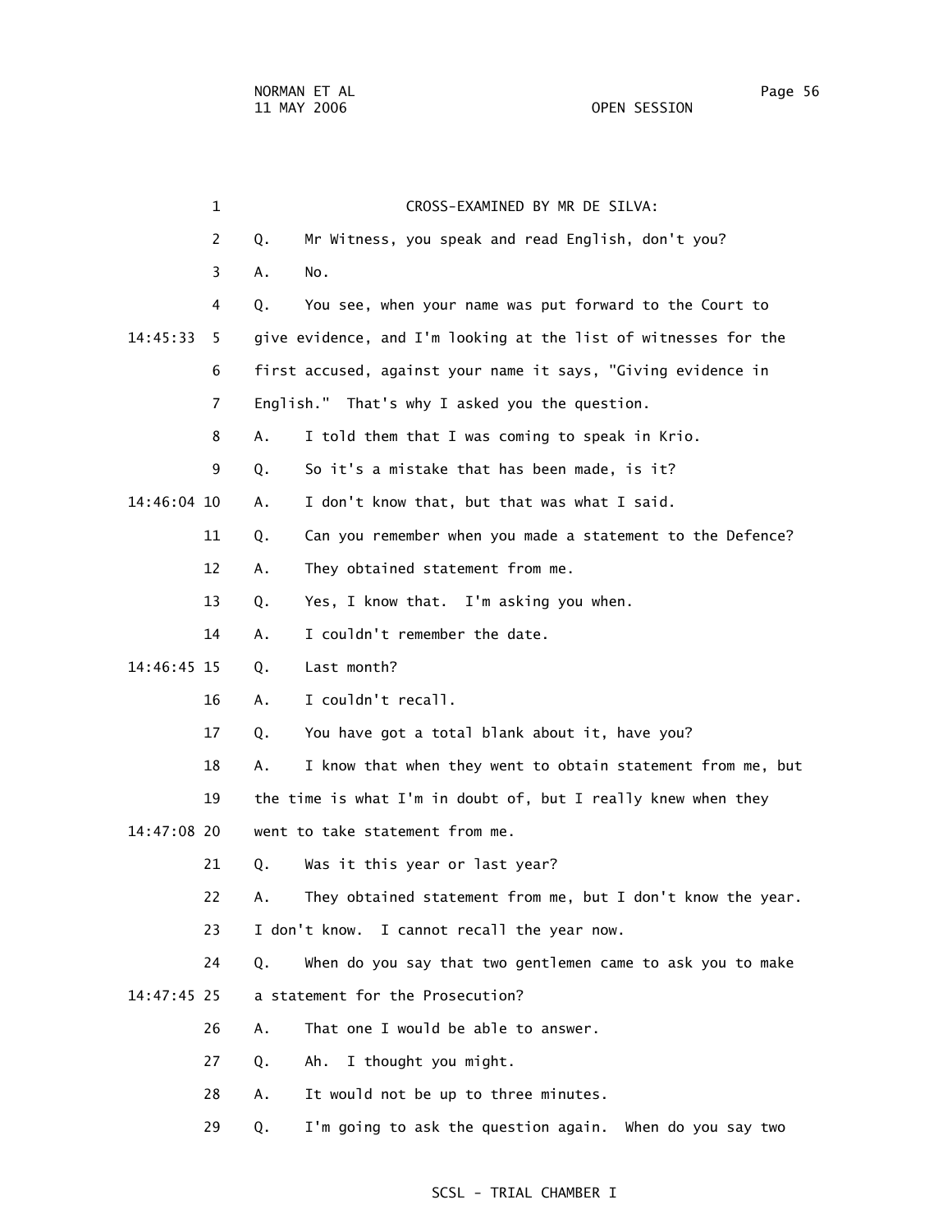CROSS-EXAMINED BY MR DE SILVA:

Q. Mr Witness, you speak and read English, don't you?

A. No.

Q. You see, when your name was put forward to the Court to give evidence, and I'm looking at the list of witnesses for the first accused, against your name it says, "Giving evidence in English." That's why I asked you the question.

A. I told them that I was coming to speak in Krio.

Q. So it's a mistake that has been made, is it?

A. I don't know that, but that was what I said.

Q. Can you remember when you made a statement to the Defence?

A. They obtained statement from me.

Q. Yes, I know that. I'm asking you when.

A. I couldn't remember the date.

Q. Last month?

A. I couldn't recall.

Q. You have got a total blank about it, have you?

A. I know that when they went to obtain statement from me, but the time is what I'm in doubt of, but I really knew when they went to take statement from me.

Q. Was it this year or last year?

A. They obtained statement from me, but I don't know the year. I don't know. I cannot recall the year now.

Q. When do you say that two gentlemen came to ask you to make a statement for the Prosecution?

A. That one I would be able to answer.

Q. Ah. I thought you might.

A. It would not be up to three minutes.

Q. I'm going to ask the question again. When do you say two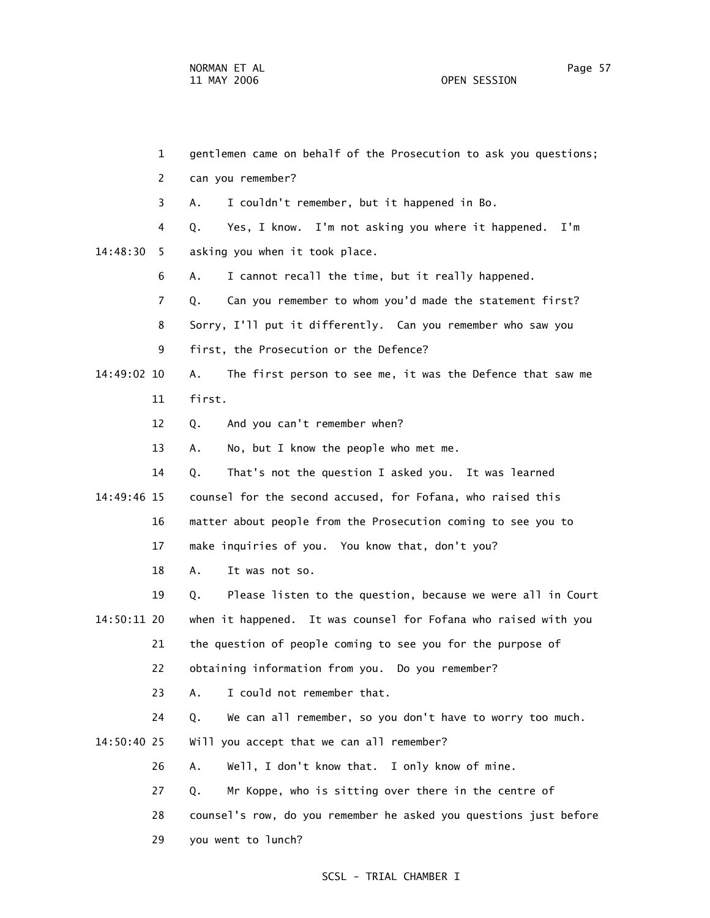gentlemen came on behalf of the Prosecution to ask you questions; can you remember?

A. I couldn't remember, but it happened in Bo.

Q. Yes, I know. I'm not asking you where it happened. I'm asking you when it took place.

A. I cannot recall the time, but it really happened.

Q. Can you remember to whom you'd made the statement first? Sorry, I'll put it differently. Can you remember who saw you first, the Prosecution or the Defence?

A. The first person to see me, it was the Defence that saw me first.

Q. And you can't remember when?

A. No, but I know the people who met me.

Q. That's not the question I asked you. It was learned counsel for the second accused, for Fofana, who raised this matter about people from the Prosecution coming to see you to make inquiries of you. You know that, don't you?

A. It was not so.

Q. Please listen to the question, because we were all in Court when it happened. It was counsel for Fofana who raised with you the question of people coming to see you for the purpose of obtaining information from you. Do you remember?

A. I could not remember that.

Q. We can all remember, so you don't have to worry too much. Will you accept that we can all remember?

A. Well, I don't know that. I only know of mine.

Q. Mr Koppe, who is sitting over there in the centre of counsel's row, do you remember he asked you questions just before you went to lunch?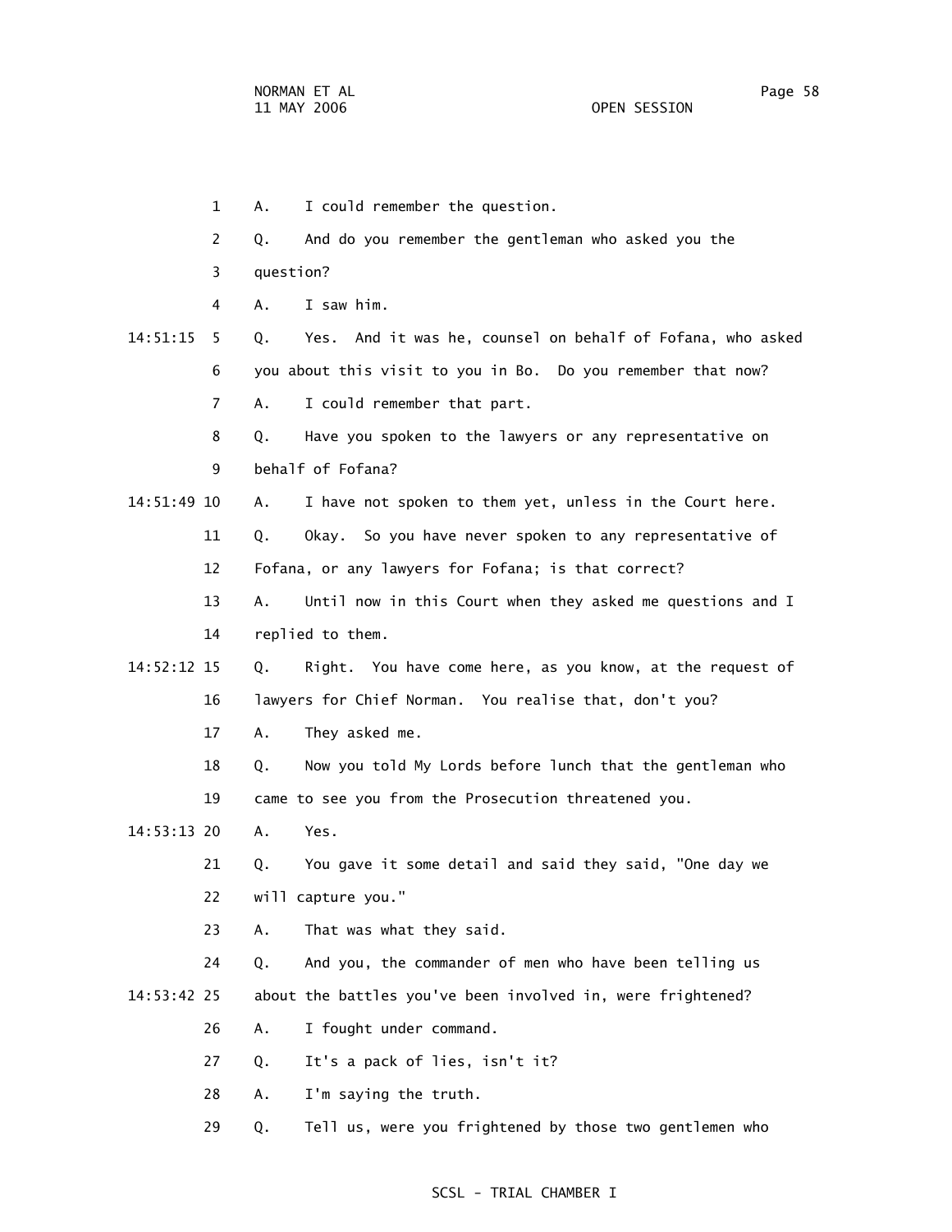1 A. I could remember the question.

2 Q. And do you remember the gentleman who asked you the

3 question?

4 A. I saw him.

14:51:15 5 Q. Yes. And it was he, counsel on behalf of Fofana, who asked

6 you about this visit to you in Bo. Do you remember that now?

7 A. I could remember that part.

8 Q. Have you spoken to the lawyers or any representative on

9 behalf of Fofana?

14:51:49 10 A. I have not spoken to them yet, unless in the Court here.

11 Q. Okay. So you have never spoken to any representative of

12 Fofana, or any lawyers for Fofana; is that correct?

13 A. Until now in this Court when they asked me questions and I

14 replied to them.

14:52:12 15 Q. Right. You have come here, as you know, at the request of

16 lawyers for Chief Norman. You realise that, don't you?

17 A. They asked me.

18 Q. Now you told My Lords before lunch that the gentleman who

19 came to see you from the Prosecution threatened you.

14:53:13 20 A. Yes.

21 Q. You gave it some detail and said they said, "One day we

22 will capture you."

23 A. That was what they said.

24 Q. And you, the commander of men who have been telling us

14:53:42 25 about the battles you've been involved in, were frightened?

26 A. I fought under command.

27 Q. It's a pack of lies, isn't it?

28 A. I'm saying the truth.

29 Q. Tell us, were you frightened by those two gentlemen who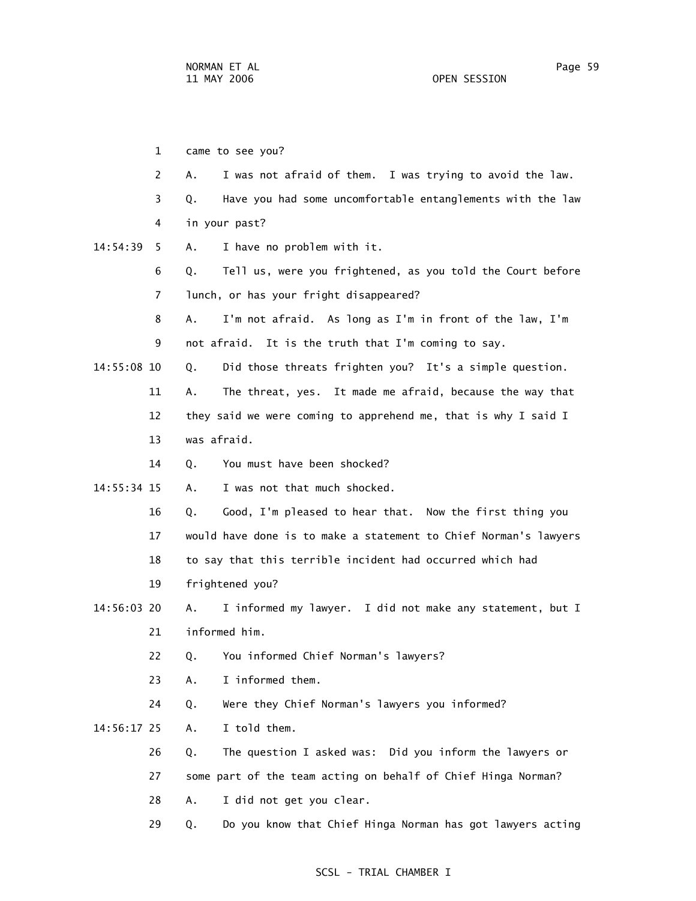1 came to see you?

2 A. I was not afraid of them. I was trying to avoid the law.

3 Q. Have you had some uncomfortable entanglements with the law

4 in your past?

14:54:39 5 A. I have no problem with it.

6 Q. Tell us, were you frightened, as you told the Court before

7 lunch, or has your fright disappeared?

8 A. I'm not afraid. As long as I'm in front of the law, I'm

9 not afraid. It is the truth that I'm coming to say.

14:55:08 10 Q. Did those threats frighten you? It's a simple question.

11 A. The threat, yes. It made me afraid, because the way that

12 they said we were coming to apprehend me, that is why I said I

13 was afraid.

14 Q. You must have been shocked?

14:55:34 15 A. I was not that much shocked.

16 Q. Good, I'm pleased to hear that. Now the first thing you

17 would have done is to make a statement to Chief Norman's lawyers

18 to say that this terrible incident had occurred which had

19 frightened you?

14:56:03 20 A. I informed my lawyer. I did not make any statement, but I

21 informed him.

22 Q. You informed Chief Norman's lawyers?

23 A. I informed them.

24 Q. Were they Chief Norman's lawyers you informed?

14:56:17 25 A. I told them.

26 Q. The question I asked was: Did you inform the lawyers or

27 some part of the team acting on behalf of Chief Hinga Norman?

28 A. I did not get you clear.

29 Q. Do you know that Chief Hinga Norman has got lawyers acting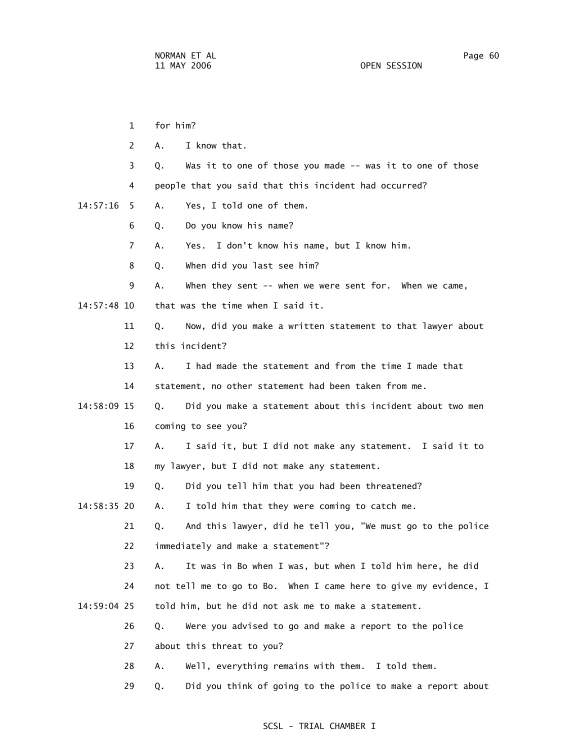for him?

A. I know that.

Q. Was it to one of those you made -- was it to one of those people that you said that this incident had occurred?

A. Yes, I told one of them.

Q. Do you know his name?

A. Yes. I don't know his name, but I know him.

Q. When did you last see him?

A. When they sent -- when we were sent for. When we came, that was the time when I said it.

Q. Now, did you make a written statement to that lawyer about this incident?

A. I had made the statement and from the time I made that statement, no other statement had been taken from me.

Q. Did you make a statement about this incident about two men coming to see you?

A. I said it, but I did not make any statement. I said it to my lawyer, but I did not make any statement.

Q. Did you tell him that you had been threatened?

A. I told him that they were coming to catch me.

Q. And this lawyer, did he tell you, "We must go to the police immediately and make a statement"?

A. It was in Bo when I was, but when I told him here, he did not tell me to go to Bo. When I came here to give my evidence, I told him, but he did not ask me to make a statement.

Q. Were you advised to go and make a report to the police about this threat to you?

A. Well, everything remains with them. I told them.

Q. Did you think of going to the police to make a report about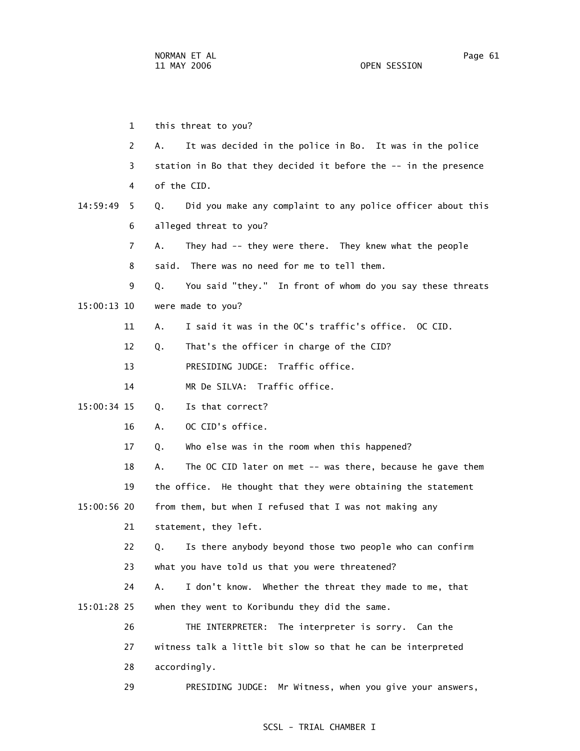1 this threat to you?

2 A. It was decided in the police in Bo. It was in the police

3 station in Bo that they decided it before the -- in the presence

4 of the CID.

14:59:49 5 Q. Did you make any complaint to any police officer about this

6 alleged threat to you?

7 A. They had -- they were there. They knew what the people

8 said. There was no need for me to tell them.

9 Q. You said "they." In front of whom do you say these threats

15:00:13 10 were made to you?

11 A. I said it was in the OC's traffic's office. OC CID.

12 Q. That's the officer in charge of the CID?

13 PRESIDING JUDGE: Traffic office.

14 MR De SILVA: Traffic office.

15:00:34 15 Q. Is that correct?

16 A. OC CID's office.

17 Q. Who else was in the room when this happened?

18 A. The OC CID later on met -- was there, because he gave them

19 the office. He thought that they were obtaining the statement

15:00:56 20 from them, but when I refused that I was not making any

21 statement, they left.

22 Q. Is there anybody beyond those two people who can confirm

23 what you have told us that you were threatened?

24 A. I don't know. Whether the threat they made to me, that

15:01:28 25 when they went to Koribundu they did the same.

26 THE INTERPRETER: The interpreter is sorry. Can the

27 witness talk a little bit slow so that he can be interpreted

28 accordingly.

29 PRESIDING JUDGE: Mr Witness, when you give your answers,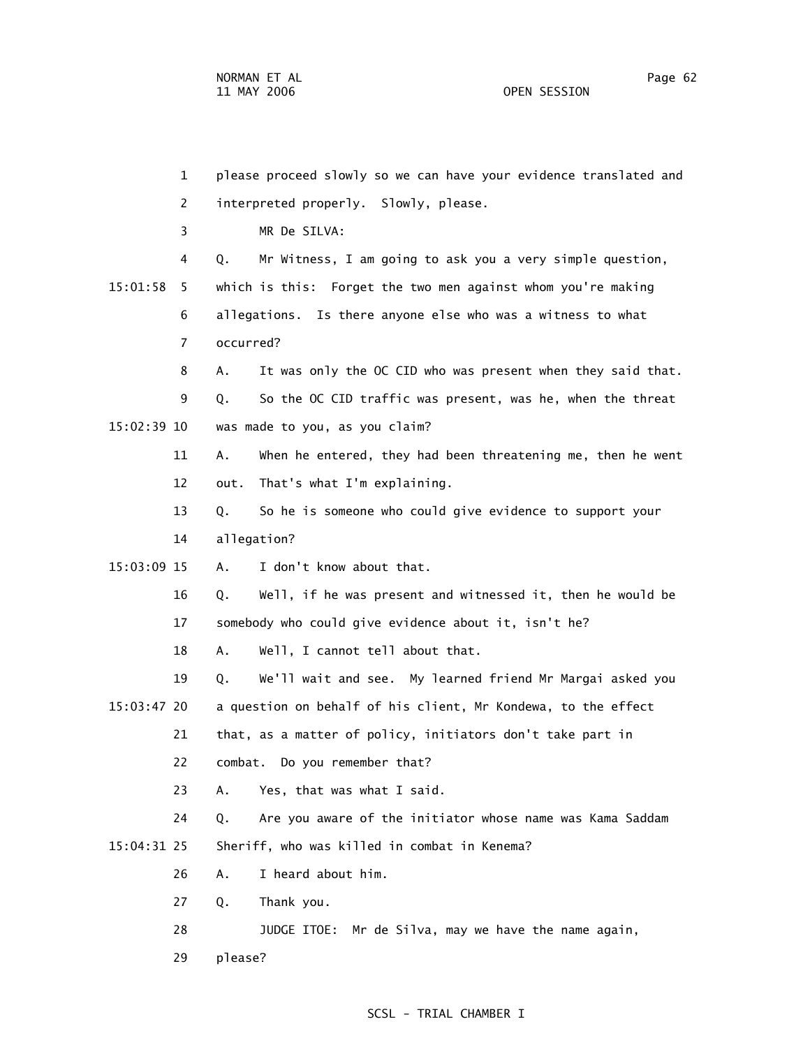please proceed slowly so we can have your evidence translated and interpreted properly. Slowly, please.

MR De SILVA:

Q. Mr Witness, I am going to ask you a very simple question, which is this: Forget the two men against whom you're making allegations. Is there anyone else who was a witness to what occurred?

A. It was only the OC CID who was present when they said that.

Q. So the OC CID traffic was present, was he, when the threat was made to you, as you claim?

A. When he entered, they had been threatening me, then he went out. That's what I'm explaining.

Q. So he is someone who could give evidence to support your allegation?

A. I don't know about that.

Q. Well, if he was present and witnessed it, then he would be somebody who could give evidence about it, isn't he?

A. Well, I cannot tell about that.

Q. We'll wait and see. My learned friend Mr Margai asked you a question on behalf of his client, Mr Kondewa, to the effect that, as a matter of policy, initiators don't take part in combat. Do you remember that?

A. Yes, that was what I said.

Q. Are you aware of the initiator whose name was Kama Saddam Sheriff, who was killed in combat in Kenema?

A. I heard about him.

Q. Thank you.

JUDGE ITOE: Mr de Silva, may we have the name again, please?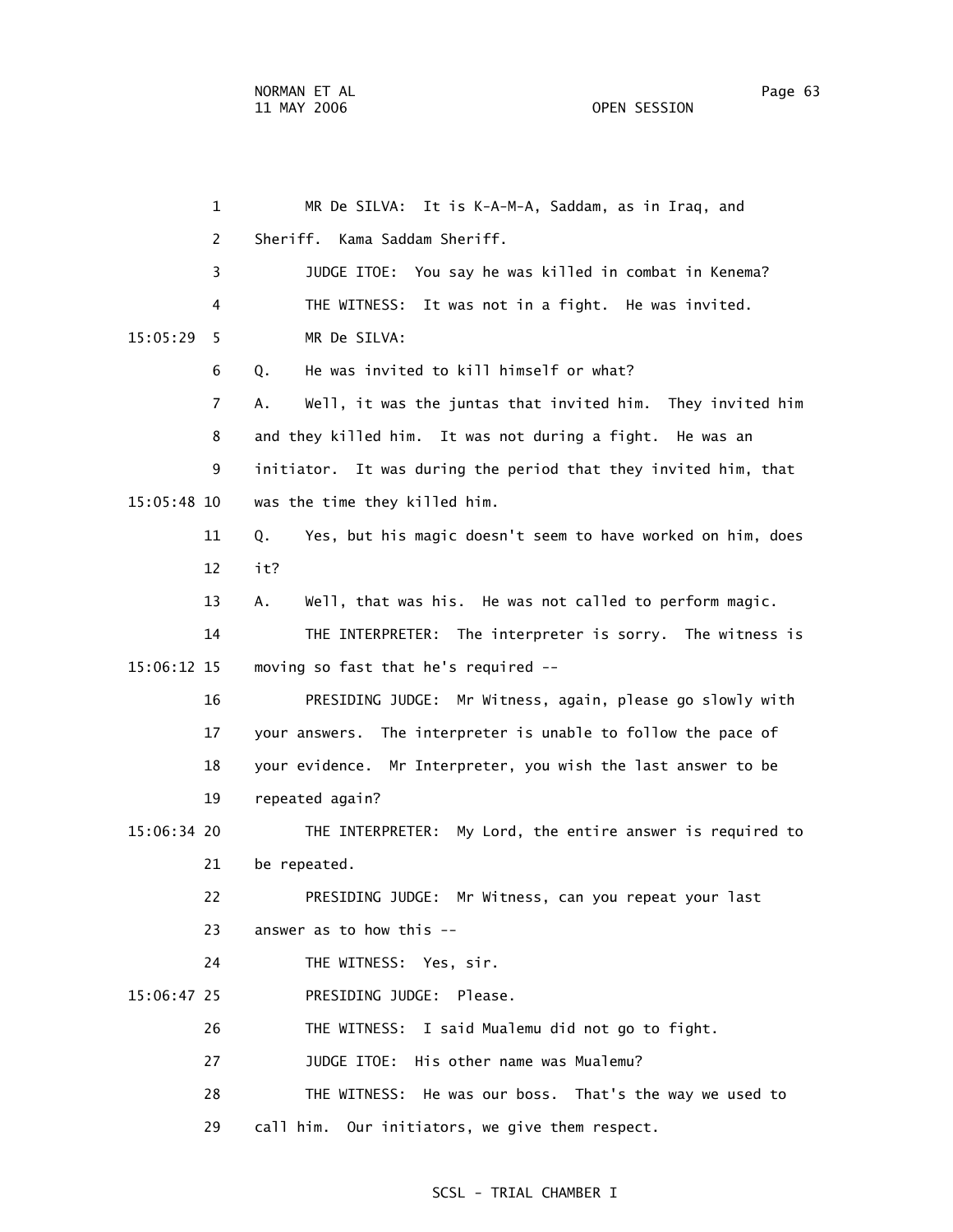MR De SILVA: It is K-A-M-A, Saddam, as in Iraq, and Sheriff. Kama Saddam Sheriff.

JUDGE ITOE: You say he was killed in combat in Kenema?

THE WITNESS: It was not in a fight. He was invited.

MR De SILVA:

Q. He was invited to kill himself or what?

A. Well, it was the juntas that invited him. They invited him and they killed him. It was not during a fight. He was an initiator. It was during the period that they invited him, that was the time they killed him.

Q. Yes, but his magic doesn't seem to have worked on him, does it?

A. Well, that was his. He was not called to perform magic.

THE INTERPRETER: The interpreter is sorry. The witness is moving so fast that he's required --

PRESIDING JUDGE: Mr Witness, again, please go slowly with your answers. The interpreter is unable to follow the pace of your evidence. Mr Interpreter, you wish the last answer to be repeated again?

THE INTERPRETER: My Lord, the entire answer is required to be repeated.

PRESIDING JUDGE: Mr Witness, can you repeat your last answer as to how this --

THE WITNESS: Yes, sir.

PRESIDING JUDGE: Please.

THE WITNESS: I said Mualemu did not go to fight.

JUDGE ITOE: His other name was Mualemu?

THE WITNESS: He was our boss. That's the way we used to call him. Our initiators, we give them respect.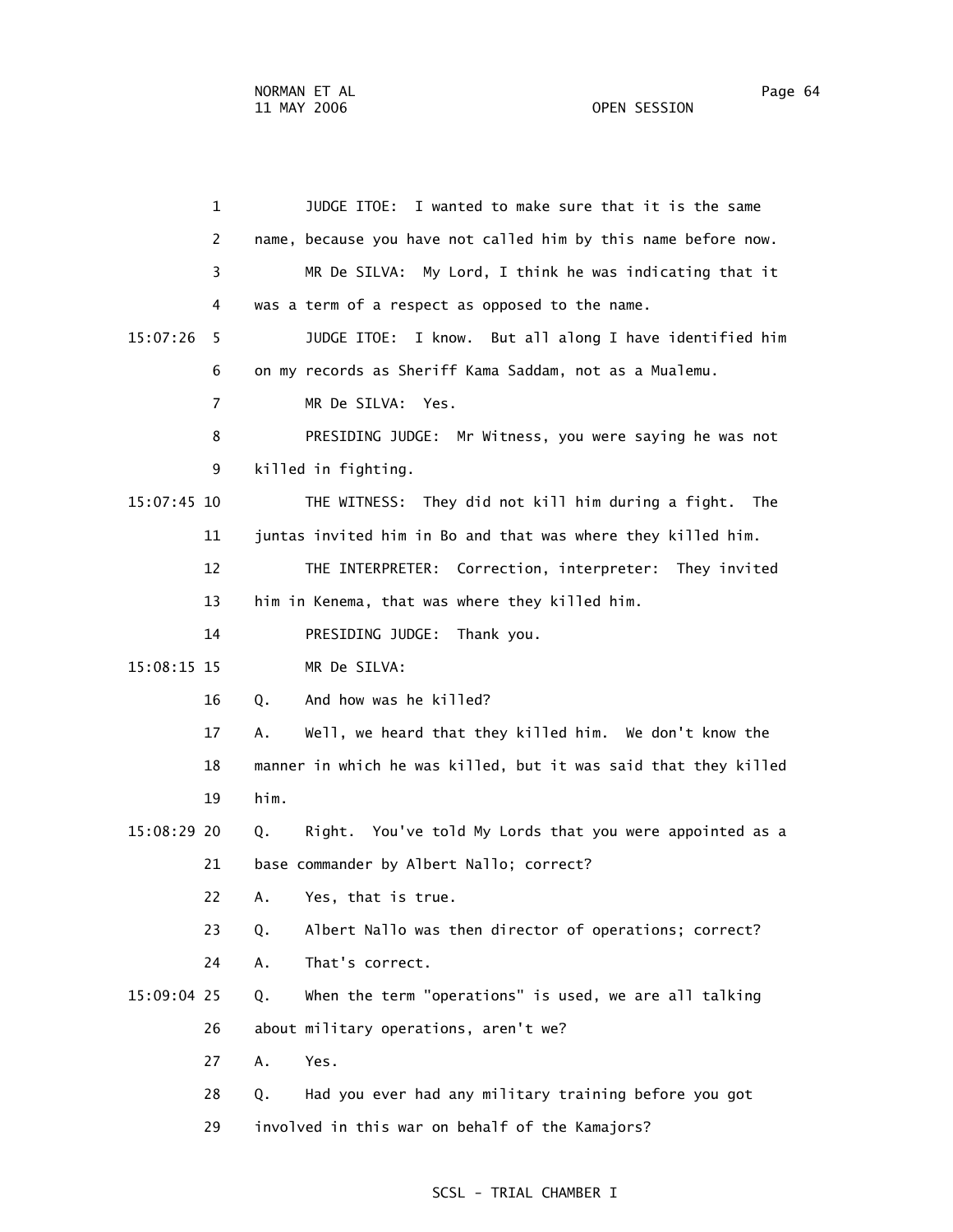JUDGE ITOE: I wanted to make sure that it is the same name, because you have not called him by this name before now.

MR De SILVA: My Lord, I think he was indicating that it was a term of a respect as opposed to the name.

15:07:26 JUDGE ITOE: I know. But all along I have identified him on my records as Sheriff Kama Saddam, not as a Mualemu.

MR De SILVA: Yes.

PRESIDING JUDGE: Mr Witness, you were saying he was not killed in fighting.

15:07:45 THE WITNESS: They did not kill him during a fight. The juntas invited him in Bo and that was where they killed him.

THE INTERPRETER: Correction, interpreter: They invited him in Kenema, that was where they killed him.

PRESIDING JUDGE: Thank you.

15:08:15 MR De SILVA:

Q. And how was he killed?

A. Well, we heard that they killed him. We don't know the manner in which he was killed, but it was said that they killed him.

15:08:29 Q. Right. You've told My Lords that you were appointed as a base commander by Albert Nallo; correct?

A. Yes, that is true.

Q. Albert Nallo was then director of operations; correct?

A. That's correct.

15:09:04 Q. When the term "operations" is used, we are all talking about military operations, aren't we?

A. Yes.

Q. Had you ever had any military training before you got involved in this war on behalf of the Kamajors?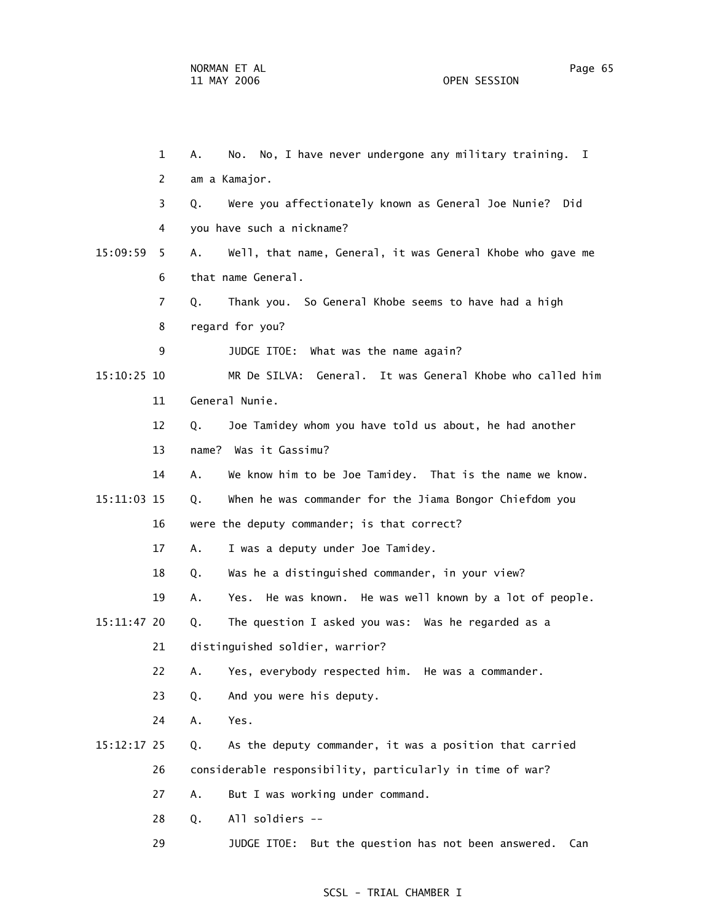1 A. No. No, I have never undergone any military training. I

2 am a Kamajor.

3 Q. Were you affectionately known as General Joe Nunie? Did

4 you have such a nickname?

15:09:59 5 A. Well, that name, General, it was General Khobe who gave me

6 that name General.

7 Q. Thank you. So General Khobe seems to have had a high

8 regard for you?

9 JUDGE ITOE: What was the name again?

15:10:25 10 MR De SILVA: General. It was General Khobe who called him

11 General Nunie.

12 Q. Joe Tamidey whom you have told us about, he had another

13 name? Was it Gassimu?

14 A. We know him to be Joe Tamidey. That is the name we know.

15:11:03 15 Q. When he was commander for the Jiama Bongor Chiefdom you

16 were the deputy commander; is that correct?

17 A. I was a deputy under Joe Tamidey.

18 Q. Was he a distinguished commander, in your view?

19 A. Yes. He was known. He was well known by a lot of people.

15:11:47 20 Q. The question I asked you was: Was he regarded as a

21 distinguished soldier, warrior?

22 A. Yes, everybody respected him. He was a commander.

23 Q. And you were his deputy.

24 A. Yes.

15:12:17 25 Q. As the deputy commander, it was a position that carried

26 considerable responsibility, particularly in time of war?

27 A. But I was working under command.

28 Q. All soldiers --

29 JUDGE ITOE: But the question has not been answered. Can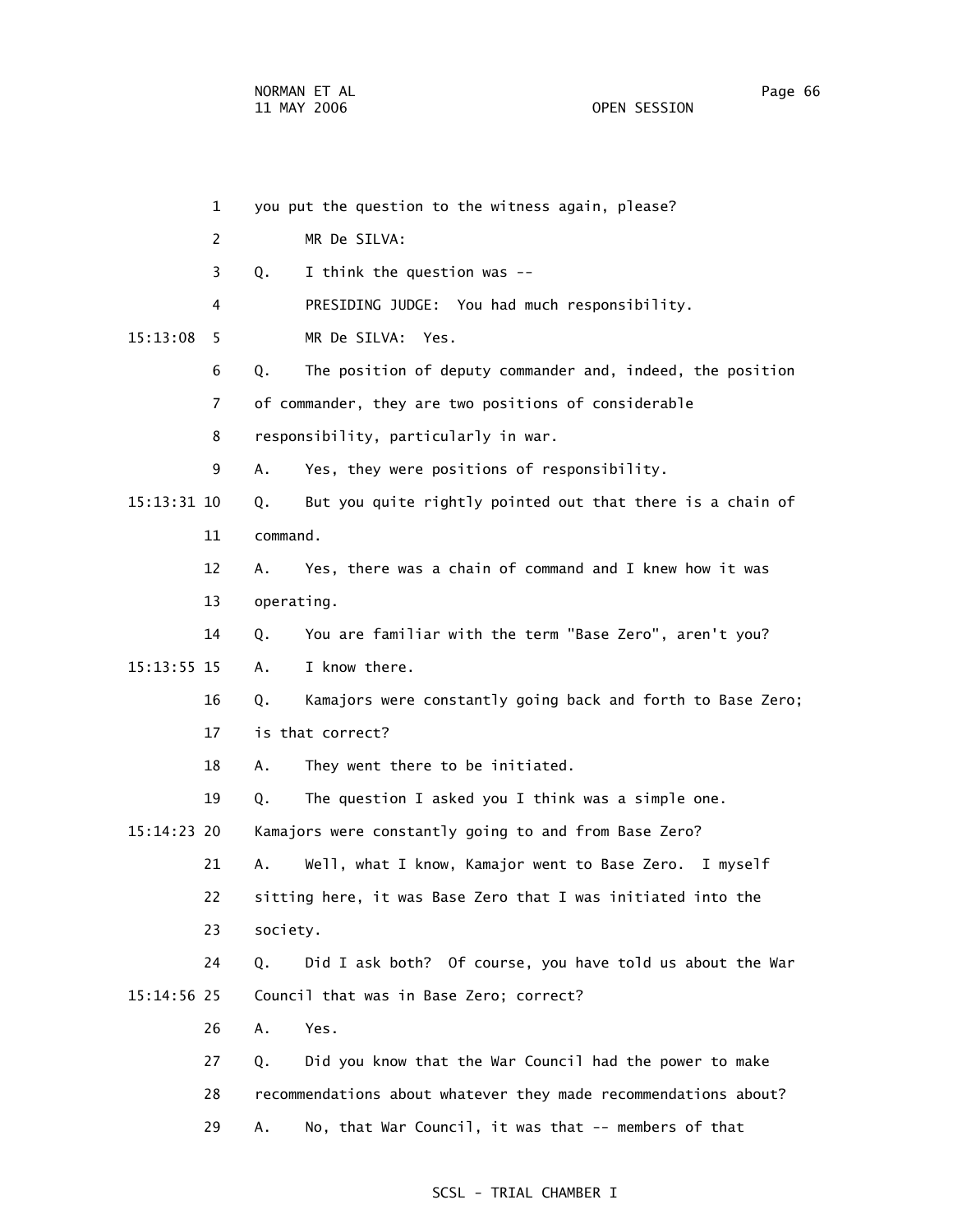1 you put the question to the witness again, please?

2 MR De SILVA:

3 Q. I think the question was --

4 PRESIDING JUDGE: You had much responsibility.

15:13:08 5 MR De SILVA: Yes.

6 Q. The position of deputy commander and, indeed, the position

7 of commander, they are two positions of considerable

8 responsibility, particularly in war.

9 A. Yes, they were positions of responsibility.

15:13:31 10 Q. But you quite rightly pointed out that there is a chain of

11 command.

12 A. Yes, there was a chain of command and I knew how it was

13 operating.

14 Q. You are familiar with the term "Base Zero", aren't you?

15:13:55 15 A. I know there.

16 Q. Kamajors were constantly going back and forth to Base Zero;

17 is that correct?

18 A. They went there to be initiated.

19 Q. The question I asked you I think was a simple one.

15:14:23 20 Kamajors were constantly going to and from Base Zero?

21 A. Well, what I know, Kamajor went to Base Zero. I myself

22 sitting here, it was Base Zero that I was initiated into the

23 society.

24 Q. Did I ask both? Of course, you have told us about the War

15:14:56 25 Council that was in Base Zero; correct?

26 A. Yes.

27 Q. Did you know that the War Council had the power to make

28 recommendations about whatever they made recommendations about?

29 A. No, that War Council, it was that -- members of that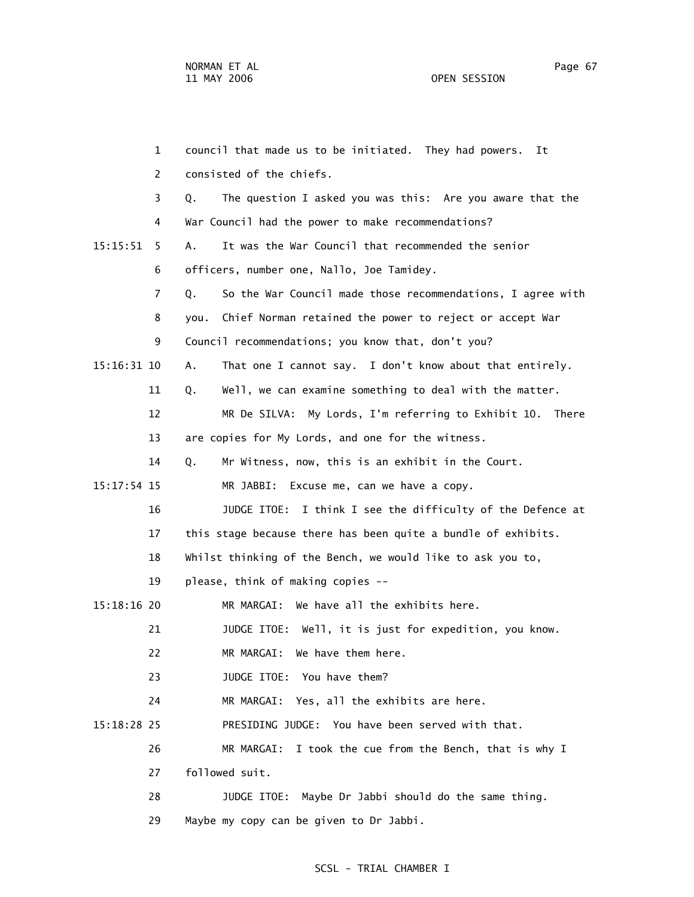1 council that made us to be initiated. They had powers. It

2 consisted of the chiefs.

3 Q. The question I asked you was this: Are you aware that the

4 War Council had the power to make recommendations?

15:15:51 5 A. It was the War Council that recommended the senior

6 officers, number one, Nallo, Joe Tamidey.

7 Q. So the War Council made those recommendations, I agree with

8 you. Chief Norman retained the power to reject or accept War

9 Council recommendations; you know that, don't you?

15:16:31 10 A. That one I cannot say. I don't know about that entirely.

11 Q. Well, we can examine something to deal with the matter.

12 MR De SILVA: My Lords, I'm referring to Exhibit 10. There

13 are copies for My Lords, and one for the witness.

14 Q. Mr Witness, now, this is an exhibit in the Court.

15:17:54 15 MR JABBI: Excuse me, can we have a copy.

16 JUDGE ITOE: I think I see the difficulty of the Defence at

17 this stage because there has been quite a bundle of exhibits.

18 Whilst thinking of the Bench, we would like to ask you to,

19 please, think of making copies --

15:18:16 20 MR MARGAI: We have all the exhibits here.

21 JUDGE ITOE: Well, it is just for expedition, you know.

22 MR MARGAI: We have them here.

23 JUDGE ITOE: You have them?

24 MR MARGAI: Yes, all the exhibits are here.

15:18:28 25 PRESIDING JUDGE: You have been served with that.

26 MR MARGAI: I took the cue from the Bench, that is why I

27 followed suit.

28 JUDGE ITOE: Maybe Dr Jabbi should do the same thing.

29 Maybe my copy can be given to Dr Jabbi.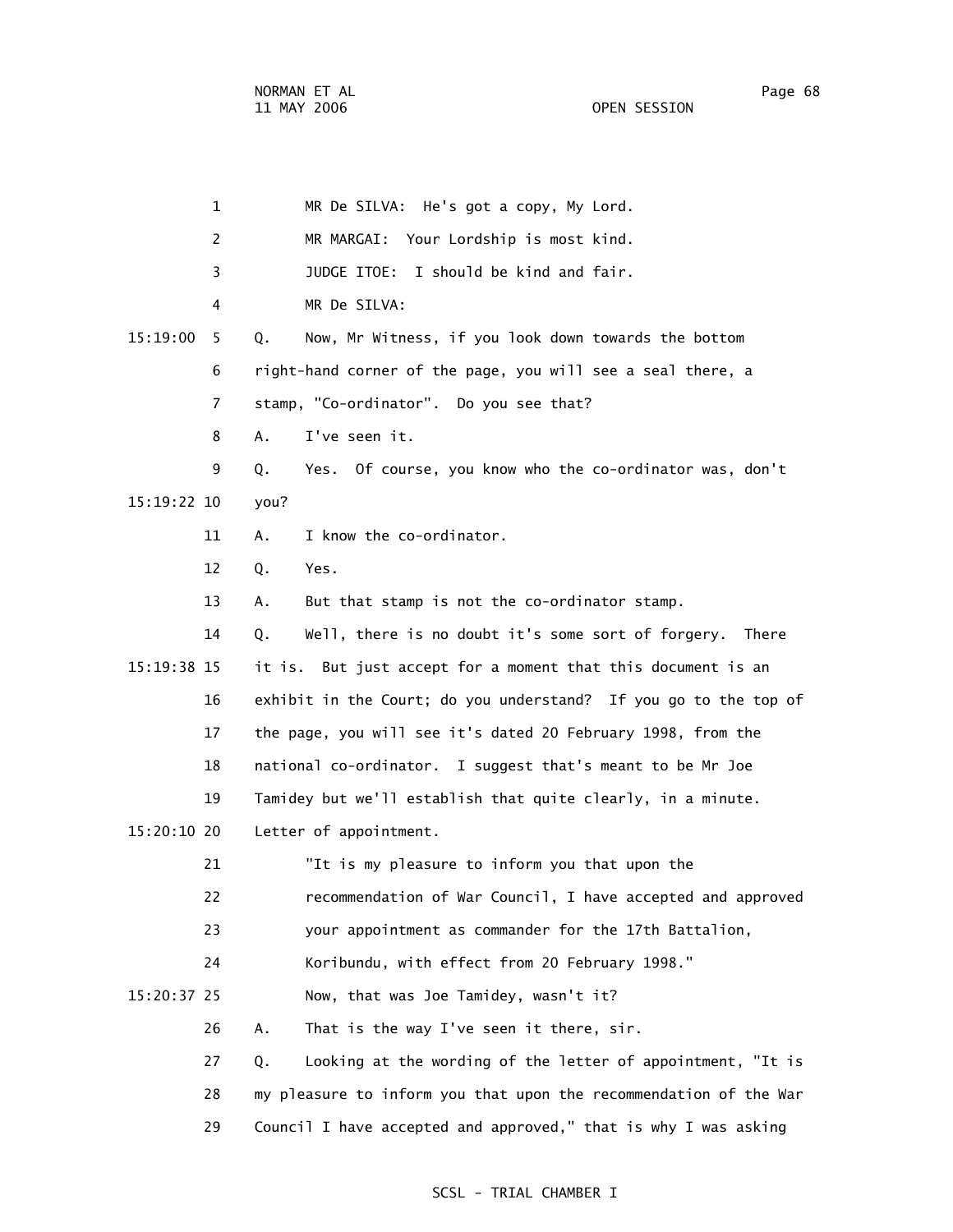MR De SILVA: He's got a copy, My Lord.

MR MARGAI: Your Lordship is most kind.

JUDGE ITOE: I should be kind and fair.

MR De SILVA:

Q. Now, Mr Witness, if you look down towards the bottom right-hand corner of the page, you will see a seal there, a stamp, "Co-ordinator". Do you see that?

A. I've seen it.

Q. Yes. Of course, you know who the co-ordinator was, don't you?

A. I know the co-ordinator.

Q. Yes.

A. But that stamp is not the co-ordinator stamp.

Q. Well, there is no doubt it's some sort of forgery. There it is. But just accept for a moment that this document is an exhibit in the Court; do you understand? If you go to the top of the page, you will see it's dated 20 February 1998, from the national co-ordinator. I suggest that's meant to be Mr Joe Tamidey but we'll establish that quite clearly, in a minute. Letter of appointment.

> "It is my pleasure to inform you that upon the recommendation of War Council, I have accepted and approved your appointment as commander for the 17th Battalion, Koribundu, with effect from 20 February 1998."

Now, that was Joe Tamidey, wasn't it?

A. That is the way I've seen it there, sir.

Q. Looking at the wording of the letter of appointment, "It is my pleasure to inform you that upon the recommendation of the War Council I have accepted and approved," that is why I was asking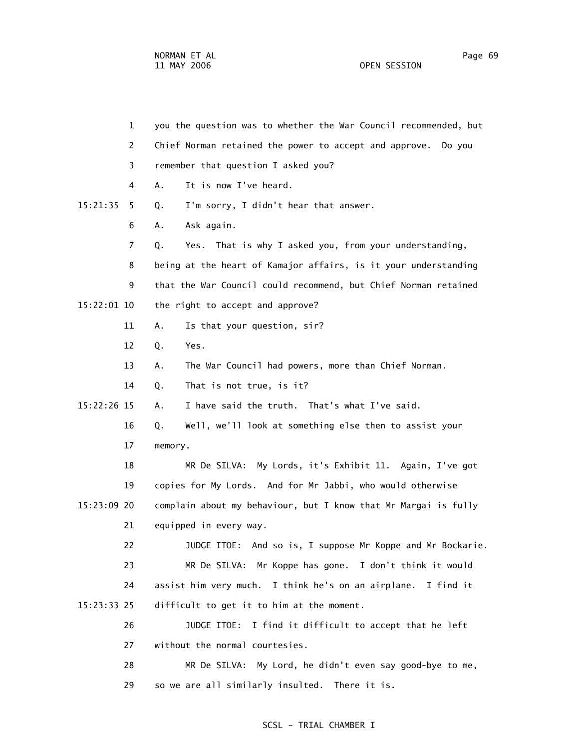1 you the question was to whether the War Council recommended, but

2 Chief Norman retained the power to accept and approve. Do you

3 remember that question I asked you?

4 A. It is now I've heard.

15:21:35 5 Q. I'm sorry, I didn't hear that answer.

6 A. Ask again.

7 Q. Yes. That is why I asked you, from your understanding,

8 being at the heart of Kamajor affairs, is it your understanding

9 that the War Council could recommend, but Chief Norman retained

15:22:01 10 the right to accept and approve?

11 A. Is that your question, sir?

12 Q. Yes.

13 A. The War Council had powers, more than Chief Norman.

14 Q. That is not true, is it?

15:22:26 15 A. I have said the truth. That's what I've said.

16 Q. Well, we'll look at something else then to assist your

17 memory.

18 MR De SILVA: My Lords, it's Exhibit 11. Again, I've got

19 copies for My Lords. And for Mr Jabbi, who would otherwise

15:23:09 20 complain about my behaviour, but I know that Mr Margai is fully

21 equipped in every way.

22 JUDGE ITOE: And so is, I suppose Mr Koppe and Mr Bockarie.

23 MR De SILVA: Mr Koppe has gone. I don't think it would

24 assist him very much. I think he's on an airplane. I find it

15:23:33 25 difficult to get it to him at the moment.

26 JUDGE ITOE: I find it difficult to accept that he left

27 without the normal courtesies.

28 MR De SILVA: My Lord, he didn't even say good-bye to me,

29 so we are all similarly insulted. There it is.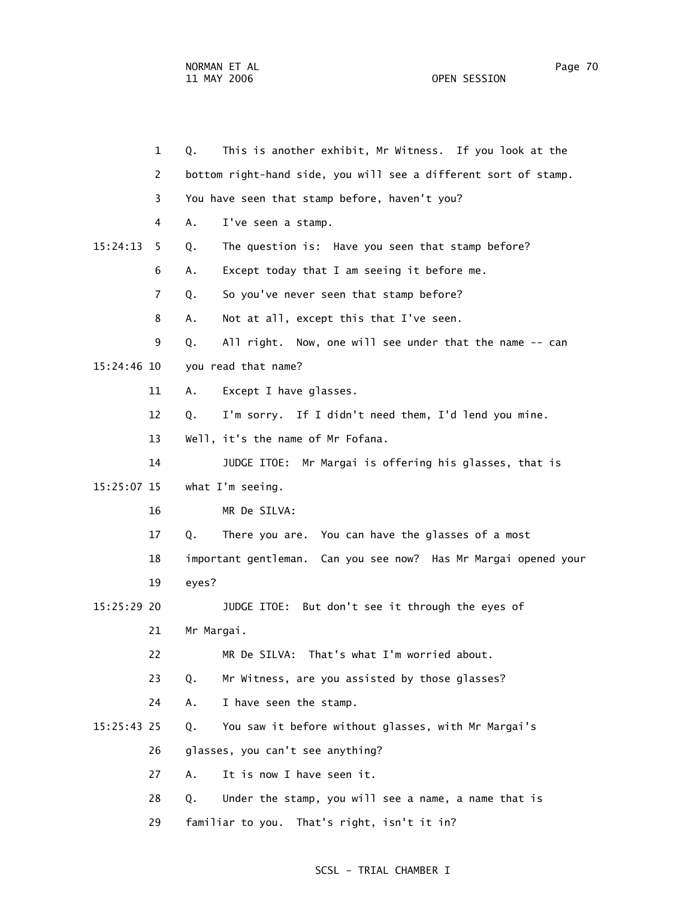1 Q. This is another exhibit, Mr Witness. If you look at the

2 bottom right-hand side, you will see a different sort of stamp.

3 You have seen that stamp before, haven't you?

4 A. I've seen a stamp.

15:24:13 5 Q. The question is: Have you seen that stamp before?

6 A. Except today that I am seeing it before me.

7 Q. So you've never seen that stamp before?

8 A. Not at all, except this that I've seen.

9 Q. All right. Now, one will see under that the name -- can

15:24:46 10 you read that name?

11 A. Except I have glasses.

12 Q. I'm sorry. If I didn't need them, I'd lend you mine.

13 Well, it's the name of Mr Fofana.

14 JUDGE ITOE: Mr Margai is offering his glasses, that is

15:25:07 15 what I'm seeing.

16 MR De SILVA:

17 Q. There you are. You can have the glasses of a most

18 important gentleman. Can you see now? Has Mr Margai opened your

19 eyes?

15:25:29 20 JUDGE ITOE: But don't see it through the eyes of

21 Mr Margai.

22 MR De SILVA: That's what I'm worried about.

23 Q. Mr Witness, are you assisted by those glasses?

24 A. I have seen the stamp.

15:25:43 25 Q. You saw it before without glasses, with Mr Margai's

26 glasses, you can't see anything?

27 A. It is now I have seen it.

28 Q. Under the stamp, you will see a name, a name that is

29 familiar to you. That's right, isn't it in?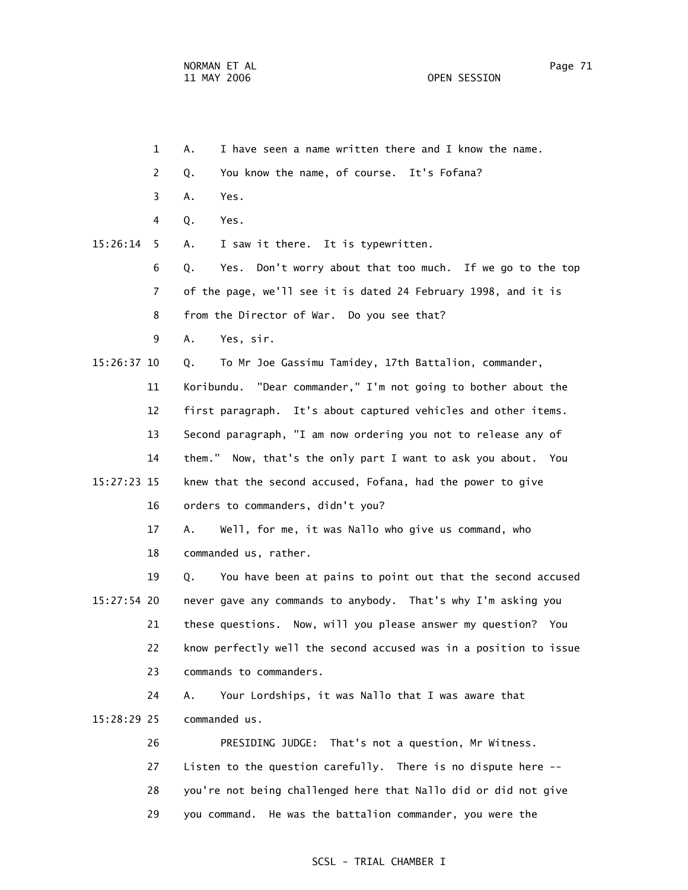1 A. I have seen a name written there and I know the name.

2 Q. You know the name, of course. It's Fofana?

3 A. Yes.

4 Q. Yes.

15:26:14 5 A. I saw it there. It is typewritten.

6 Q. Yes. Don't worry about that too much. If we go to the top

7 of the page, we'll see it is dated 24 February 1998, and it is

8 from the Director of War. Do you see that?

9 A. Yes, sir.

15:26:37 10 Q. To Mr Joe Gassimu Tamidey, 17th Battalion, commander,

11 Koribundu. "Dear commander," I'm not going to bother about the

12 first paragraph. It's about captured vehicles and other items.

13 Second paragraph, "I am now ordering you not to release any of

14 them." Now, that's the only part I want to ask you about. You

15:27:23 15 knew that the second accused, Fofana, had the power to give

16 orders to commanders, didn't you?

17 A. Well, for me, it was Nallo who give us command, who

18 commanded us, rather.

19 Q. You have been at pains to point out that the second accused

15:27:54 20 never gave any commands to anybody. That's why I'm asking you

21 these questions. Now, will you please answer my question? You

22 know perfectly well the second accused was in a position to issue

23 commands to commanders.

24 A. Your Lordships, it was Nallo that I was aware that

15:28:29 25 commanded us.

26 PRESIDING JUDGE: That's not a question, Mr Witness.

27 Listen to the question carefully. There is no dispute here --

28 you're not being challenged here that Nallo did or did not give

29 you command. He was the battalion commander, you were the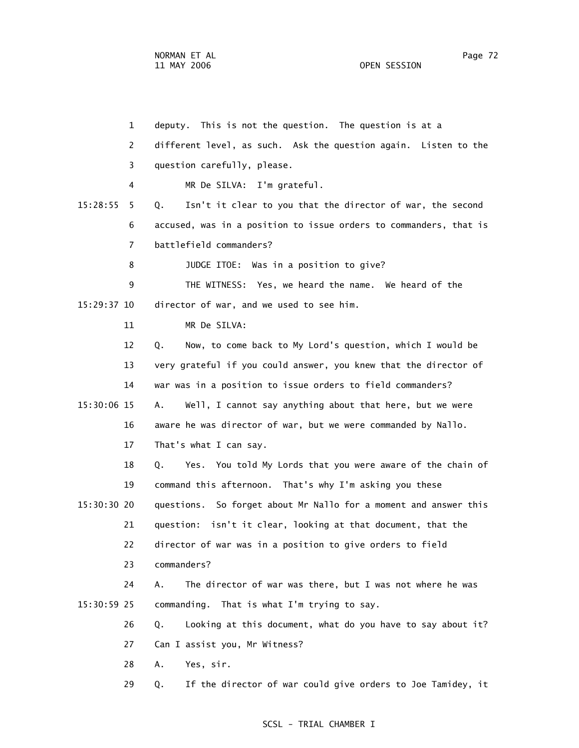1 deputy. This is not the question. The question is at a

2 different level, as such. Ask the question again. Listen to the

3 question carefully, please.

4 MR De SILVA: I'm grateful.

15:28:55 5 Q. Isn't it clear to you that the director of war, the second

6 accused, was in a position to issue orders to commanders, that is

7 battlefield commanders?

8 JUDGE ITOE: Was in a position to give?

9 THE WITNESS: Yes, we heard the name. We heard of the

15:29:37 10 director of war, and we used to see him.

11 MR De SILVA:

12 Q. Now, to come back to My Lord's question, which I would be

13 very grateful if you could answer, you knew that the director of

14 war was in a position to issue orders to field commanders?

15:30:06 15 A. Well, I cannot say anything about that here, but we were

16 aware he was director of war, but we were commanded by Nallo.

17 That's what I can say.

18 Q. Yes. You told My Lords that you were aware of the chain of

19 command this afternoon. That's why I'm asking you these

15:30:30 20 questions. So forget about Mr Nallo for a moment and answer this

21 question: isn't it clear, looking at that document, that the

22 director of war was in a position to give orders to field

23 commanders?

24 A. The director of war was there, but I was not where he was

15:30:59 25 commanding. That is what I'm trying to say.

26 Q. Looking at this document, what do you have to say about it?

27 Can I assist you, Mr Witness?

28 A. Yes, sir.

29 Q. If the director of war could give orders to Joe Tamidey, it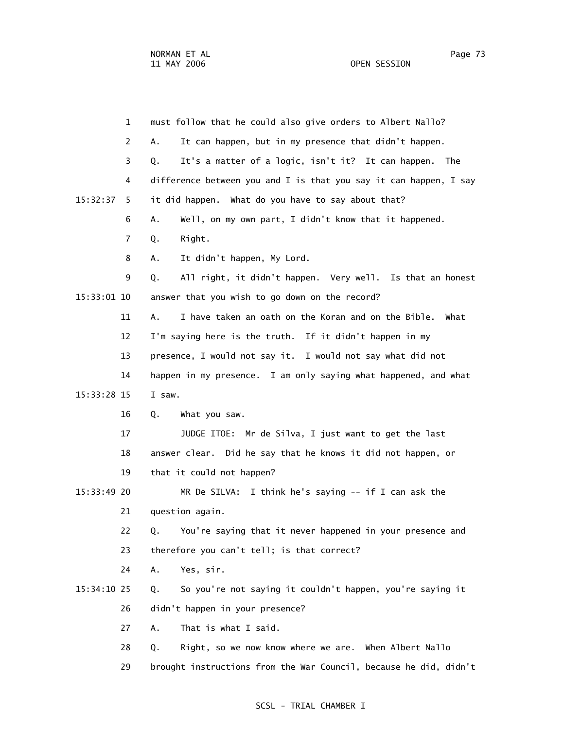1 must follow that he could also give orders to Albert Nallo?

2 A. It can happen, but in my presence that didn't happen.

3 Q. It's a matter of a logic, isn't it? It can happen. The

4 difference between you and I is that you say it can happen, I say

15:32:37 5 it did happen. What do you have to say about that?

6 A. Well, on my own part, I didn't know that it happened.

7 Q. Right.

8 A. It didn't happen, My Lord.

9 Q. All right, it didn't happen. Very well. Is that an honest

15:33:01 10 answer that you wish to go down on the record?

11 A. I have taken an oath on the Koran and on the Bible. What

12 I'm saying here is the truth. If it didn't happen in my

13 presence, I would not say it. I would not say what did not

14 happen in my presence. I am only saying what happened, and what

15:33:28 15 I saw.

16 Q. What you saw.

17 JUDGE ITOE: Mr de Silva, I just want to get the last

18 answer clear. Did he say that he knows it did not happen, or

19 that it could not happen?

15:33:49 20 MR De SILVA: I think he's saying -- if I can ask the

21 question again.

22 Q. You're saying that it never happened in your presence and

23 therefore you can't tell; is that correct?

24 A. Yes, sir.

15:34:10 25 Q. So you're not saying it couldn't happen, you're saying it

26 didn't happen in your presence?

27 A. That is what I said.

28 Q. Right, so we now know where we are. When Albert Nallo

29 brought instructions from the War Council, because he did, didn't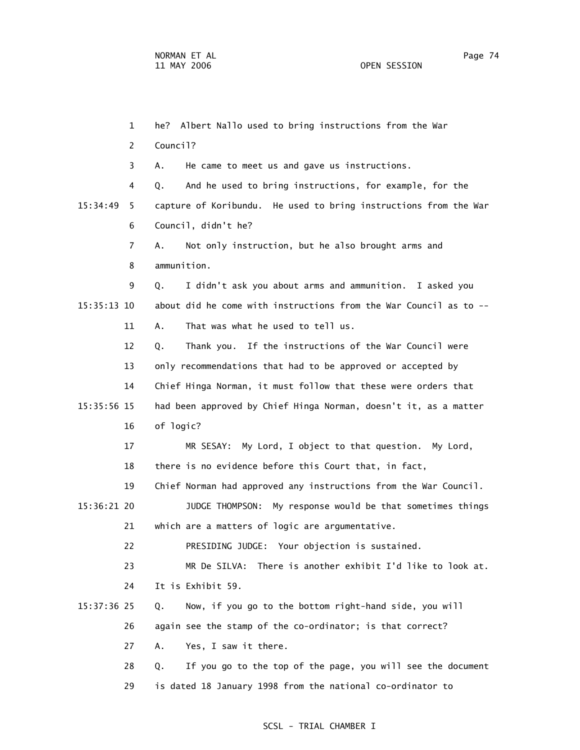he? Albert Nallo used to bring instructions from the War Council?

A. He came to meet us and gave us instructions.

Q. And he used to bring instructions, for example, for the capture of Koribundu. He used to bring instructions from the War Council, didn't he?

A. Not only instruction, but he also brought arms and ammunition.

Q. I didn't ask you about arms and ammunition. I asked you about did he come with instructions from the War Council as to --

A. That was what he used to tell us.

Q. Thank you. If the instructions of the War Council were only recommendations that had to be approved or accepted by Chief Hinga Norman, it must follow that these were orders that had been approved by Chief Hinga Norman, doesn't it, as a matter of logic?

MR SESAY: My Lord, I object to that question. My Lord, there is no evidence before this Court that, in fact, Chief Norman had approved any instructions from the War Council.

JUDGE THOMPSON: My response would be that sometimes things which are a matters of logic are argumentative.

PRESIDING JUDGE: Your objection is sustained.

MR De SILVA: There is another exhibit I'd like to look at. It is Exhibit 59.

Q. Now, if you go to the bottom right-hand side, you will again see the stamp of the co-ordinator; is that correct?

A. Yes, I saw it there.

Q. If you go to the top of the page, you will see the document is dated 18 January 1998 from the national co-ordinator to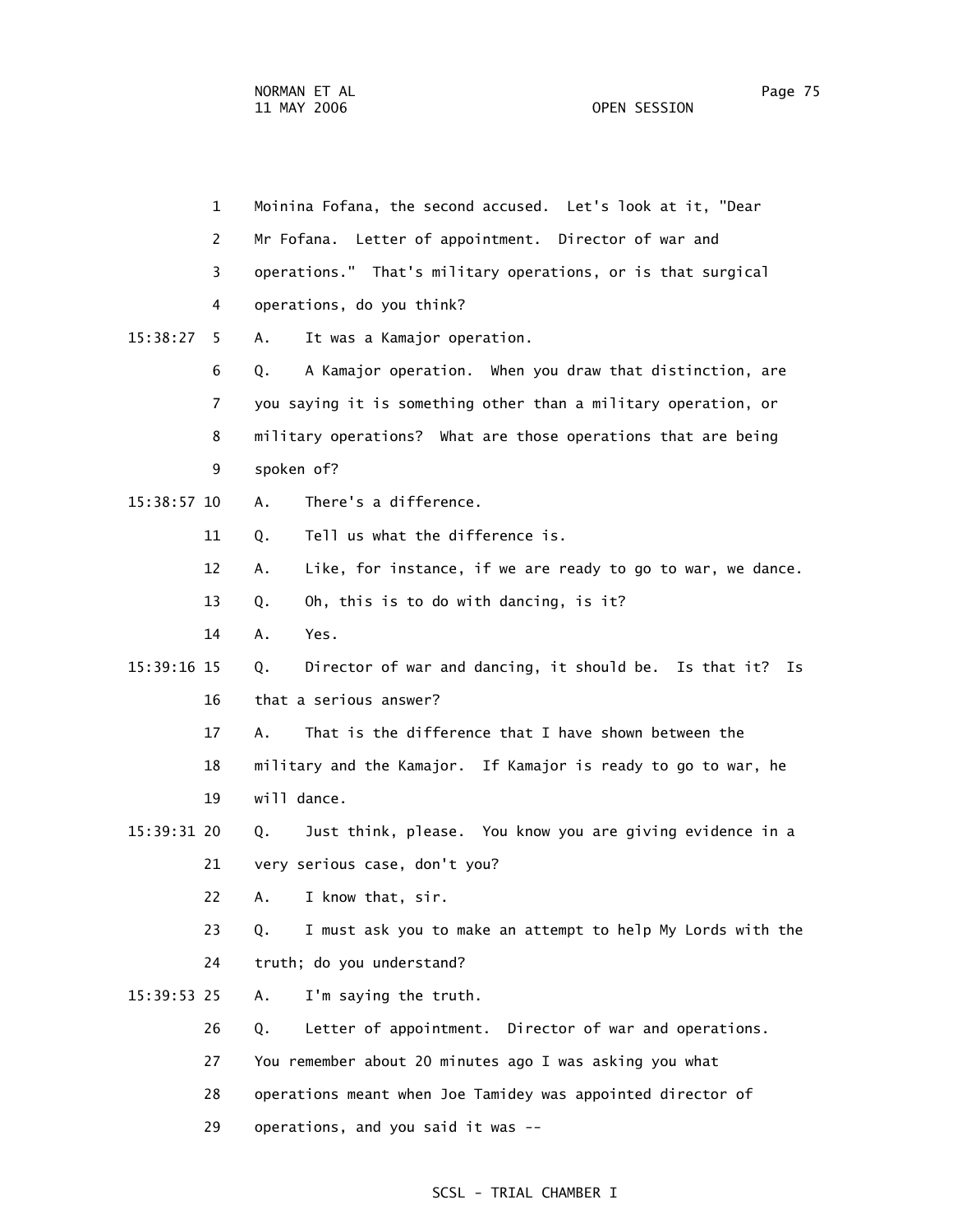1 Moinina Fofana, the second accused. Let's look at it, "Dear
2 Mr Fofana. Letter of appointment. Director of war and
3 operations." That's military operations, or is that surgical
4 operations, do you think?
15:38:27 5 A. It was a Kamajor operation.
6 Q. A Kamajor operation. When you draw that distinction, are
7 you saying it is something other than a military operation, or
8 military operations? What are those operations that are being
9 spoken of?
15:38:57 10 A. There's a difference.
11 Q. Tell us what the difference is.
12 A. Like, for instance, if we are ready to go to war, we dance.
13 Q. Oh, this is to do with dancing, is it?
14 A. Yes.
15:39:16 15 Q. Director of war and dancing, it should be. Is that it? Is
16 that a serious answer?
17 A. That is the difference that I have shown between the
18 military and the Kamajor. If Kamajor is ready to go to war, he
19 will dance.
15:39:31 20 Q. Just think, please. You know you are giving evidence in a
21 very serious case, don't you?
22 A. I know that, sir.
23 Q. I must ask you to make an attempt to help My Lords with the
24 truth; do you understand?
15:39:53 25 A. I'm saying the truth.
26 Q. Letter of appointment. Director of war and operations.
27 You remember about 20 minutes ago I was asking you what
28 operations meant when Joe Tamidey was appointed director of
29 operations, and you said it was --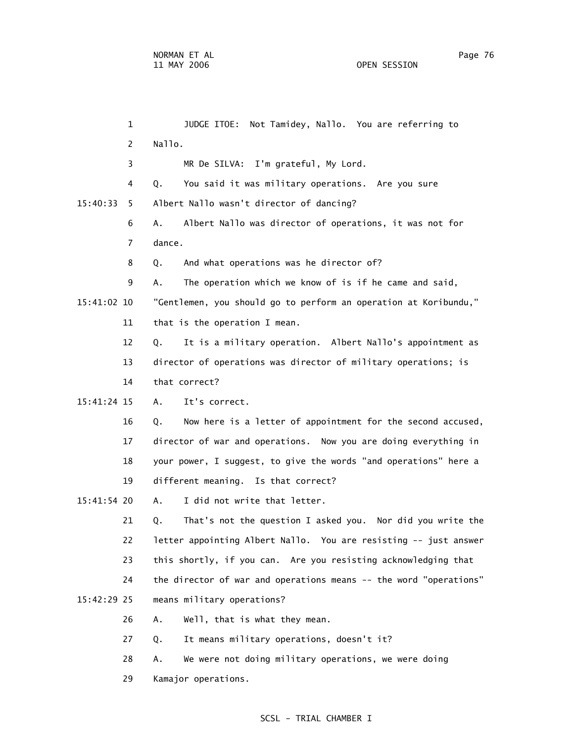JUDGE ITOE: Not Tamidey, Nallo. You are referring to Nallo.

MR De SILVA: I'm grateful, My Lord.

Q. You said it was military operations. Are you sure Albert Nallo wasn't director of dancing?

A. Albert Nallo was director of operations, it was not for dance.

Q. And what operations was he director of?

A. The operation which we know of is if he came and said, "Gentlemen, you should go to perform an operation at Koribundu," that is the operation I mean.

Q. It is a military operation. Albert Nallo's appointment as director of operations was director of military operations; is that correct?

A. It's correct.

Q. Now here is a letter of appointment for the second accused, director of war and operations. Now you are doing everything in your power, I suggest, to give the words "and operations" here a different meaning. Is that correct?

A. I did not write that letter.

Q. That's not the question I asked you. Nor did you write the letter appointing Albert Nallo. You are resisting -- just answer this shortly, if you can. Are you resisting acknowledging that the director of war and operations means -- the word "operations" means military operations?

A. Well, that is what they mean.

Q. It means military operations, doesn't it?

A. We were not doing military operations, we were doing Kamajor operations.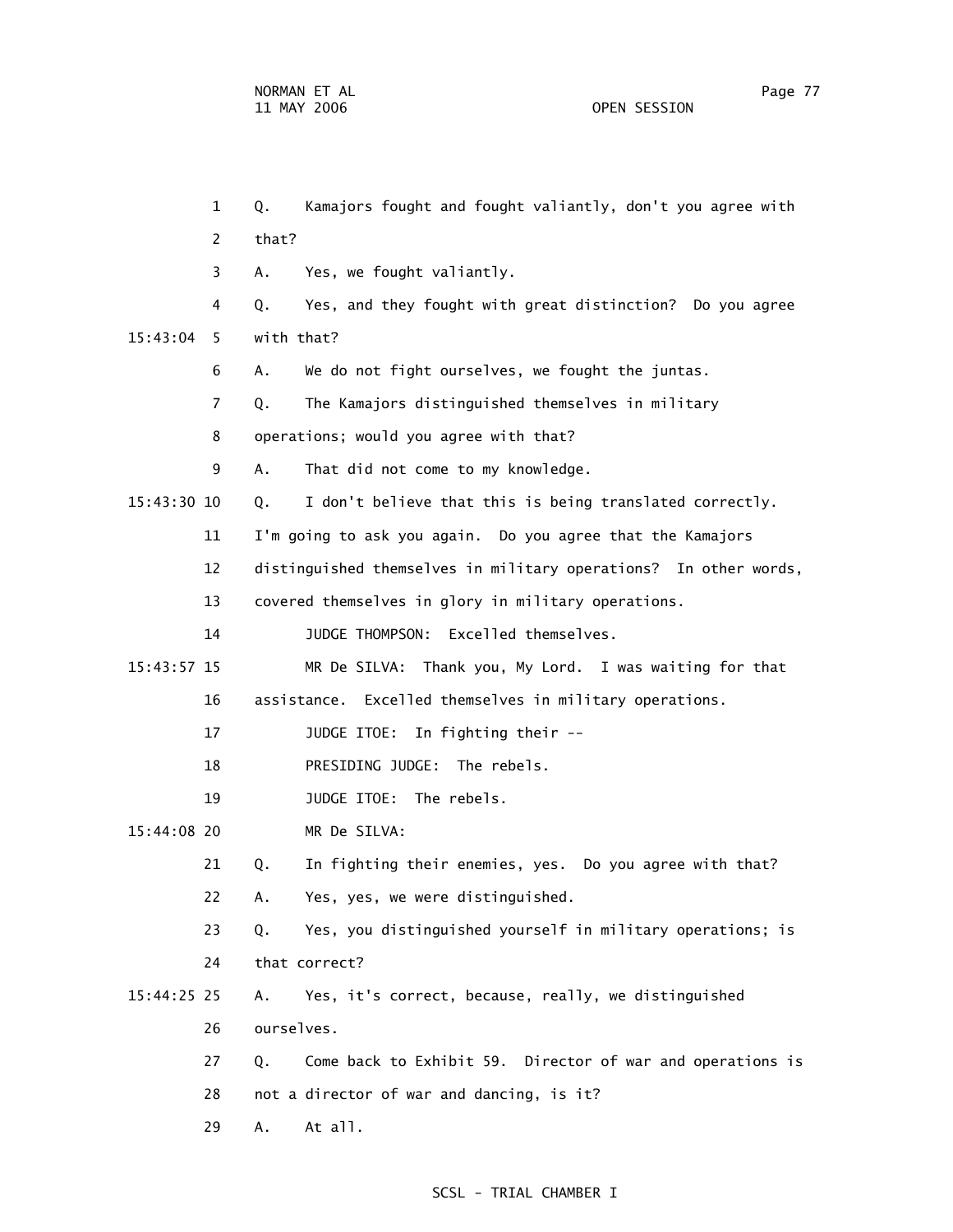1 Q. Kamajors fought and fought valiantly, don't you agree with

2 that?

3 A. Yes, we fought valiantly.

4 Q. Yes, and they fought with great distinction? Do you agree

15:43:04 5 with that?

6 A. We do not fight ourselves, we fought the juntas.

7 Q. The Kamajors distinguished themselves in military

8 operations; would you agree with that?

9 A. That did not come to my knowledge.

15:43:30 10 Q. I don't believe that this is being translated correctly.

11 I'm going to ask you again. Do you agree that the Kamajors

12 distinguished themselves in military operations? In other words,

13 covered themselves in glory in military operations.

14 JUDGE THOMPSON: Excelled themselves.

15:43:57 15 MR De SILVA: Thank you, My Lord. I was waiting for that

16 assistance. Excelled themselves in military operations.

17 JUDGE ITOE: In fighting their --

18 PRESIDING JUDGE: The rebels.

19 JUDGE ITOE: The rebels.

15:44:08 20 MR De SILVA:

21 Q. In fighting their enemies, yes. Do you agree with that?

22 A. Yes, yes, we were distinguished.

23 Q. Yes, you distinguished yourself in military operations; is

24 that correct?

15:44:25 25 A. Yes, it's correct, because, really, we distinguished

26 ourselves.

27 Q. Come back to Exhibit 59. Director of war and operations is

28 not a director of war and dancing, is it?

29 A. At all.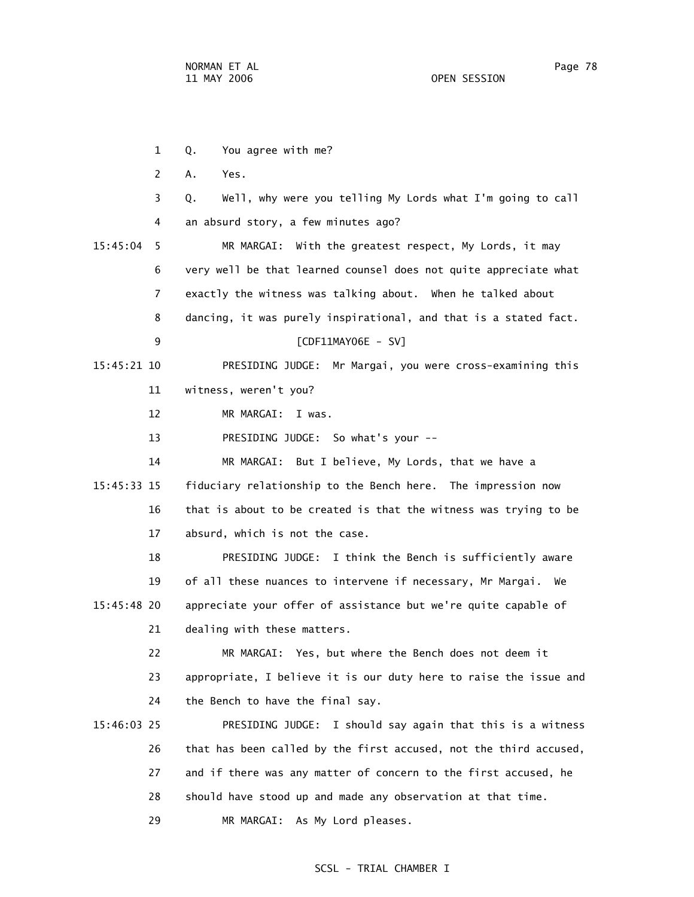Q. You agree with me?

A. Yes.

Q. Well, why were you telling My Lords what I'm going to call an absurd story, a few minutes ago?

MR MARGAI: With the greatest respect, My Lords, it may very well be that learned counsel does not quite appreciate what exactly the witness was talking about. When he talked about dancing, it was purely inspirational, and that is a stated fact.

[CDF11MAY06E - SV]

PRESIDING JUDGE: Mr Margai, you were cross-examining this witness, weren't you?

MR MARGAI: I was.

PRESIDING JUDGE: So what's your --

MR MARGAI: But I believe, My Lords, that we have a fiduciary relationship to the Bench here. The impression now that is about to be created is that the witness was trying to be absurd, which is not the case.

PRESIDING JUDGE: I think the Bench is sufficiently aware of all these nuances to intervene if necessary, Mr Margai. We appreciate your offer of assistance but we're quite capable of dealing with these matters.

MR MARGAI: Yes, but where the Bench does not deem it appropriate, I believe it is our duty here to raise the issue and the Bench to have the final say.

PRESIDING JUDGE: I should say again that this is a witness that has been called by the first accused, not the third accused, and if there was any matter of concern to the first accused, he should have stood up and made any observation at that time.

MR MARGAI: As My Lord pleases.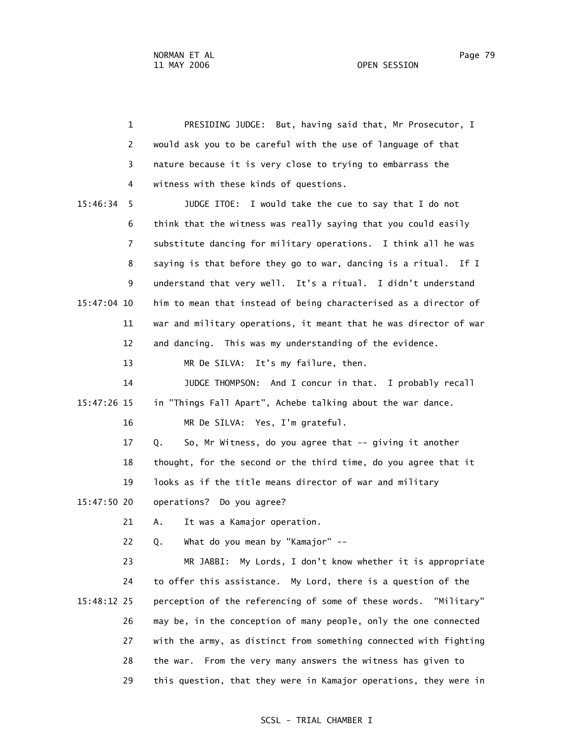PRESIDING JUDGE: But, having said that, Mr Prosecutor, I would ask you to be careful with the use of language of that nature because it is very close to trying to embarrass the witness with these kinds of questions.

JUDGE ITOE: I would take the cue to say that I do not think that the witness was really saying that you could easily substitute dancing for military operations. I think all he was saying is that before they go to war, dancing is a ritual. If I understand that very well. It's a ritual. I didn't understand him to mean that instead of being characterised as a director of war and military operations, it meant that he was director of war and dancing. This was my understanding of the evidence.

MR De SILVA: It's my failure, then.

JUDGE THOMPSON: And I concur in that. I probably recall in "Things Fall Apart", Achebe talking about the war dance.

MR De SILVA: Yes, I'm grateful.

Q. So, Mr Witness, do you agree that -- giving it another thought, for the second or the third time, do you agree that it looks as if the title means director of war and military operations? Do you agree?

A. It was a Kamajor operation.

Q. What do you mean by "Kamajor" --

MR JABBI: My Lords, I don't know whether it is appropriate to offer this assistance. My Lord, there is a question of the perception of the referencing of some of these words. "Military" may be, in the conception of many people, only the one connected with the army, as distinct from something connected with fighting the war. From the very many answers the witness has given to this question, that they were in Kamajor operations, they were in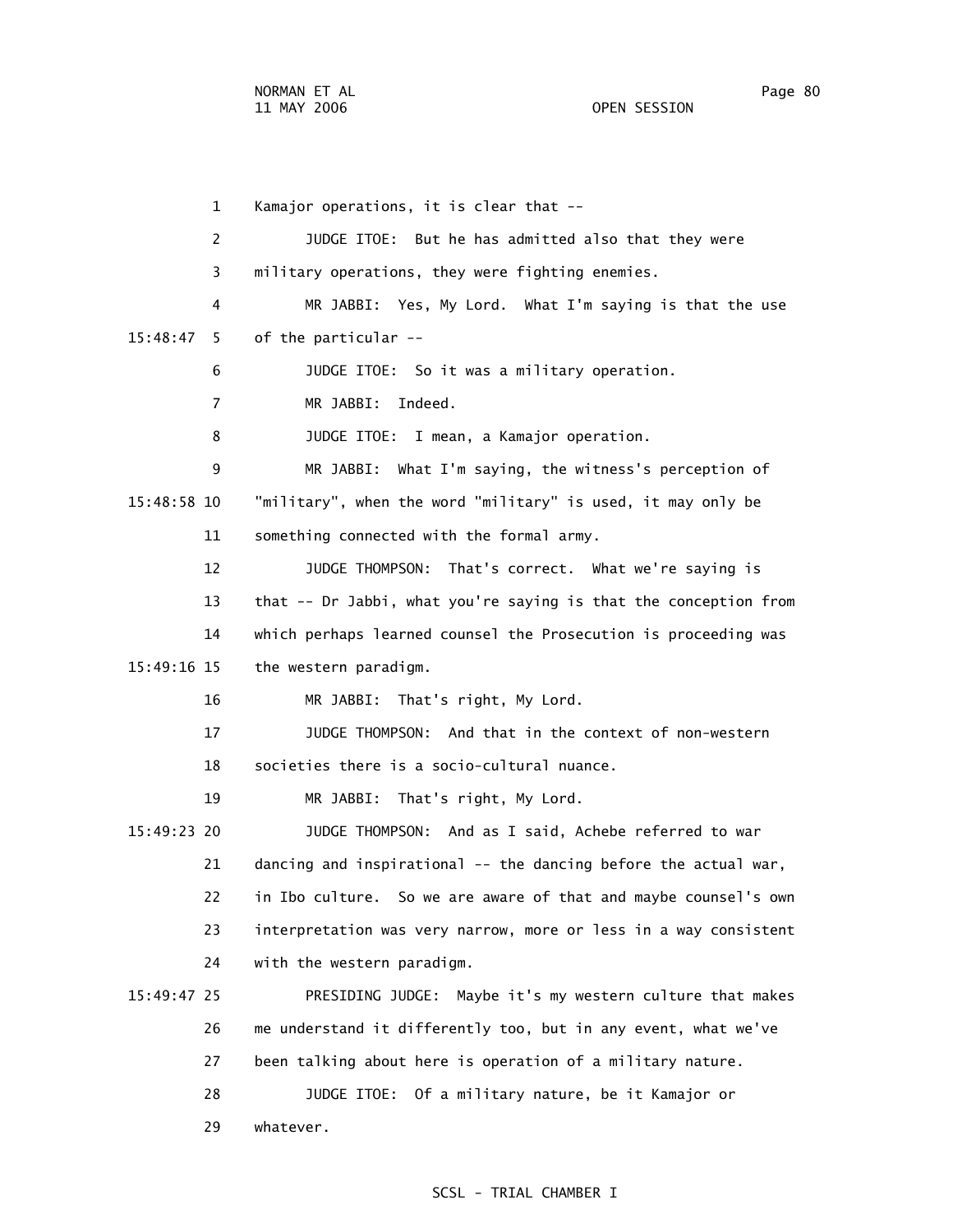Kamajor operations, it is clear that --

JUDGE ITOE: But he has admitted also that they were military operations, they were fighting enemies.

MR JABBI: Yes, My Lord. What I'm saying is that the use of the particular --

JUDGE ITOE: So it was a military operation.

MR JABBI: Indeed.

JUDGE ITOE: I mean, a Kamajor operation.

MR JABBI: What I'm saying, the witness's perception of "military", when the word "military" is used, it may only be something connected with the formal army.

JUDGE THOMPSON: That's correct. What we're saying is that -- Dr Jabbi, what you're saying is that the conception from which perhaps learned counsel the Prosecution is proceeding was the western paradigm.

MR JABBI: That's right, My Lord.

JUDGE THOMPSON: And that in the context of non-western societies there is a socio-cultural nuance.

MR JABBI: That's right, My Lord.

JUDGE THOMPSON: And as I said, Achebe referred to war dancing and inspirational -- the dancing before the actual war, in Ibo culture. So we are aware of that and maybe counsel's own interpretation was very narrow, more or less in a way consistent with the western paradigm.

PRESIDING JUDGE: Maybe it's my western culture that makes me understand it differently too, but in any event, what we've been talking about here is operation of a military nature.

JUDGE ITOE: Of a military nature, be it Kamajor or whatever.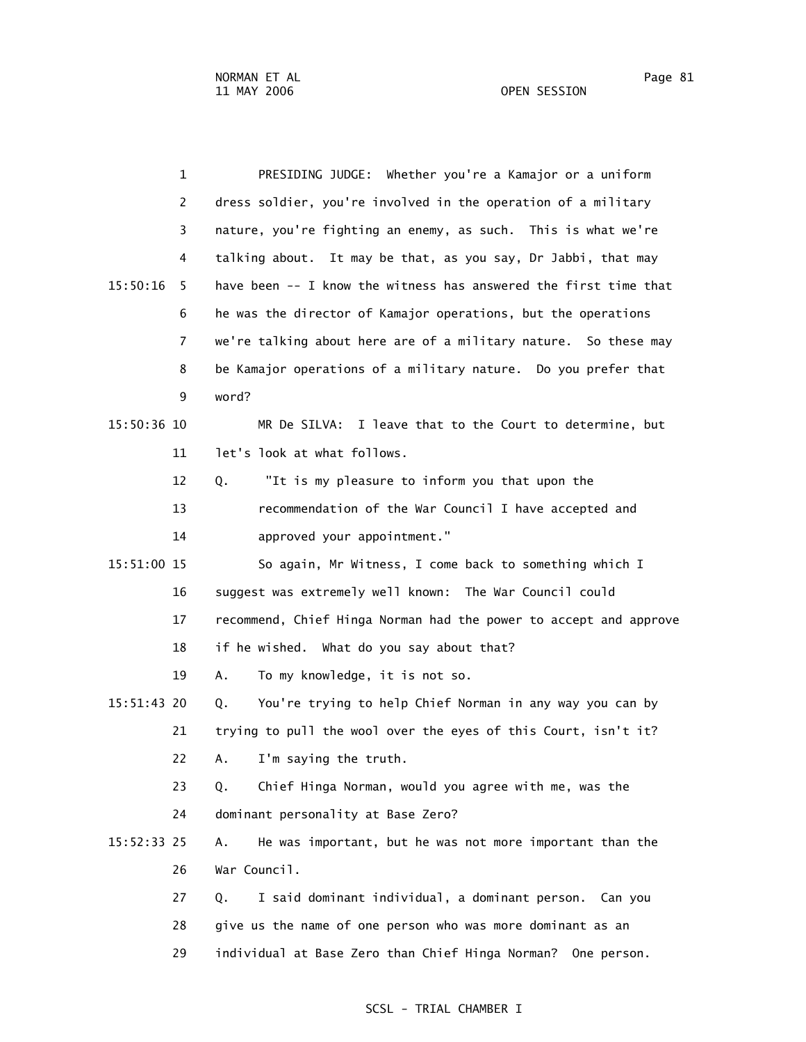PRESIDING JUDGE: Whether you're a Kamajor or a uniform dress soldier, you're involved in the operation of a military nature, you're fighting an enemy, as such. This is what we're talking about. It may be that, as you say, Dr Jabbi, that may have been -- I know the witness has answered the first time that he was the director of Kamajor operations, but the operations we're talking about here are of a military nature. So these may be Kamajor operations of a military nature. Do you prefer that word?

MR De SILVA: I leave that to the Court to determine, but let's look at what follows.

Q. "It is my pleasure to inform you that upon the recommendation of the War Council I have accepted and approved your appointment."

So again, Mr Witness, I come back to something which I suggest was extremely well known: The War Council could recommend, Chief Hinga Norman had the power to accept and approve if he wished. What do you say about that?

A. To my knowledge, it is not so.

Q. You're trying to help Chief Norman in any way you can by trying to pull the wool over the eyes of this Court, isn't it?

A. I'm saying the truth.

Q. Chief Hinga Norman, would you agree with me, was the dominant personality at Base Zero?

A. He was important, but he was not more important than the War Council.

Q. I said dominant individual, a dominant person. Can you give us the name of one person who was more dominant as an individual at Base Zero than Chief Hinga Norman? One person.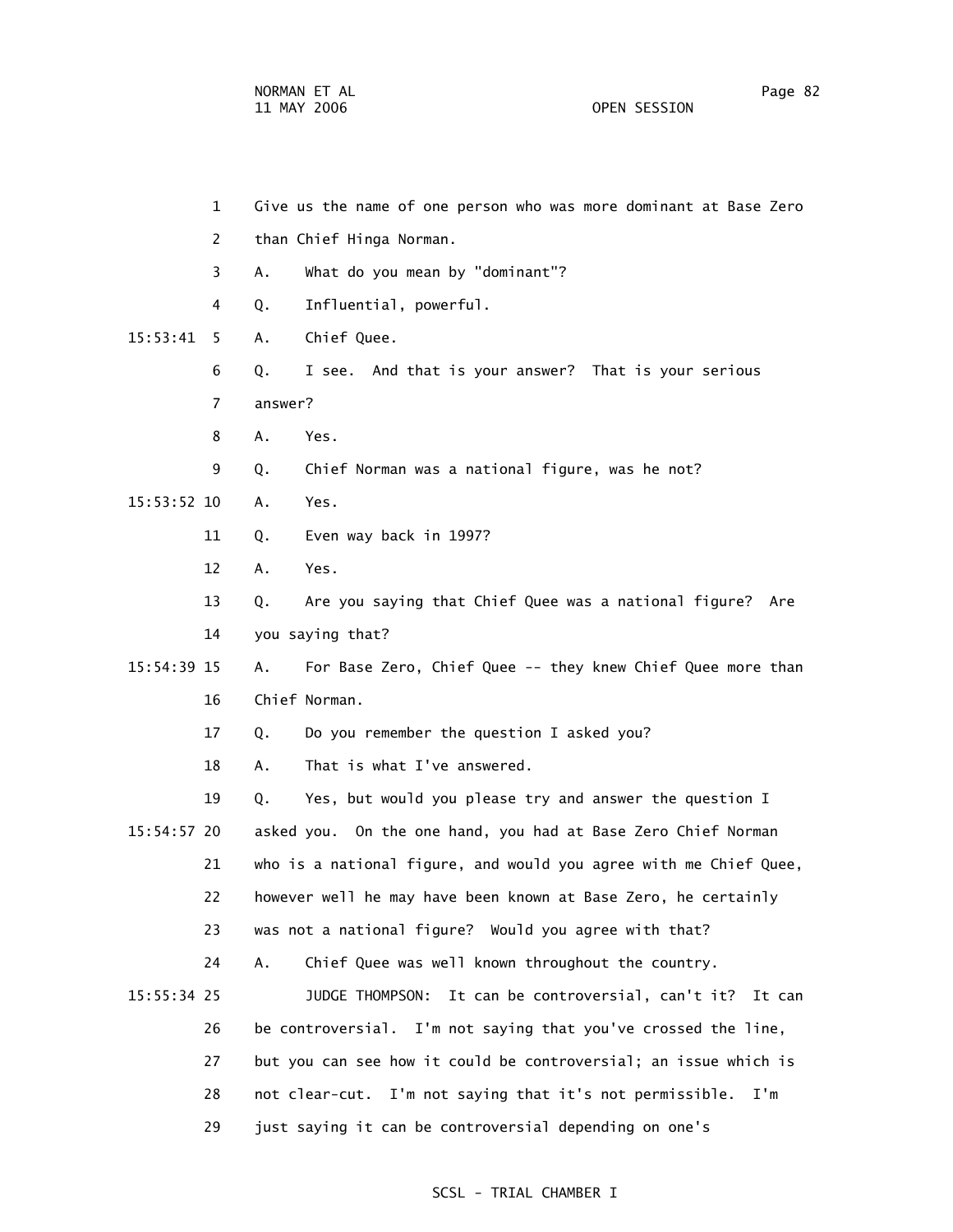1 Give us the name of one person who was more dominant at Base Zero

2 than Chief Hinga Norman.

3 A. What do you mean by "dominant"?

4 Q. Influential, powerful.

15:53:41 5 A. Chief Quee.

6 Q. I see. And that is your answer? That is your serious

7 answer?

8 A. Yes.

9 Q. Chief Norman was a national figure, was he not?

15:53:52 10 A. Yes.

11 Q. Even way back in 1997?

12 A. Yes.

13 Q. Are you saying that Chief Quee was a national figure? Are

14 you saying that?

15:54:39 15 A. For Base Zero, Chief Quee -- they knew Chief Quee more than

16 Chief Norman.

17 Q. Do you remember the question I asked you?

18 A. That is what I've answered.

19 Q. Yes, but would you please try and answer the question I

15:54:57 20 asked you. On the one hand, you had at Base Zero Chief Norman

21 who is a national figure, and would you agree with me Chief Quee,

22 however well he may have been known at Base Zero, he certainly

23 was not a national figure? Would you agree with that?

24 A. Chief Quee was well known throughout the country.

15:55:34 25 JUDGE THOMPSON: It can be controversial, can't it? It can

26 be controversial. I'm not saying that you've crossed the line,

27 but you can see how it could be controversial; an issue which is

28 not clear-cut. I'm not saying that it's not permissible. I'm

29 just saying it can be controversial depending on one's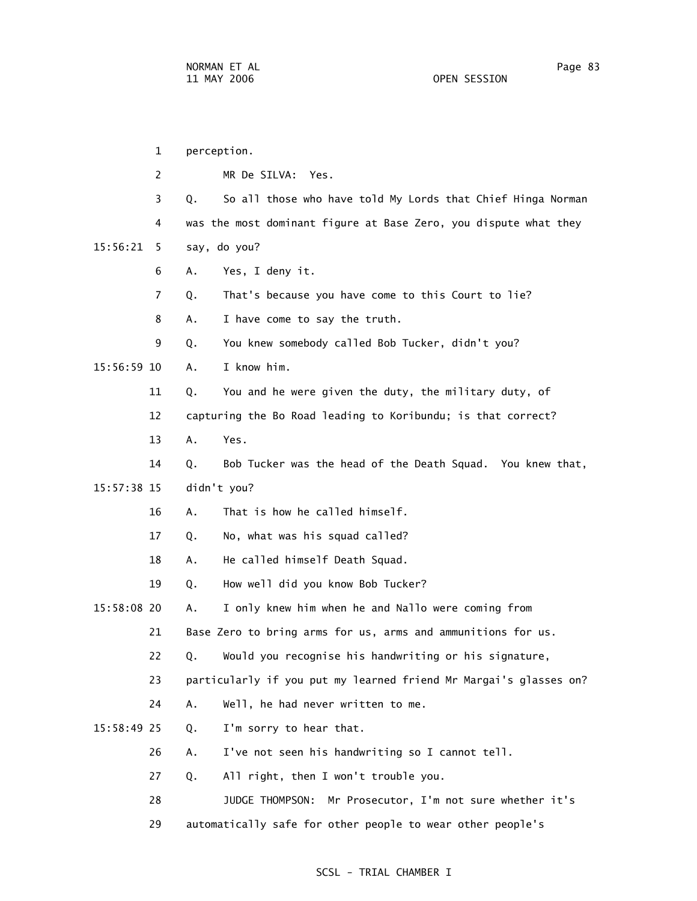perception.

MR De SILVA: Yes.

Q. So all those who have told My Lords that Chief Hinga Norman was the most dominant figure at Base Zero, you dispute what they say, do you?

A. Yes, I deny it.

Q. That's because you have come to this Court to lie?

A. I have come to say the truth.

Q. You knew somebody called Bob Tucker, didn't you?

A. I know him.

Q. You and he were given the duty, the military duty, of capturing the Bo Road leading to Koribundu; is that correct?

A. Yes.

Q. Bob Tucker was the head of the Death Squad. You knew that, didn't you?

A. That is how he called himself.

Q. No, what was his squad called?

A. He called himself Death Squad.

Q. How well did you know Bob Tucker?

A. I only knew him when he and Nallo were coming from Base Zero to bring arms for us, arms and ammunitions for us.

Q. Would you recognise his handwriting or his signature, particularly if you put my learned friend Mr Margai's glasses on?

A. Well, he had never written to me.

Q. I'm sorry to hear that.

A. I've not seen his handwriting so I cannot tell.

Q. All right, then I won't trouble you.

JUDGE THOMPSON: Mr Prosecutor, I'm not sure whether it's automatically safe for other people to wear other people's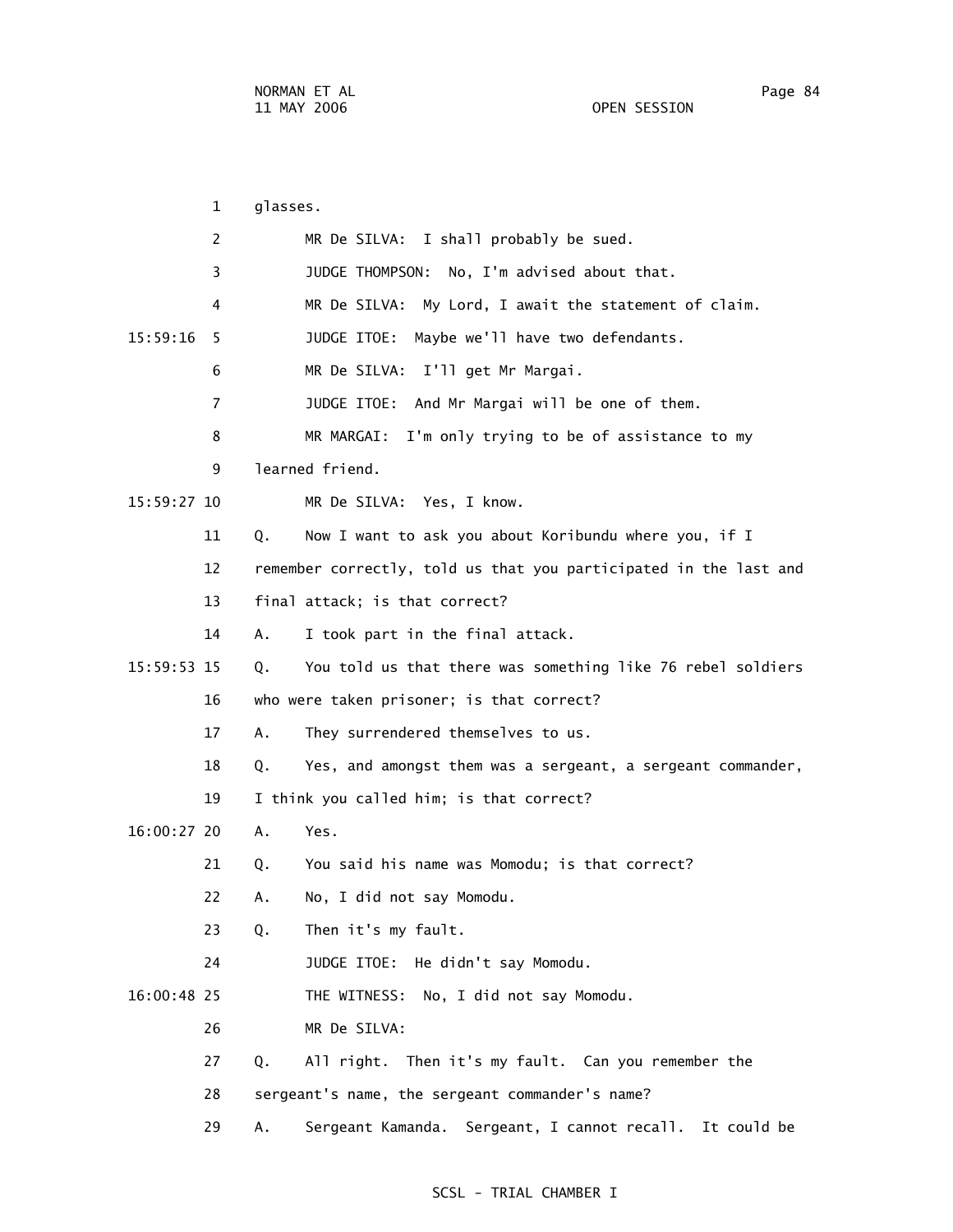glasses.

MR De SILVA: I shall probably be sued.

JUDGE THOMPSON: No, I'm advised about that.

MR De SILVA: My Lord, I await the statement of claim.

15:59:16 JUDGE ITOE: Maybe we'll have two defendants.

MR De SILVA: I'll get Mr Margai.

JUDGE ITOE: And Mr Margai will be one of them.

MR MARGAI: I'm only trying to be of assistance to my learned friend.

15:59:27 MR De SILVA: Yes, I know.

Q. Now I want to ask you about Koribundu where you, if I remember correctly, told us that you participated in the last and final attack; is that correct?

A. I took part in the final attack.

15:59:53 Q. You told us that there was something like 76 rebel soldiers who were taken prisoner; is that correct?

A. They surrendered themselves to us.

Q. Yes, and amongst them was a sergeant, a sergeant commander, I think you called him; is that correct?

16:00:27 A. Yes.

Q. You said his name was Momodu; is that correct?

A. No, I did not say Momodu.

Q. Then it's my fault.

JUDGE ITOE: He didn't say Momodu.

16:00:48 THE WITNESS: No, I did not say Momodu.

MR De SILVA:

Q. All right. Then it's my fault. Can you remember the sergeant's name, the sergeant commander's name?

A. Sergeant Kamanda. Sergeant, I cannot recall. It could be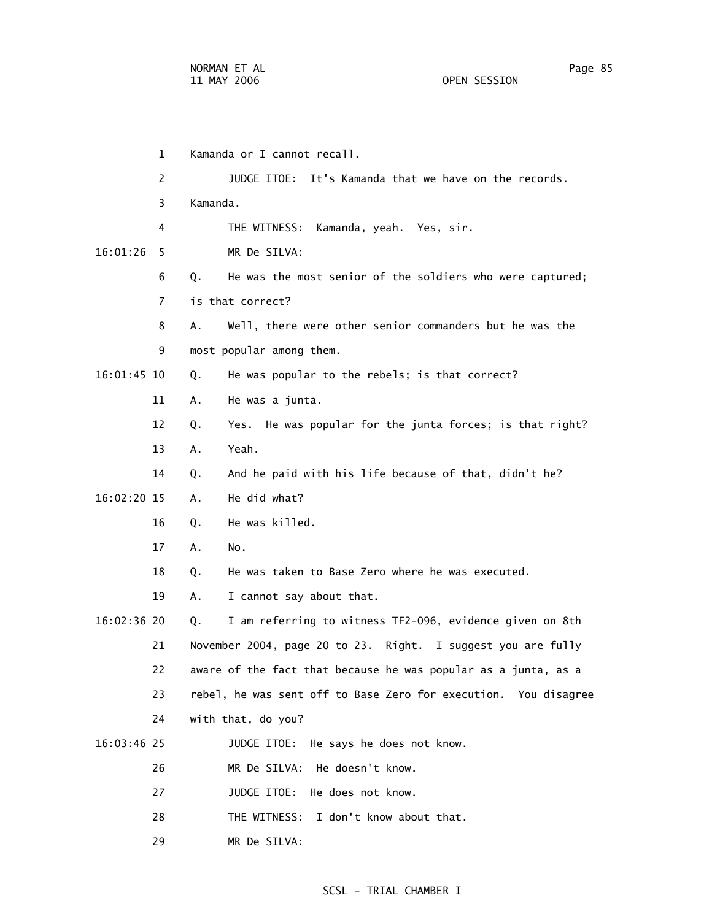1 Kamanda or I cannot recall.

2 JUDGE ITOE: It's Kamanda that we have on the records.

3 Kamanda.

4 THE WITNESS: Kamanda, yeah. Yes, sir.

16:01:26 5 MR De SILVA:

6 Q. He was the most senior of the soldiers who were captured;

7 is that correct?

8 A. Well, there were other senior commanders but he was the

9 most popular among them.

16:01:45 10 Q. He was popular to the rebels; is that correct?

11 A. He was a junta.

12 Q. Yes. He was popular for the junta forces; is that right?

13 A. Yeah.

14 Q. And he paid with his life because of that, didn't he?

16:02:20 15 A. He did what?

16 Q. He was killed.

17 A. No.

18 Q. He was taken to Base Zero where he was executed.

19 A. I cannot say about that.

16:02:36 20 Q. I am referring to witness TF2-096, evidence given on 8th

21 November 2004, page 20 to 23. Right. I suggest you are fully

22 aware of the fact that because he was popular as a junta, as a

23 rebel, he was sent off to Base Zero for execution. You disagree

24 with that, do you?

16:03:46 25 JUDGE ITOE: He says he does not know.

26 MR De SILVA: He doesn't know.

27 JUDGE ITOE: He does not know.

28 THE WITNESS: I don't know about that.

29 MR De SILVA: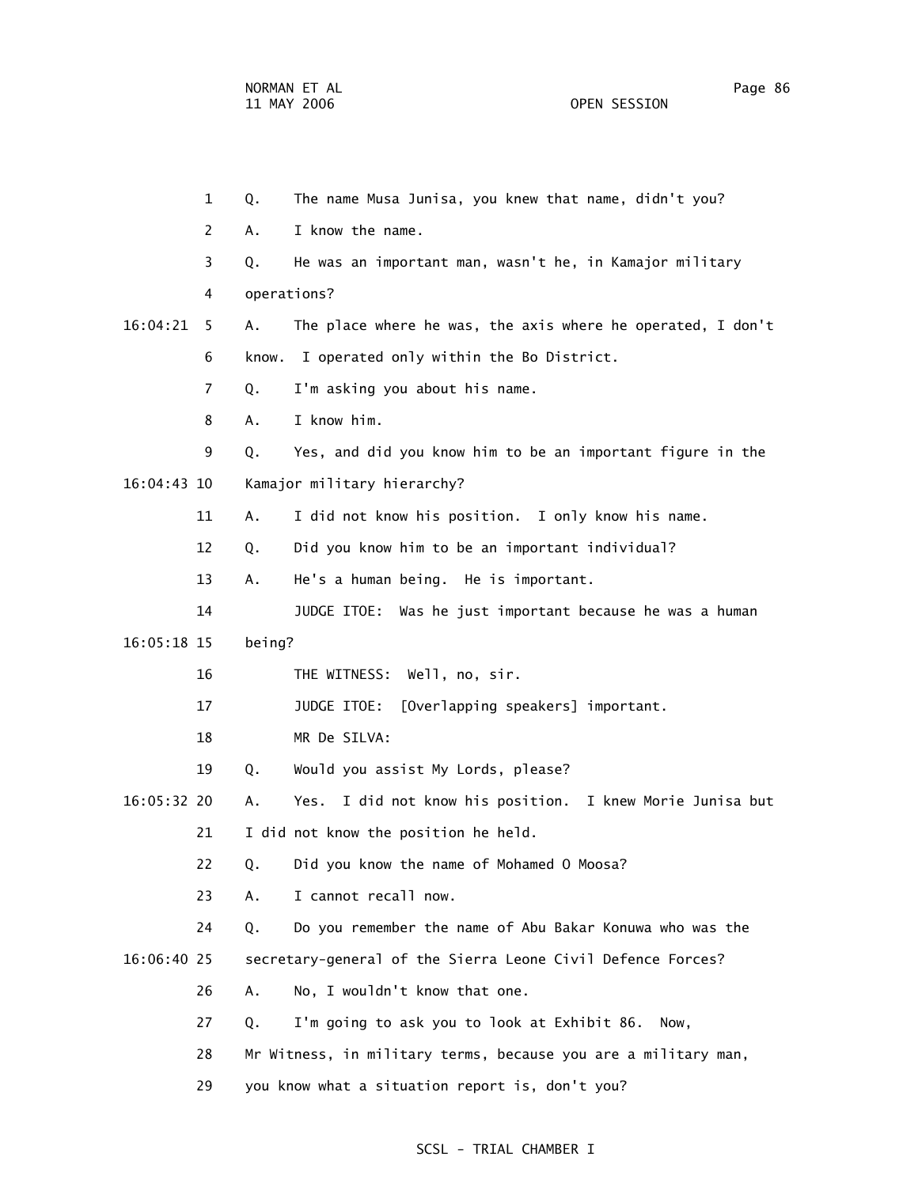1 Q. The name Musa Junisa, you knew that name, didn't you?

2 A. I know the name.

3 Q. He was an important man, wasn't he, in Kamajor military

4 operations?

16:04:21 5 A. The place where he was, the axis where he operated, I don't

6 know. I operated only within the Bo District.

7 Q. I'm asking you about his name.

8 A. I know him.

9 Q. Yes, and did you know him to be an important figure in the

16:04:43 10 Kamajor military hierarchy?

11 A. I did not know his position. I only know his name.

12 Q. Did you know him to be an important individual?

13 A. He's a human being. He is important.

14 JUDGE ITOE: Was he just important because he was a human

16:05:18 15 being?

16 THE WITNESS: Well, no, sir.

17 JUDGE ITOE: [Overlapping speakers] important.

18 MR De SILVA:

19 Q. Would you assist My Lords, please?

16:05:32 20 A. Yes. I did not know his position. I knew Morie Junisa but

21 I did not know the position he held.

22 Q. Did you know the name of Mohamed O Moosa?

23 A. I cannot recall now.

24 Q. Do you remember the name of Abu Bakar Konuwa who was the

16:06:40 25 secretary-general of the Sierra Leone Civil Defence Forces?

26 A. No, I wouldn't know that one.

27 Q. I'm going to ask you to look at Exhibit 86. Now,

28 Mr Witness, in military terms, because you are a military man,

29 you know what a situation report is, don't you?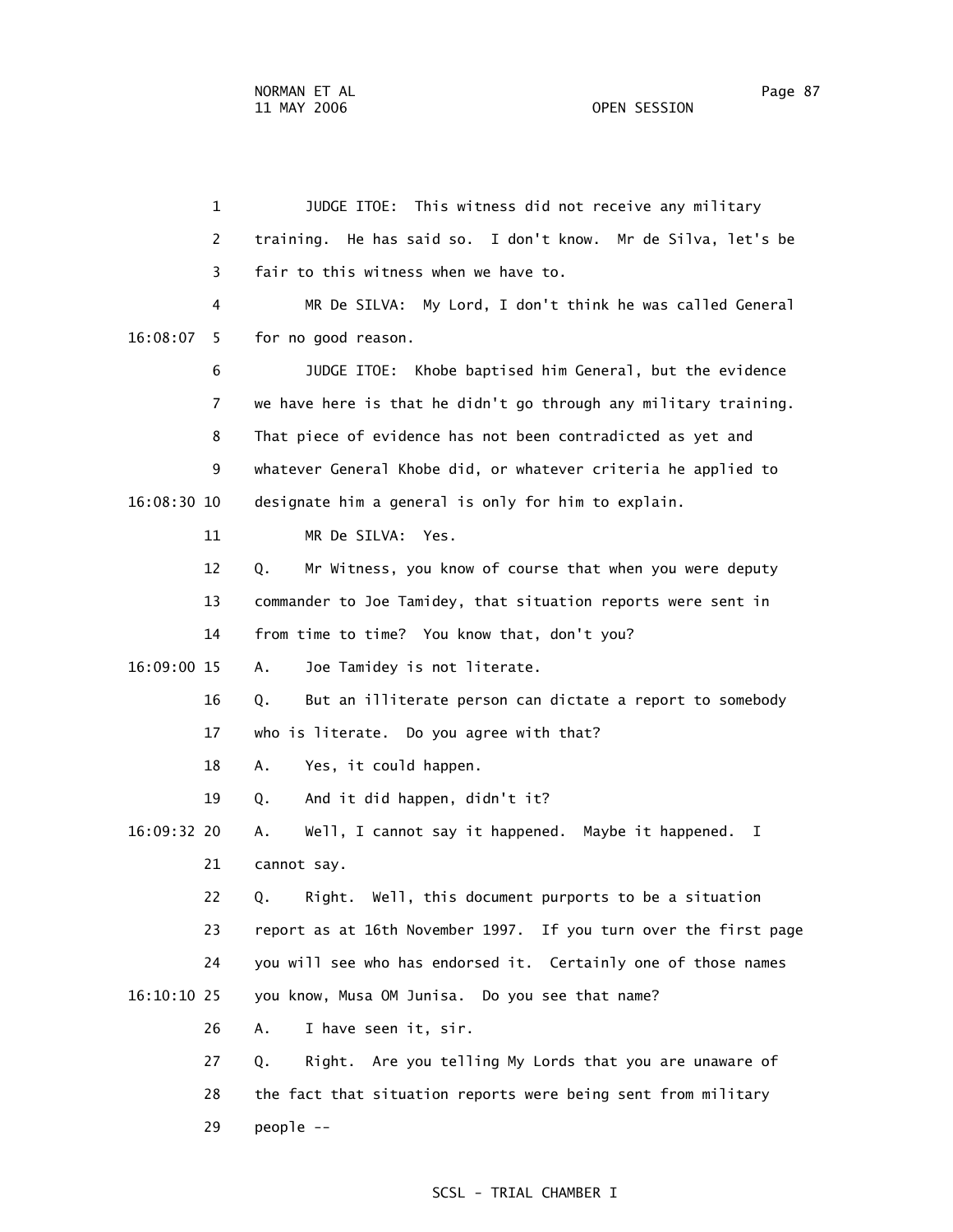1 JUDGE ITOE: This witness did not receive any military
2 training. He has said so. I don't know. Mr de Silva, let's be
3 fair to this witness when we have to.
4 MR De SILVA: My Lord, I don't think he was called General
16:08:07 5 for no good reason.
6 JUDGE ITOE: Khobe baptised him General, but the evidence
7 we have here is that he didn't go through any military training.
8 That piece of evidence has not been contradicted as yet and
9 whatever General Khobe did, or whatever criteria he applied to
16:08:30 10 designate him a general is only for him to explain.
11 MR De SILVA: Yes.
12 Q. Mr Witness, you know of course that when you were deputy
13 commander to Joe Tamidey, that situation reports were sent in
14 from time to time? You know that, don't you?
16:09:00 15 A. Joe Tamidey is not literate.
16 Q. But an illiterate person can dictate a report to somebody
17 who is literate. Do you agree with that?
18 A. Yes, it could happen.
19 Q. And it did happen, didn't it?
16:09:32 20 A. Well, I cannot say it happened. Maybe it happened. I
21 cannot say.
22 Q. Right. Well, this document purports to be a situation
23 report as at 16th November 1997. If you turn over the first page
24 you will see who has endorsed it. Certainly one of those names
16:10:10 25 you know, Musa OM Junisa. Do you see that name?
26 A. I have seen it, sir.
27 Q. Right. Are you telling My Lords that you are unaware of
28 the fact that situation reports were being sent from military
29 people --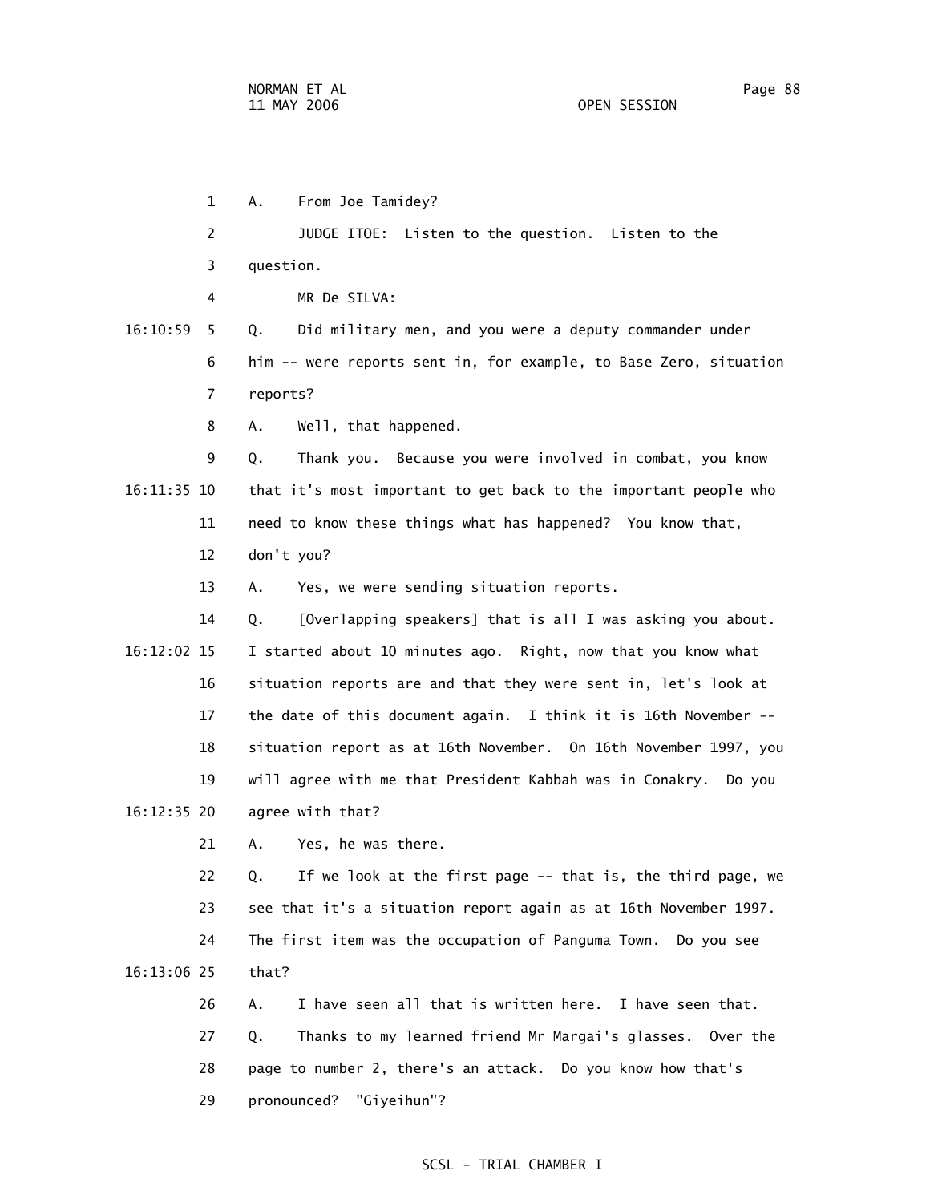A. From Joe Tamidey?

JUDGE ITOE: Listen to the question. Listen to the question.

MR De SILVA:

Q. Did military men, and you were a deputy commander under him -- were reports sent in, for example, to Base Zero, situation reports?

A. Well, that happened.

Q. Thank you. Because you were involved in combat, you know that it's most important to get back to the important people who need to know these things what has happened? You know that, don't you?

A. Yes, we were sending situation reports.

Q. [Overlapping speakers] that is all I was asking you about. I started about 10 minutes ago. Right, now that you know what situation reports are and that they were sent in, let's look at the date of this document again. I think it is 16th November -- situation report as at 16th November. On 16th November 1997, you will agree with me that President Kabbah was in Conakry. Do you agree with that?

A. Yes, he was there.

Q. If we look at the first page -- that is, the third page, we see that it's a situation report again as at 16th November 1997. The first item was the occupation of Panguma Town. Do you see that?

A. I have seen all that is written here. I have seen that.

Q. Thanks to my learned friend Mr Margai's glasses. Over the page to number 2, there's an attack. Do you know how that's pronounced? "Giyeihun"?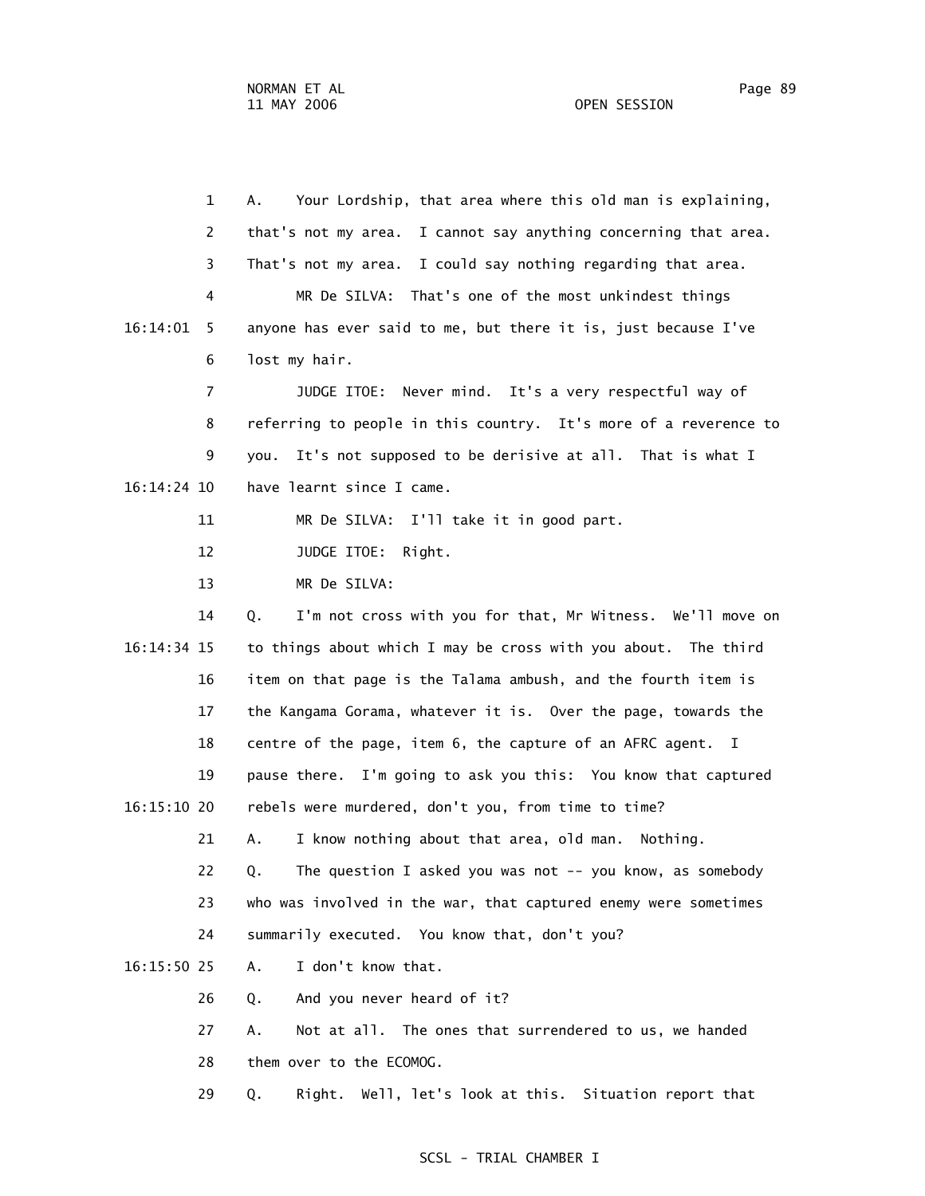1 A. Your Lordship, that area where this old man is explaining,
2 that's not my area. I cannot say anything concerning that area.
3 That's not my area. I could say nothing regarding that area.
4 MR De SILVA: That's one of the most unkindest things
16:14:01 5 anyone has ever said to me, but there it is, just because I've
6 lost my hair.
7 JUDGE ITOE: Never mind. It's a very respectful way of
8 referring to people in this country. It's more of a reverence to
9 you. It's not supposed to be derisive at all. That is what I
16:14:24 10 have learnt since I came.
11 MR De SILVA: I'll take it in good part.
12 JUDGE ITOE: Right.
13 MR De SILVA:
14 Q. I'm not cross with you for that, Mr Witness. We'll move on
16:14:34 15 to things about which I may be cross with you about. The third
16 item on that page is the Talama ambush, and the fourth item is
17 the Kangama Gorama, whatever it is. Over the page, towards the
18 centre of the page, item 6, the capture of an AFRC agent. I
19 pause there. I'm going to ask you this: You know that captured
16:15:10 20 rebels were murdered, don't you, from time to time?
21 A. I know nothing about that area, old man. Nothing.
22 Q. The question I asked you was not -- you know, as somebody
23 who was involved in the war, that captured enemy were sometimes
24 summarily executed. You know that, don't you?
16:15:50 25 A. I don't know that.
26 Q. And you never heard of it?
27 A. Not at all. The ones that surrendered to us, we handed
28 them over to the ECOMOG.
29 Q. Right. Well, let's look at this. Situation report that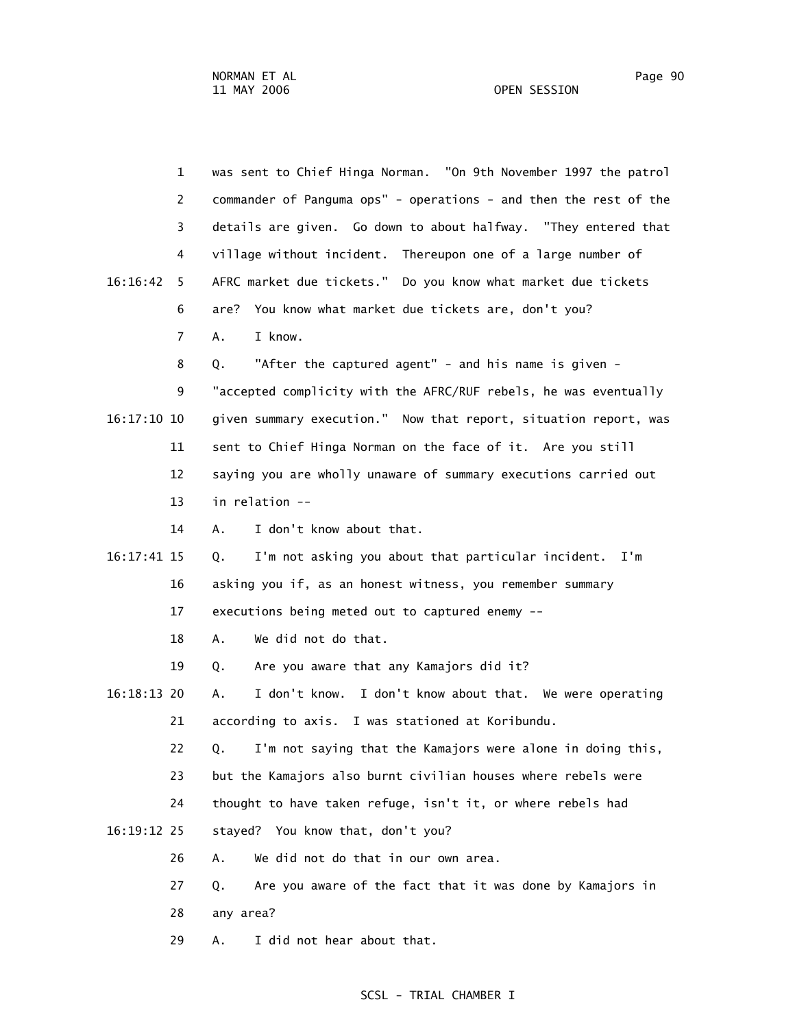1 was sent to Chief Hinga Norman. "On 9th November 1997 the patrol

2 commander of Panguma ops" - operations - and then the rest of the

3 details are given. Go down to about halfway. "They entered that

4 village without incident. Thereupon one of a large number of

16:16:42 5 AFRC market due tickets." Do you know what market due tickets

6 are? You know what market due tickets are, don't you?

7 A. I know.

8 Q. "After the captured agent" - and his name is given -

9 "accepted complicity with the AFRC/RUF rebels, he was eventually

16:17:10 10 given summary execution." Now that report, situation report, was

11 sent to Chief Hinga Norman on the face of it. Are you still

12 saying you are wholly unaware of summary executions carried out

13 in relation --

14 A. I don't know about that.

16:17:41 15 Q. I'm not asking you about that particular incident. I'm

16 asking you if, as an honest witness, you remember summary

17 executions being meted out to captured enemy --

18 A. We did not do that.

19 Q. Are you aware that any Kamajors did it?

16:18:13 20 A. I don't know. I don't know about that. We were operating

21 according to axis. I was stationed at Koribundu.

22 Q. I'm not saying that the Kamajors were alone in doing this,

23 but the Kamajors also burnt civilian houses where rebels were

24 thought to have taken refuge, isn't it, or where rebels had

16:19:12 25 stayed? You know that, don't you?

26 A. We did not do that in our own area.

27 Q. Are you aware of the fact that it was done by Kamajors in

28 any area?

29 A. I did not hear about that.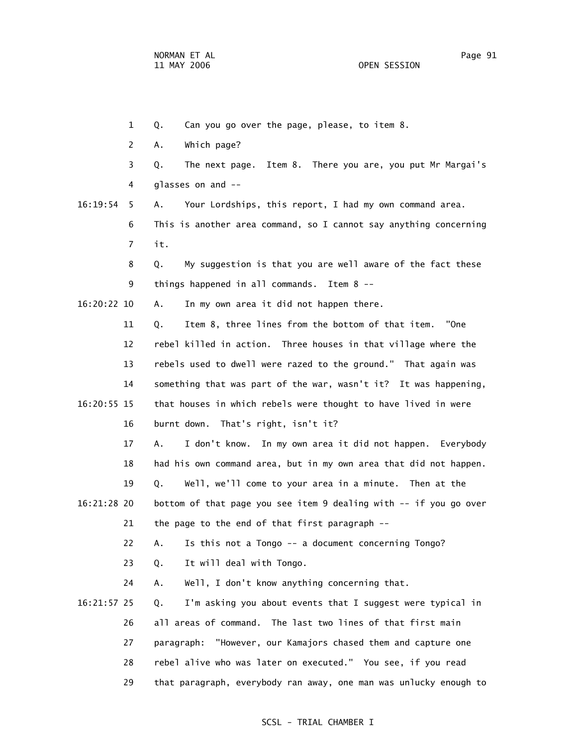1 Q. Can you go over the page, please, to item 8.

2 A. Which page?

3 Q. The next page. Item 8. There you are, you put Mr Margai's

4 glasses on and --

16:19:54 5 A. Your Lordships, this report, I had my own command area.

6 This is another area command, so I cannot say anything concerning

7 it.

8 Q. My suggestion is that you are well aware of the fact these

9 things happened in all commands. Item 8 --

16:20:22 10 A. In my own area it did not happen there.

11 Q. Item 8, three lines from the bottom of that item. "One

12 rebel killed in action. Three houses in that village where the

13 rebels used to dwell were razed to the ground." That again was

14 something that was part of the war, wasn't it? It was happening,

16:20:55 15 that houses in which rebels were thought to have lived in were

16 burnt down. That's right, isn't it?

17 A. I don't know. In my own area it did not happen. Everybody

18 had his own command area, but in my own area that did not happen.

19 Q. Well, we'll come to your area in a minute. Then at the

16:21:28 20 bottom of that page you see item 9 dealing with -- if you go over

21 the page to the end of that first paragraph --

22 A. Is this not a Tongo -- a document concerning Tongo?

23 Q. It will deal with Tongo.

24 A. Well, I don't know anything concerning that.

16:21:57 25 Q. I'm asking you about events that I suggest were typical in

26 all areas of command. The last two lines of that first main

27 paragraph: "However, our Kamajors chased them and capture one

28 rebel alive who was later on executed." You see, if you read

29 that paragraph, everybody ran away, one man was unlucky enough to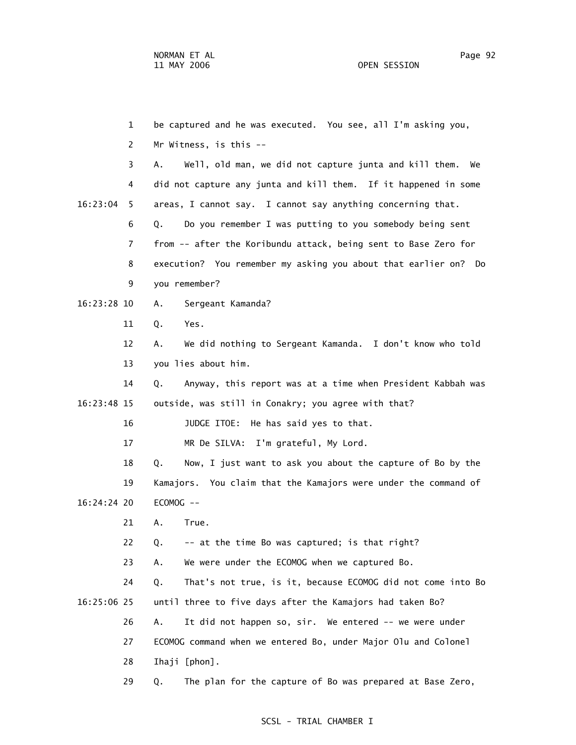be captured and he was executed. You see, all I'm asking you, Mr Witness, is this --

A. Well, old man, we did not capture junta and kill them. We did not capture any junta and kill them. If it happened in some areas, I cannot say. I cannot say anything concerning that.

Q. Do you remember I was putting to you somebody being sent from -- after the Koribundu attack, being sent to Base Zero for execution? You remember my asking you about that earlier on? Do you remember?

A. Sergeant Kamanda?

Q. Yes.

A. We did nothing to Sergeant Kamanda. I don't know who told you lies about him.

Q. Anyway, this report was at a time when President Kabbah was outside, was still in Conakry; you agree with that?

JUDGE ITOE: He has said yes to that.

MR De SILVA: I'm grateful, My Lord.

Q. Now, I just want to ask you about the capture of Bo by the Kamajors. You claim that the Kamajors were under the command of ECOMOG --

A. True.

Q. -- at the time Bo was captured; is that right?

A. We were under the ECOMOG when we captured Bo.

Q. That's not true, is it, because ECOMOG did not come into Bo until three to five days after the Kamajors had taken Bo?

A. It did not happen so, sir. We entered -- we were under ECOMOG command when we entered Bo, under Major Olu and Colonel Ihaji [phon].

Q. The plan for the capture of Bo was prepared at Base Zero,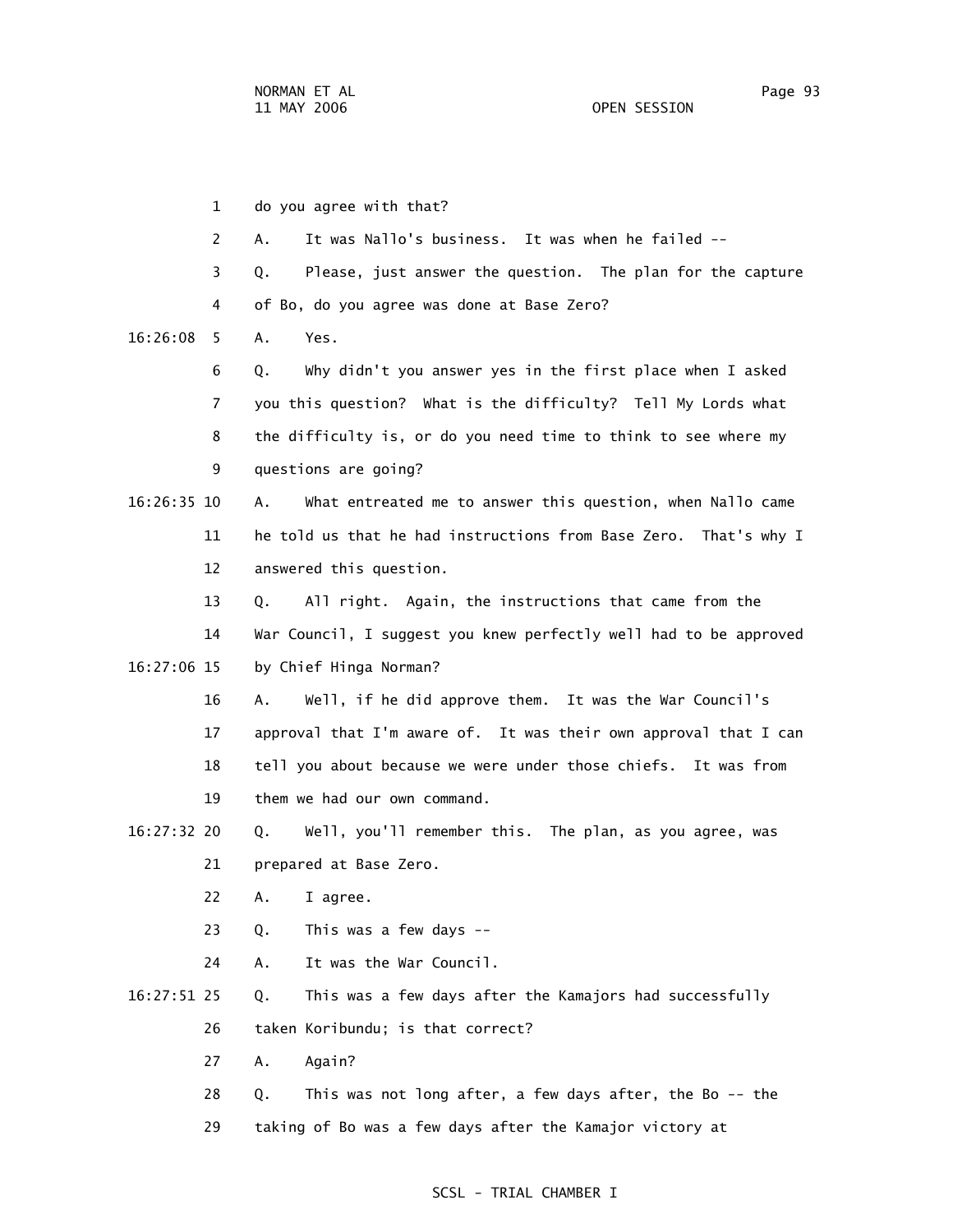1 do you agree with that?

2 A. It was Nallo's business. It was when he failed --

3 Q. Please, just answer the question. The plan for the capture

4 of Bo, do you agree was done at Base Zero?

16:26:08 5 A. Yes.

6 Q. Why didn't you answer yes in the first place when I asked

7 you this question? What is the difficulty? Tell My Lords what

8 the difficulty is, or do you need time to think to see where my

9 questions are going?

16:26:35 10 A. What entreated me to answer this question, when Nallo came

11 he told us that he had instructions from Base Zero. That's why I

12 answered this question.

13 Q. All right. Again, the instructions that came from the

14 War Council, I suggest you knew perfectly well had to be approved

16:27:06 15 by Chief Hinga Norman?

16 A. Well, if he did approve them. It was the War Council's

17 approval that I'm aware of. It was their own approval that I can

18 tell you about because we were under those chiefs. It was from

19 them we had our own command.

16:27:32 20 Q. Well, you'll remember this. The plan, as you agree, was

21 prepared at Base Zero.

22 A. I agree.

23 Q. This was a few days --

24 A. It was the War Council.

16:27:51 25 Q. This was a few days after the Kamajors had successfully

26 taken Koribundu; is that correct?

27 A. Again?

28 Q. This was not long after, a few days after, the Bo -- the

29 taking of Bo was a few days after the Kamajor victory at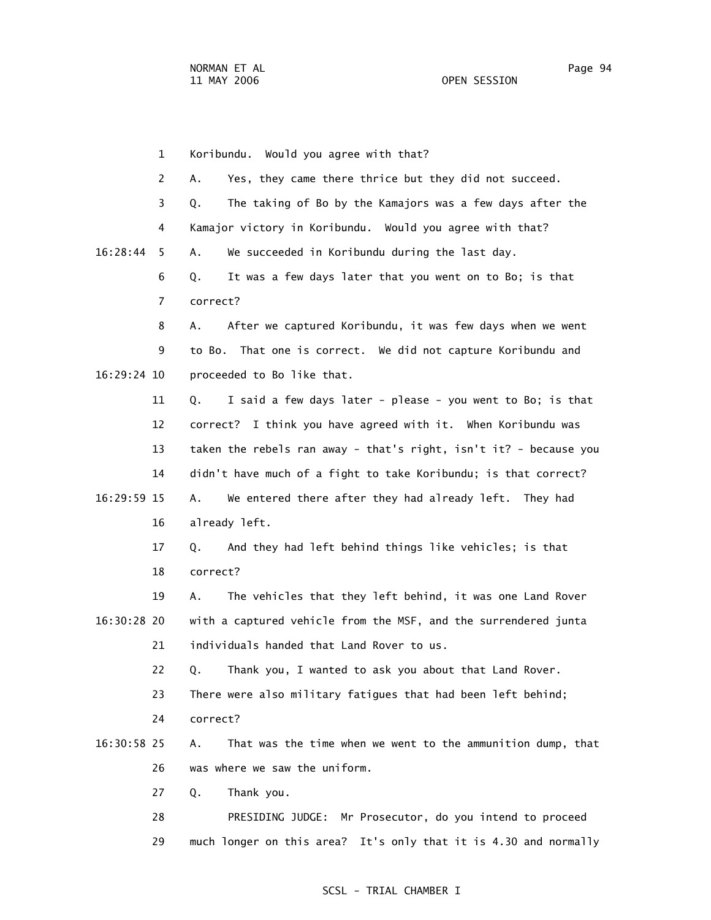1 Koribundu. Would you agree with that?

2 A. Yes, they came there thrice but they did not succeed.

3 Q. The taking of Bo by the Kamajors was a few days after the

4 Kamajor victory in Koribundu. Would you agree with that?

16:28:44 5 A. We succeeded in Koribundu during the last day.

6 Q. It was a few days later that you went on to Bo; is that

7 correct?

8 A. After we captured Koribundu, it was few days when we went

9 to Bo. That one is correct. We did not capture Koribundu and

16:29:24 10 proceeded to Bo like that.

11 Q. I said a few days later - please - you went to Bo; is that

12 correct? I think you have agreed with it. When Koribundu was

13 taken the rebels ran away - that's right, isn't it? - because you

14 didn't have much of a fight to take Koribundu; is that correct?

16:29:59 15 A. We entered there after they had already left. They had

16 already left.

17 Q. And they had left behind things like vehicles; is that

18 correct?

19 A. The vehicles that they left behind, it was one Land Rover

16:30:28 20 with a captured vehicle from the MSF, and the surrendered junta

21 individuals handed that Land Rover to us.

22 Q. Thank you, I wanted to ask you about that Land Rover.

23 There were also military fatigues that had been left behind;

24 correct?

16:30:58 25 A. That was the time when we went to the ammunition dump, that

26 was where we saw the uniform.

27 Q. Thank you.

28 PRESIDING JUDGE: Mr Prosecutor, do you intend to proceed

29 much longer on this area? It's only that it is 4.30 and normally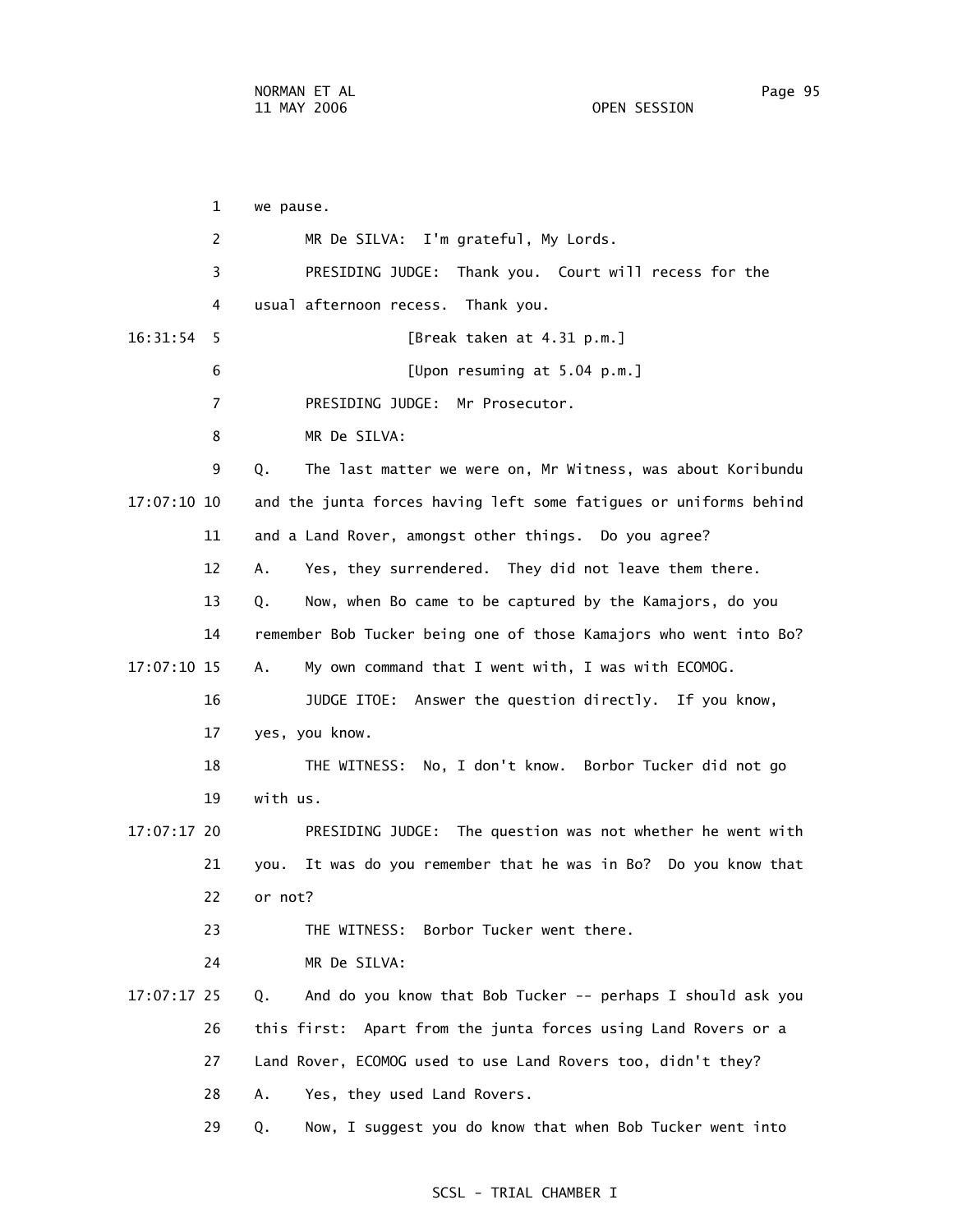we pause.

MR De SILVA: I'm grateful, My Lords.

PRESIDING JUDGE: Thank you. Court will recess for the usual afternoon recess. Thank you.

[Break taken at 4.31 p.m.]

[Upon resuming at 5.04 p.m.]

PRESIDING JUDGE: Mr Prosecutor.

MR De SILVA:

Q. The last matter we were on, Mr Witness, was about Koribundu and the junta forces having left some fatigues or uniforms behind and a Land Rover, amongst other things. Do you agree?

A. Yes, they surrendered. They did not leave them there.

Q. Now, when Bo came to be captured by the Kamajors, do you remember Bob Tucker being one of those Kamajors who went into Bo?

A. My own command that I went with, I was with ECOMOG.

JUDGE ITOE: Answer the question directly. If you know, yes, you know.

THE WITNESS: No, I don't know. Borbor Tucker did not go with us.

PRESIDING JUDGE: The question was not whether he went with you. It was do you remember that he was in Bo? Do you know that or not?

THE WITNESS: Borbor Tucker went there.

MR De SILVA:

Q. And do you know that Bob Tucker -- perhaps I should ask you this first: Apart from the junta forces using Land Rovers or a Land Rover, ECOMOG used to use Land Rovers too, didn't they?

A. Yes, they used Land Rovers.

Q. Now, I suggest you do know that when Bob Tucker went into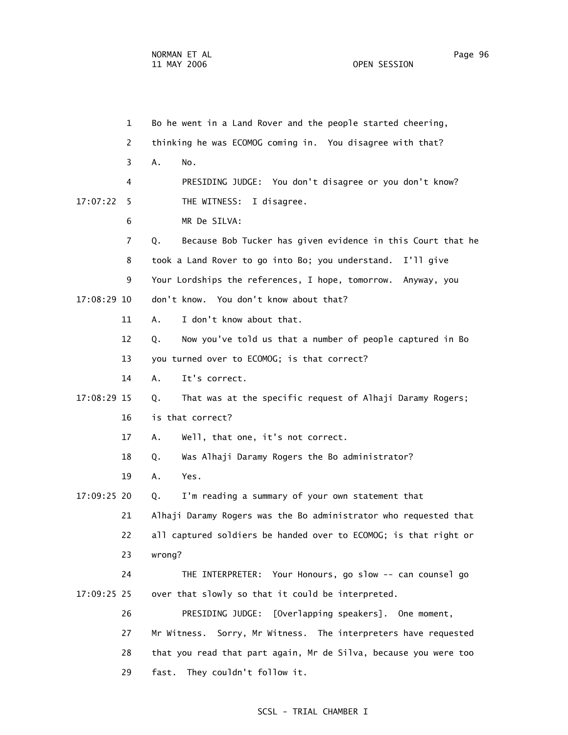Bo he went in a Land Rover and the people started cheering, thinking he was ECOMOG coming in. You disagree with that?

A. No.

PRESIDING JUDGE: You don't disagree or you don't know?

17:07:22 THE WITNESS: I disagree.

MR De SILVA:

Q. Because Bob Tucker has given evidence in this Court that he took a Land Rover to go into Bo; you understand. I'll give Your Lordships the references, I hope, tomorrow. Anyway, you

17:08:29 don't know. You don't know about that?

A. I don't know about that.

Q. Now you've told us that a number of people captured in Bo you turned over to ECOMOG; is that correct?

A. It's correct.

17:08:29 Q. That was at the specific request of Alhaji Daramy Rogers; is that correct?

A. Well, that one, it's not correct.

Q. Was Alhaji Daramy Rogers the Bo administrator?

A. Yes.

17:09:25 Q. I'm reading a summary of your own statement that Alhaji Daramy Rogers was the Bo administrator who requested that all captured soldiers be handed over to ECOMOG; is that right or wrong?

THE INTERPRETER: Your Honours, go slow -- can counsel go

17:09:25 over that slowly so that it could be interpreted.

PRESIDING JUDGE: [Overlapping speakers]. One moment, Mr Witness. Sorry, Mr Witness. The interpreters have requested that you read that part again, Mr de Silva, because you were too fast. They couldn't follow it.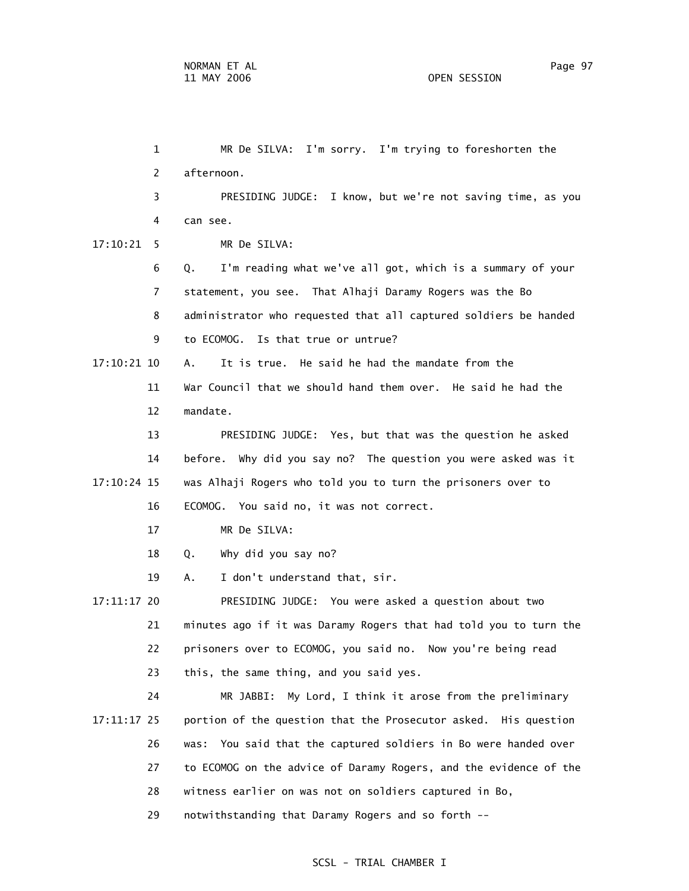MR De SILVA: I'm sorry. I'm trying to foreshorten the afternoon.

PRESIDING JUDGE: I know, but we're not saving time, as you can see.

MR De SILVA:

Q. I'm reading what we've all got, which is a summary of your statement, you see. That Alhaji Daramy Rogers was the Bo administrator who requested that all captured soldiers be handed to ECOMOG. Is that true or untrue?

A. It is true. He said he had the mandate from the War Council that we should hand them over. He said he had the mandate.

PRESIDING JUDGE: Yes, but that was the question he asked before. Why did you say no? The question you were asked was it was Alhaji Rogers who told you to turn the prisoners over to ECOMOG. You said no, it was not correct.

MR De SILVA:

Q. Why did you say no?

A. I don't understand that, sir.

PRESIDING JUDGE: You were asked a question about two minutes ago if it was Daramy Rogers that had told you to turn the prisoners over to ECOMOG, you said no. Now you're being read this, the same thing, and you said yes.

MR JABBI: My Lord, I think it arose from the preliminary portion of the question that the Prosecutor asked. His question was: You said that the captured soldiers in Bo were handed over to ECOMOG on the advice of Daramy Rogers, and the evidence of the witness earlier on was not on soldiers captured in Bo, notwithstanding that Daramy Rogers and so forth --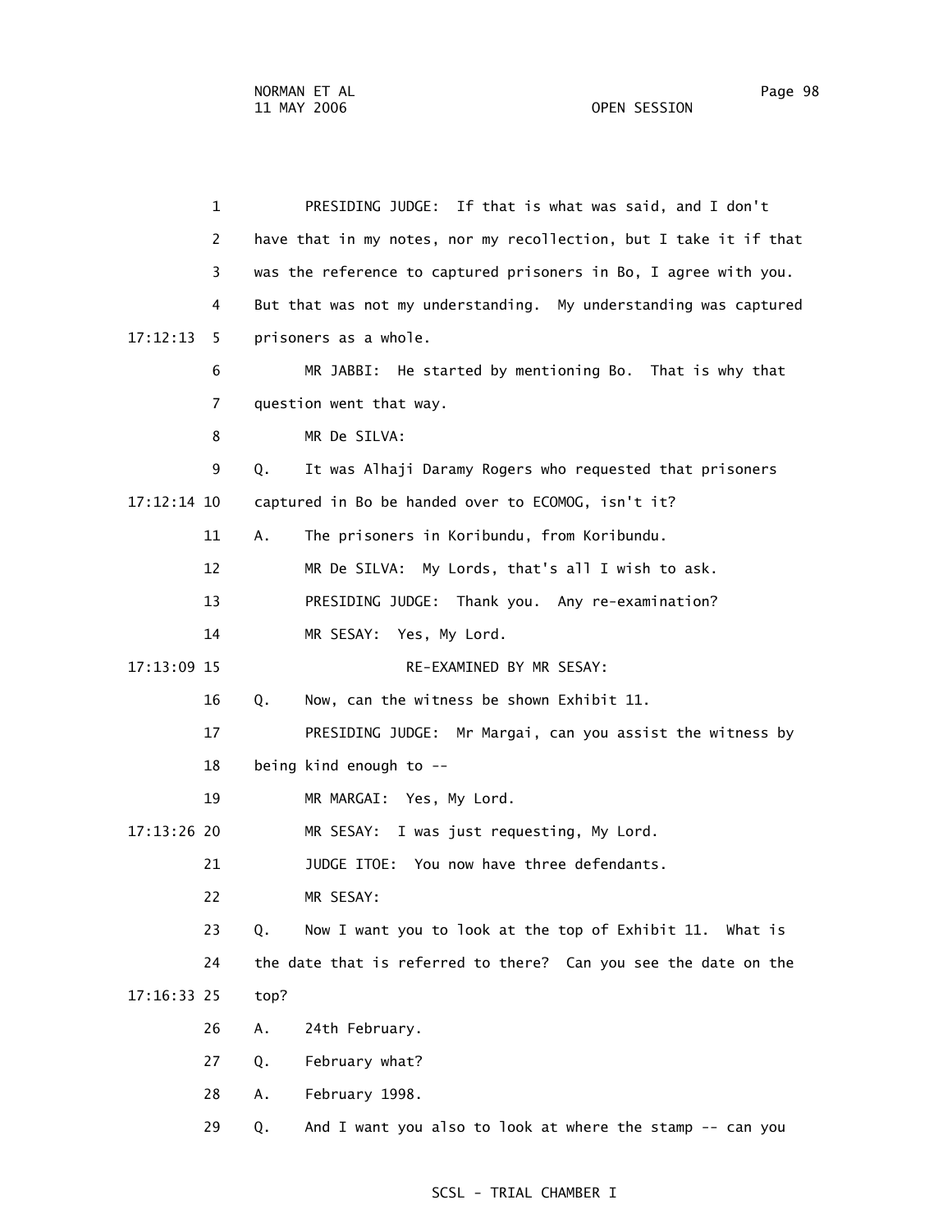PRESIDING JUDGE: If that is what was said, and I don't have that in my notes, nor my recollection, but I take it if that was the reference to captured prisoners in Bo, I agree with you. But that was not my understanding. My understanding was captured prisoners as a whole.

MR JABBI: He started by mentioning Bo. That is why that question went that way.

MR De SILVA:

Q. It was Alhaji Daramy Rogers who requested that prisoners captured in Bo be handed over to ECOMOG, isn't it?

A. The prisoners in Koribundu, from Koribundu.

MR De SILVA: My Lords, that's all I wish to ask.

PRESIDING JUDGE: Thank you. Any re-examination?

MR SESAY: Yes, My Lord.

RE-EXAMINED BY MR SESAY:

Q. Now, can the witness be shown Exhibit 11.

PRESIDING JUDGE: Mr Margai, can you assist the witness by being kind enough to --

MR MARGAI: Yes, My Lord.

MR SESAY: I was just requesting, My Lord.

JUDGE ITOE: You now have three defendants.

MR SESAY:

Q. Now I want you to look at the top of Exhibit 11. What is the date that is referred to there? Can you see the date on the top?

A. 24th February.

Q. February what?

A. February 1998.

Q. And I want you also to look at where the stamp -- can you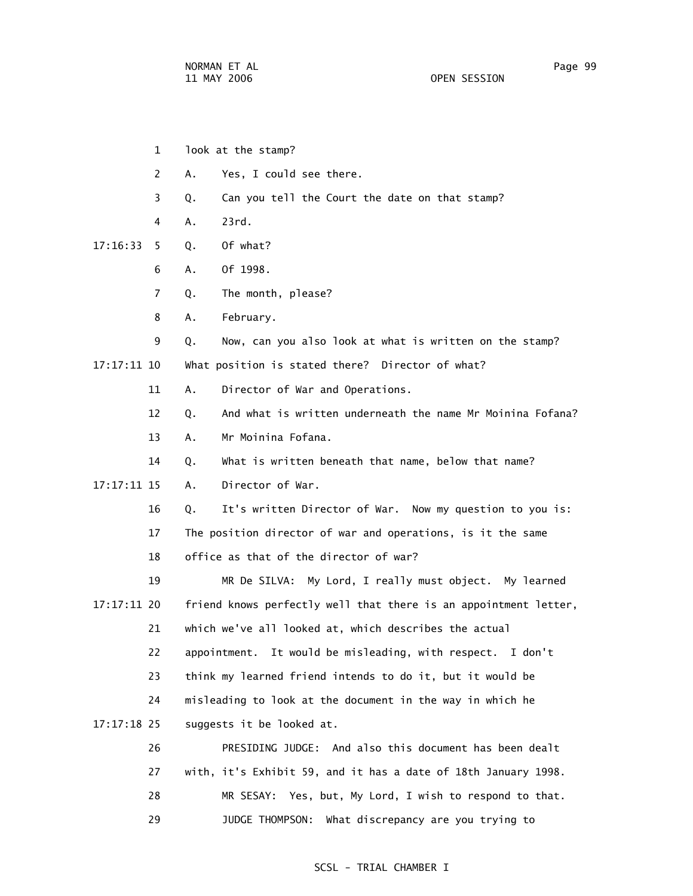look at the stamp?

A. Yes, I could see there.

Q. Can you tell the Court the date on that stamp?

A. 23rd.

Q. Of what?

A. Of 1998.

Q. The month, please?

A. February.

Q. Now, can you also look at what is written on the stamp? What position is stated there? Director of what?

A. Director of War and Operations.

Q. And what is written underneath the name Mr Moinina Fofana?

A. Mr Moinina Fofana.

Q. What is written beneath that name, below that name?

A. Director of War.

Q. It's written Director of War. Now my question to you is: The position director of war and operations, is it the same office as that of the director of war?

MR De SILVA: My Lord, I really must object. My learned friend knows perfectly well that there is an appointment letter, which we've all looked at, which describes the actual appointment. It would be misleading, with respect. I don't think my learned friend intends to do it, but it would be misleading to look at the document in the way in which he suggests it be looked at.

PRESIDING JUDGE: And also this document has been dealt with, it's Exhibit 59, and it has a date of 18th January 1998.

MR SESAY: Yes, but, My Lord, I wish to respond to that.

JUDGE THOMPSON: What discrepancy are you trying to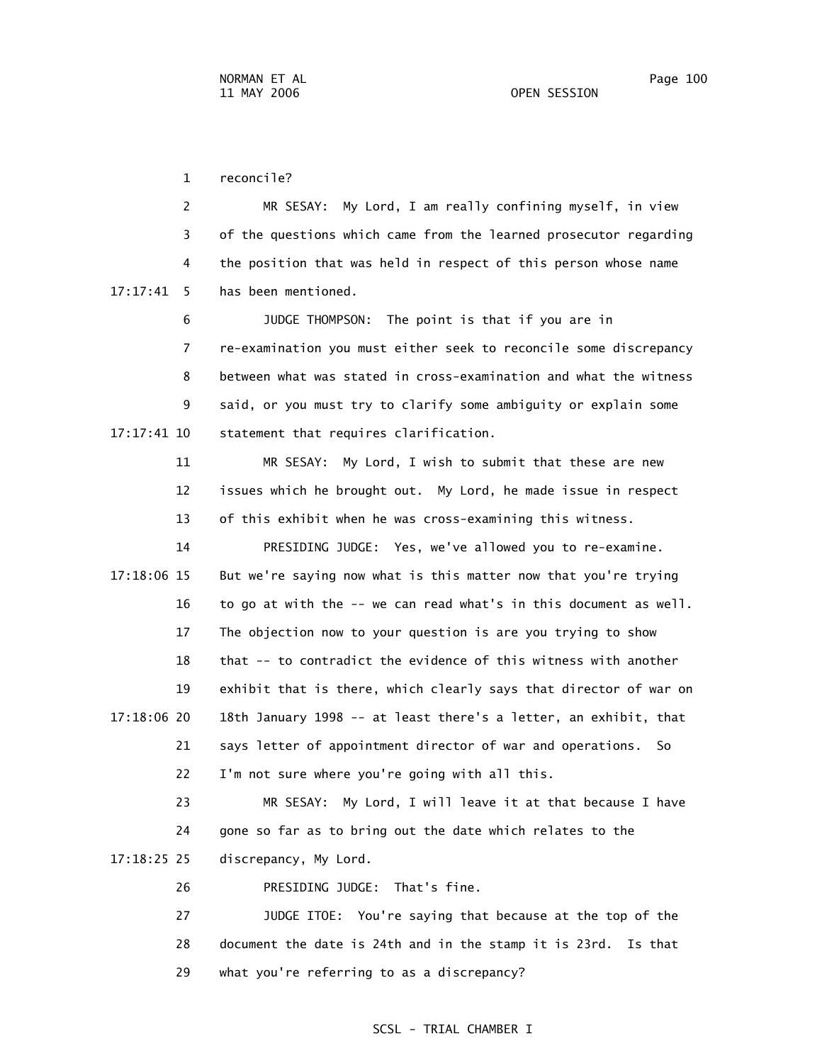1 reconcile?

2 MR SESAY: My Lord, I am really confining myself, in view

3 of the questions which came from the learned prosecutor regarding

4 the position that was held in respect of this person whose name

17:17:41 5 has been mentioned.

6 JUDGE THOMPSON: The point is that if you are in

7 re-examination you must either seek to reconcile some discrepancy

8 between what was stated in cross-examination and what the witness

9 said, or you must try to clarify some ambiguity or explain some

17:17:41 10 statement that requires clarification.

11 MR SESAY: My Lord, I wish to submit that these are new

12 issues which he brought out. My Lord, he made issue in respect

13 of this exhibit when he was cross-examining this witness.

14 PRESIDING JUDGE: Yes, we've allowed you to re-examine.

17:18:06 15 But we're saying now what is this matter now that you're trying

16 to go at with the -- we can read what's in this document as well.

17 The objection now to your question is are you trying to show

18 that -- to contradict the evidence of this witness with another

19 exhibit that is there, which clearly says that director of war on

17:18:06 20 18th January 1998 -- at least there's a letter, an exhibit, that

21 says letter of appointment director of war and operations. So

22 I'm not sure where you're going with all this.

23 MR SESAY: My Lord, I will leave it at that because I have

24 gone so far as to bring out the date which relates to the

17:18:25 25 discrepancy, My Lord.

26 PRESIDING JUDGE: That's fine.

27 JUDGE ITOE: You're saying that because at the top of the

28 document the date is 24th and in the stamp it is 23rd. Is that

29 what you're referring to as a discrepancy?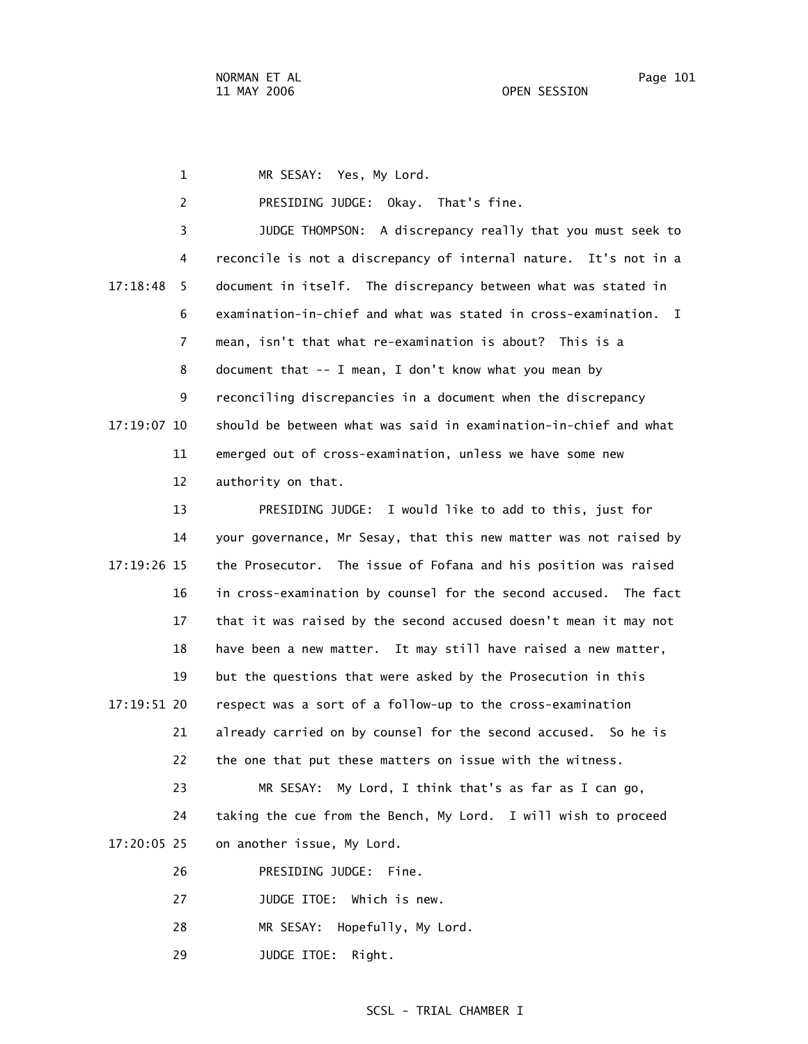MR SESAY: Yes, My Lord.

PRESIDING JUDGE: Okay. That's fine.

JUDGE THOMPSON: A discrepancy really that you must seek to reconcile is not a discrepancy of internal nature. It's not in a document in itself. The discrepancy between what was stated in examination-in-chief and what was stated in cross-examination. I mean, isn't that what re-examination is about? This is a document that -- I mean, I don't know what you mean by reconciling discrepancies in a document when the discrepancy should be between what was said in examination-in-chief and what emerged out of cross-examination, unless we have some new authority on that.

PRESIDING JUDGE: I would like to add to this, just for your governance, Mr Sesay, that this new matter was not raised by the Prosecutor. The issue of Fofana and his position was raised in cross-examination by counsel for the second accused. The fact that it was raised by the second accused doesn't mean it may not have been a new matter. It may still have raised a new matter, but the questions that were asked by the Prosecution in this respect was a sort of a follow-up to the cross-examination already carried on by counsel for the second accused. So he is the one that put these matters on issue with the witness.

MR SESAY: My Lord, I think that's as far as I can go, taking the cue from the Bench, My Lord. I will wish to proceed on another issue, My Lord.

PRESIDING JUDGE: Fine.

JUDGE ITOE: Which is new.

MR SESAY: Hopefully, My Lord.

JUDGE ITOE: Right.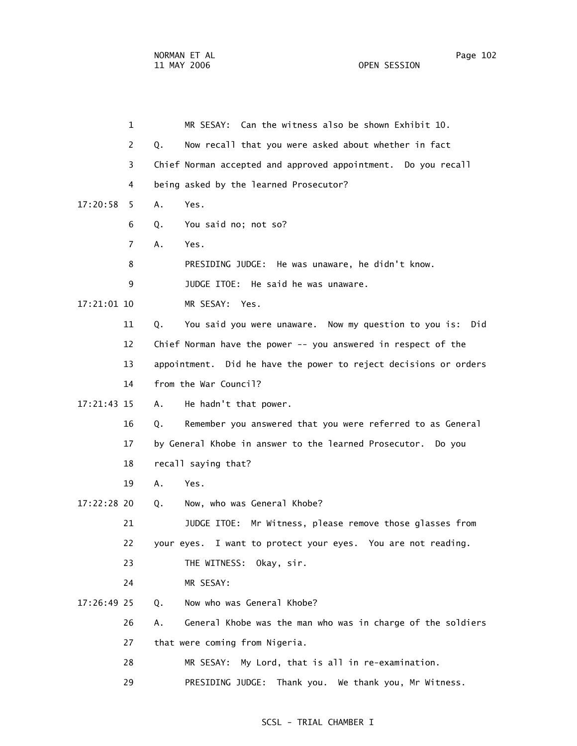1 MR SESAY: Can the witness also be shown Exhibit 10.

2 Q. Now recall that you were asked about whether in fact

3 Chief Norman accepted and approved appointment. Do you recall

4 being asked by the learned Prosecutor?

17:20:58 5 A. Yes.

6 Q. You said no; not so?

7 A. Yes.

8 PRESIDING JUDGE: He was unaware, he didn't know.

9 JUDGE ITOE: He said he was unaware.

17:21:01 10 MR SESAY: Yes.

11 Q. You said you were unaware. Now my question to you is: Did

12 Chief Norman have the power -- you answered in respect of the

13 appointment. Did he have the power to reject decisions or orders

14 from the War Council?

17:21:43 15 A. He hadn't that power.

16 Q. Remember you answered that you were referred to as General

17 by General Khobe in answer to the learned Prosecutor. Do you

18 recall saying that?

19 A. Yes.

17:22:28 20 Q. Now, who was General Khobe?

21 JUDGE ITOE: Mr Witness, please remove those glasses from

22 your eyes. I want to protect your eyes. You are not reading.

23 THE WITNESS: Okay, sir.

24 MR SESAY:

17:26:49 25 Q. Now who was General Khobe?

26 A. General Khobe was the man who was in charge of the soldiers

27 that were coming from Nigeria.

28 MR SESAY: My Lord, that is all in re-examination.

29 PRESIDING JUDGE: Thank you. We thank you, Mr Witness.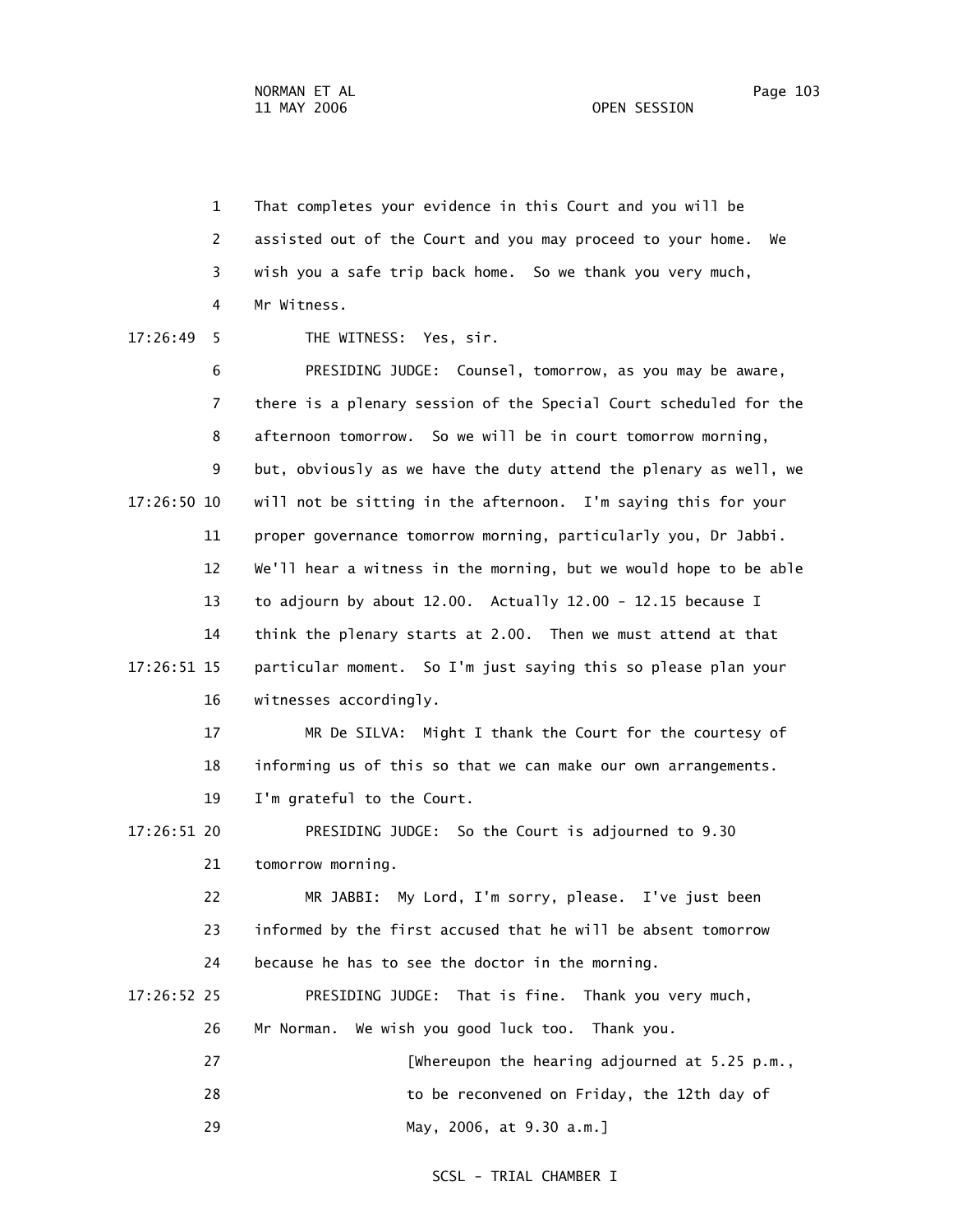That completes your evidence in this Court and you will be assisted out of the Court and you may proceed to your home. We wish you a safe trip back home. So we thank you very much, Mr Witness.

THE WITNESS: Yes, sir.

PRESIDING JUDGE: Counsel, tomorrow, as you may be aware, there is a plenary session of the Special Court scheduled for the afternoon tomorrow. So we will be in court tomorrow morning, but, obviously as we have the duty attend the plenary as well, we will not be sitting in the afternoon. I'm saying this for your proper governance tomorrow morning, particularly you, Dr Jabbi. We'll hear a witness in the morning, but we would hope to be able to adjourn by about 12.00. Actually 12.00 - 12.15 because I think the plenary starts at 2.00. Then we must attend at that particular moment. So I'm just saying this so please plan your witnesses accordingly.

MR De SILVA: Might I thank the Court for the courtesy of informing us of this so that we can make our own arrangements. I'm grateful to the Court.

PRESIDING JUDGE: So the Court is adjourned to 9.30 tomorrow morning.

MR JABBI: My Lord, I'm sorry, please. I've just been informed by the first accused that he will be absent tomorrow because he has to see the doctor in the morning.

PRESIDING JUDGE: That is fine. Thank you very much, Mr Norman. We wish you good luck too. Thank you.

[Whereupon the hearing adjourned at 5.25 p.m., to be reconvened on Friday, the 12th day of May, 2006, at 9.30 a.m.]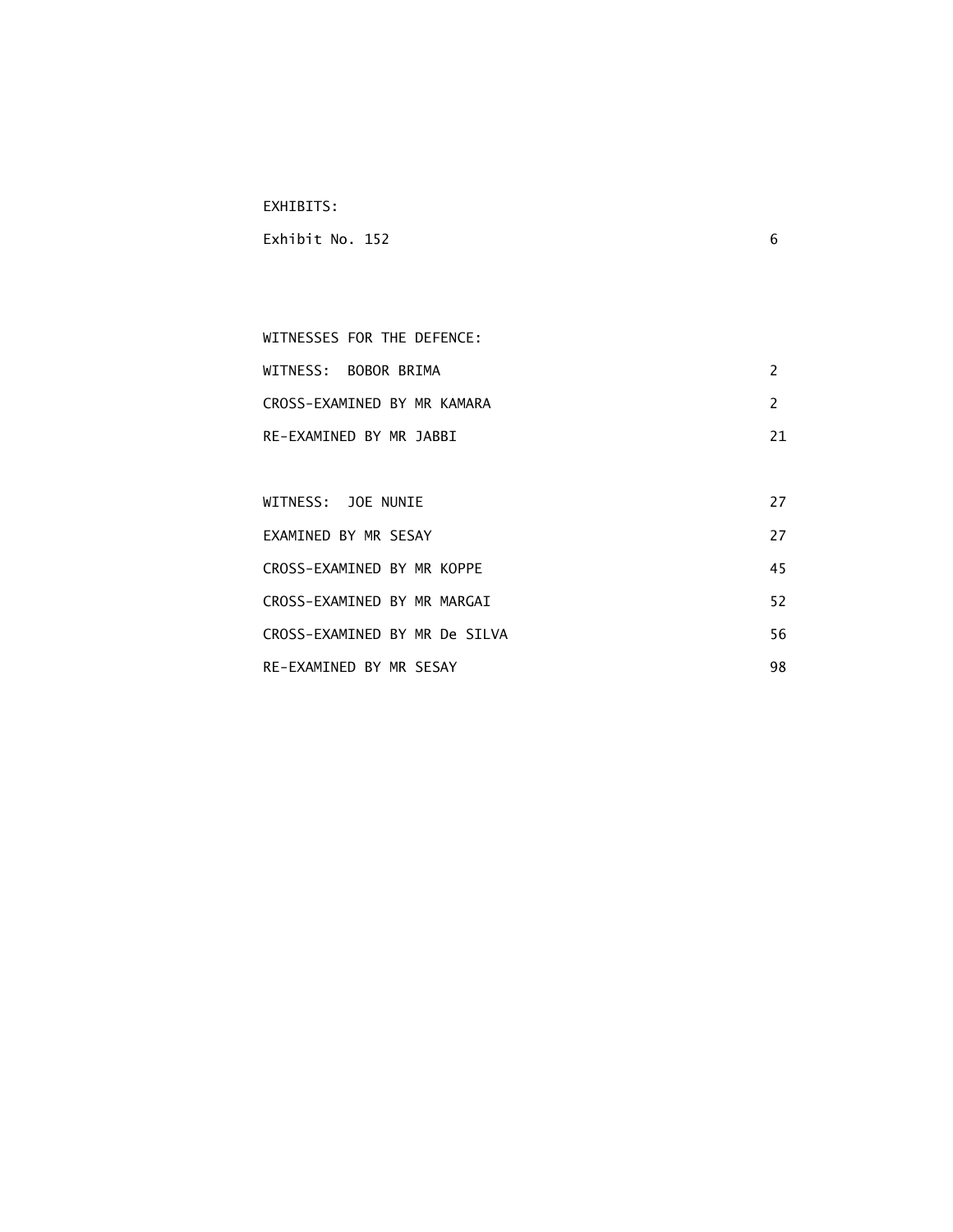EXHIBITS:

| | |
|---|---|
| Exhibit No. 152 | 6 |

WITNESSES FOR THE DEFENCE:

| | |
|---|---|
| WITNESS: BOBOR BRIMA | 2 |
| CROSS-EXAMINED BY MR KAMARA | 2 |
| RE-EXAMINED BY MR JABBI | 21 |
| | |
| WITNESS: JOE NUNIE | 27 |
| EXAMINED BY MR SESAY | 27 |
| CROSS-EXAMINED BY MR KOPPE | 45 |
| CROSS-EXAMINED BY MR MARGAI | 52 |
| CROSS-EXAMINED BY MR De SILVA | 56 |
| RE-EXAMINED BY MR SESAY | 98 |